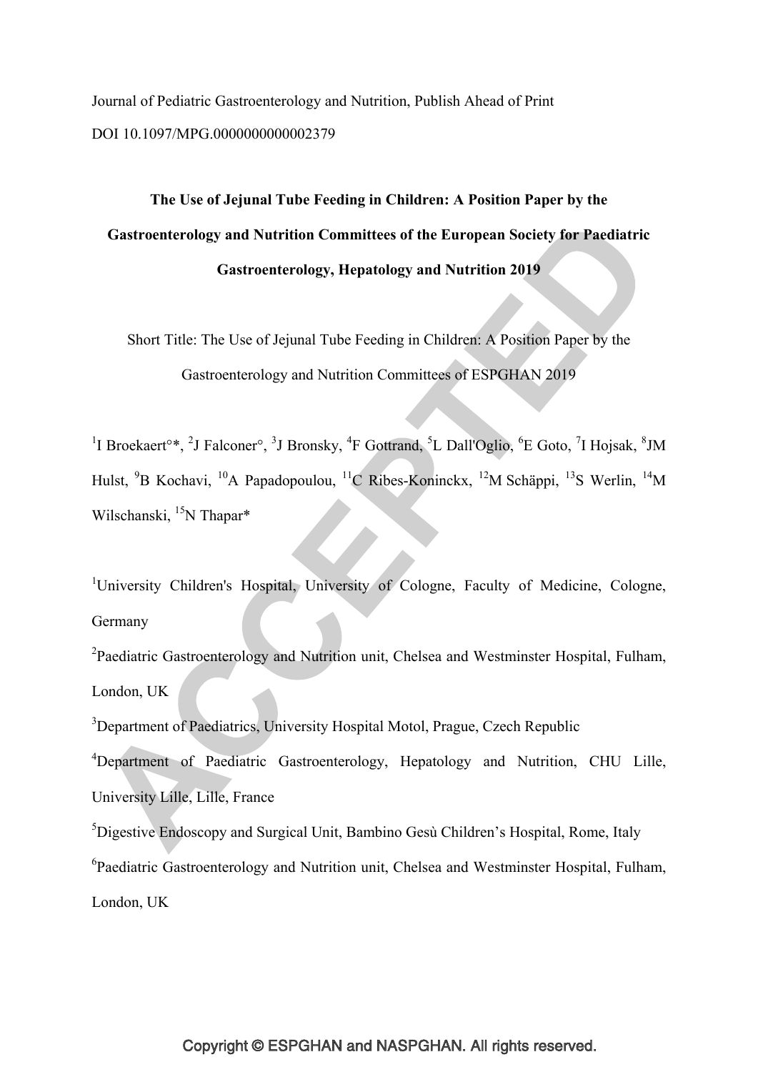Journal of Pediatric Gastroenterology and Nutrition, Publish Ahead of Print

DOI 10.1097/MPG.0000000000002379

# The Use of Jejunal Tube Feeding in Children: A Position Paper by the Gastroenterology and Nutrition Committees of the European Society for Paediatric Gastroenterology, Hepatology and Nutrition 2019

Short Title: The Use of Jejunal Tube Feeding in Children: A Position Paper by the Gastroenterology and Nutrition Committees of ESPGHAN 2019

[1]I Broekaert°*, [2]J Falconer°, [3]J Bronsky, [4]F Gottrand, [5]L Dall'Oglio, [6]E Goto, [7]I Hojsak, [8]JM Hulst, [9]B Kochavi, [10]A Papadopoulou, [11]C Ribes-Koninckx, [12]M Schäppi, [13]S Werlin, [14]M Wilschanski, [15]N Thapar*

[1]University Children's Hospital, University of Cologne, Faculty of Medicine, Cologne, Germany

[2]Paediatric Gastroenterology and Nutrition unit, Chelsea and Westminster Hospital, Fulham, London, UK

[3]Department of Paediatrics, University Hospital Motol, Prague, Czech Republic

[4]Department of Paediatric Gastroenterology, Hepatology and Nutrition, CHU Lille, University Lille, Lille, France

[5]Digestive Endoscopy and Surgical Unit, Bambino Gesù Children's Hospital, Rome, Italy

[6]Paediatric Gastroenterology and Nutrition unit, Chelsea and Westminster Hospital, Fulham, London, UK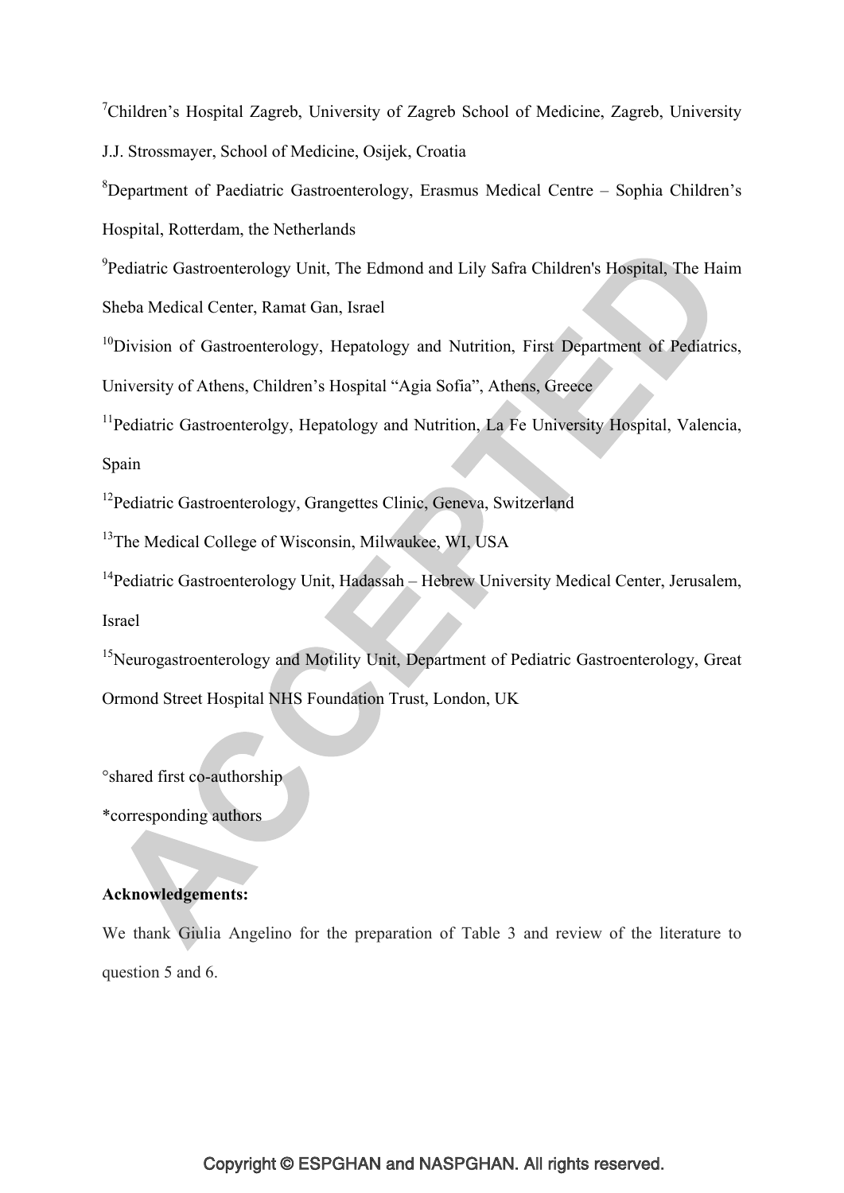[7]Children's Hospital Zagreb, University of Zagreb School of Medicine, Zagreb, University J.J. Strossmayer, School of Medicine, Osijek, Croatia

[8]Department of Paediatric Gastroenterology, Erasmus Medical Centre – Sophia Children's Hospital, Rotterdam, the Netherlands

[9]Pediatric Gastroenterology Unit, The Edmond and Lily Safra Children's Hospital, The Haim Sheba Medical Center, Ramat Gan, Israel

[10]Division of Gastroenterology, Hepatology and Nutrition, First Department of Pediatrics, University of Athens, Children's Hospital "Agia Sofia", Athens, Greece

[11]Pediatric Gastroenterolgy, Hepatology and Nutrition, La Fe University Hospital, Valencia, Spain

[12]Pediatric Gastroenterology, Grangettes Clinic, Geneva, Switzerland

[13]The Medical College of Wisconsin, Milwaukee, WI, USA

[14]Pediatric Gastroenterology Unit, Hadassah – Hebrew University Medical Center, Jerusalem, Israel

[15]Neurogastroenterology and Motility Unit, Department of Pediatric Gastroenterology, Great Ormond Street Hospital NHS Foundation Trust, London, UK

°shared first co-authorship

*corresponding authors

**Acknowledgements:**

We thank Giulia Angelino for the preparation of Table 3 and review of the literature to question 5 and 6.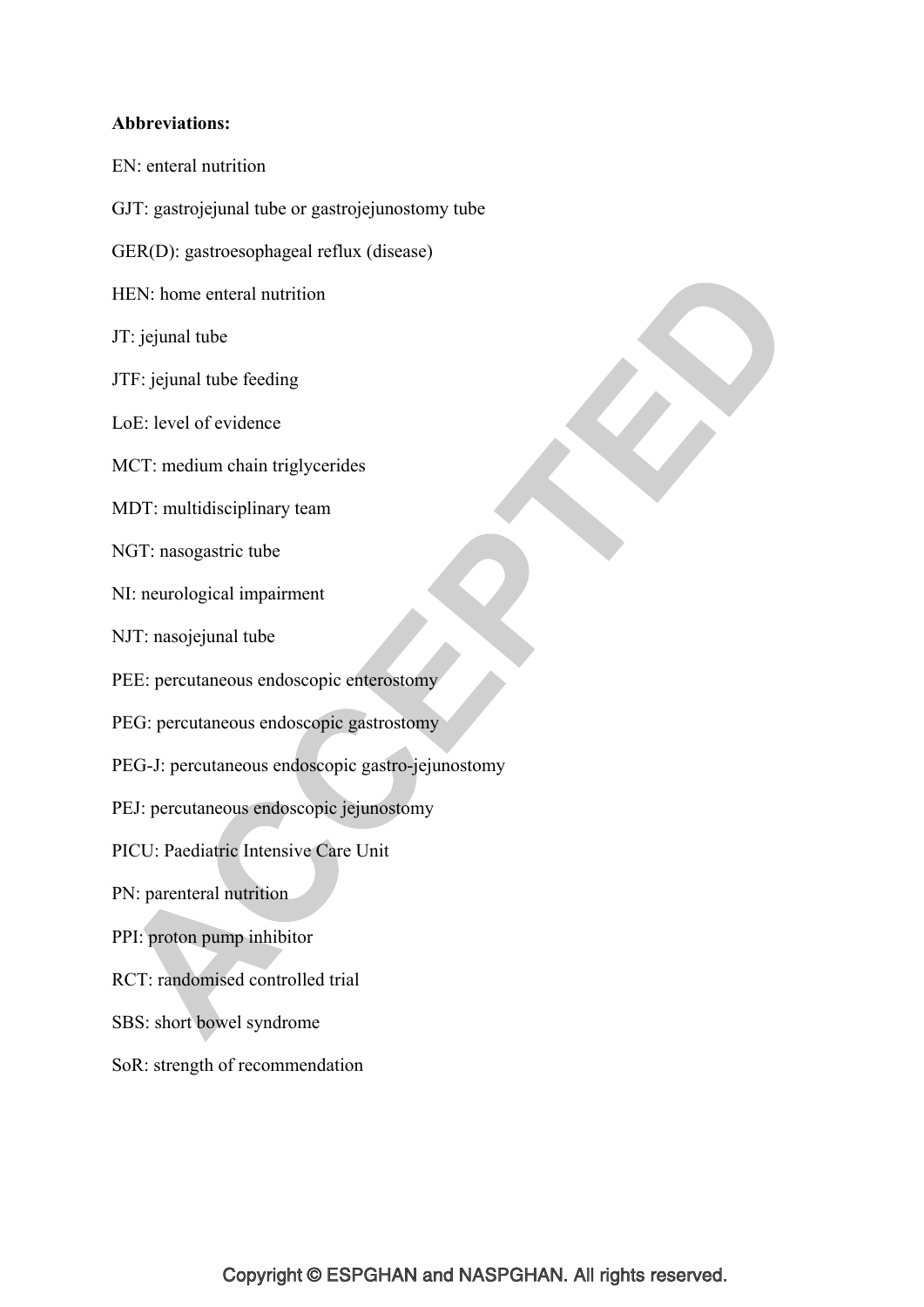**Abbreviations:**

EN: enteral nutrition

GJT: gastrojejunal tube or gastrojejunostomy tube

GER(D): gastroesophageal reflux (disease)

HEN: home enteral nutrition

JT: jejunal tube

JTF: jejunal tube feeding

LoE: level of evidence

MCT: medium chain triglycerides

MDT: multidisciplinary team

NGT: nasogastric tube

NI: neurological impairment

NJT: nasojejunal tube

PEE: percutaneous endoscopic enterostomy

PEG: percutaneous endoscopic gastrostomy

PEG-J: percutaneous endoscopic gastro-jejunostomy

PEJ: percutaneous endoscopic jejunostomy

PICU: Paediatric Intensive Care Unit

PN: parenteral nutrition

PPI: proton pump inhibitor

RCT: randomised controlled trial

SBS: short bowel syndrome

SoR: strength of recommendation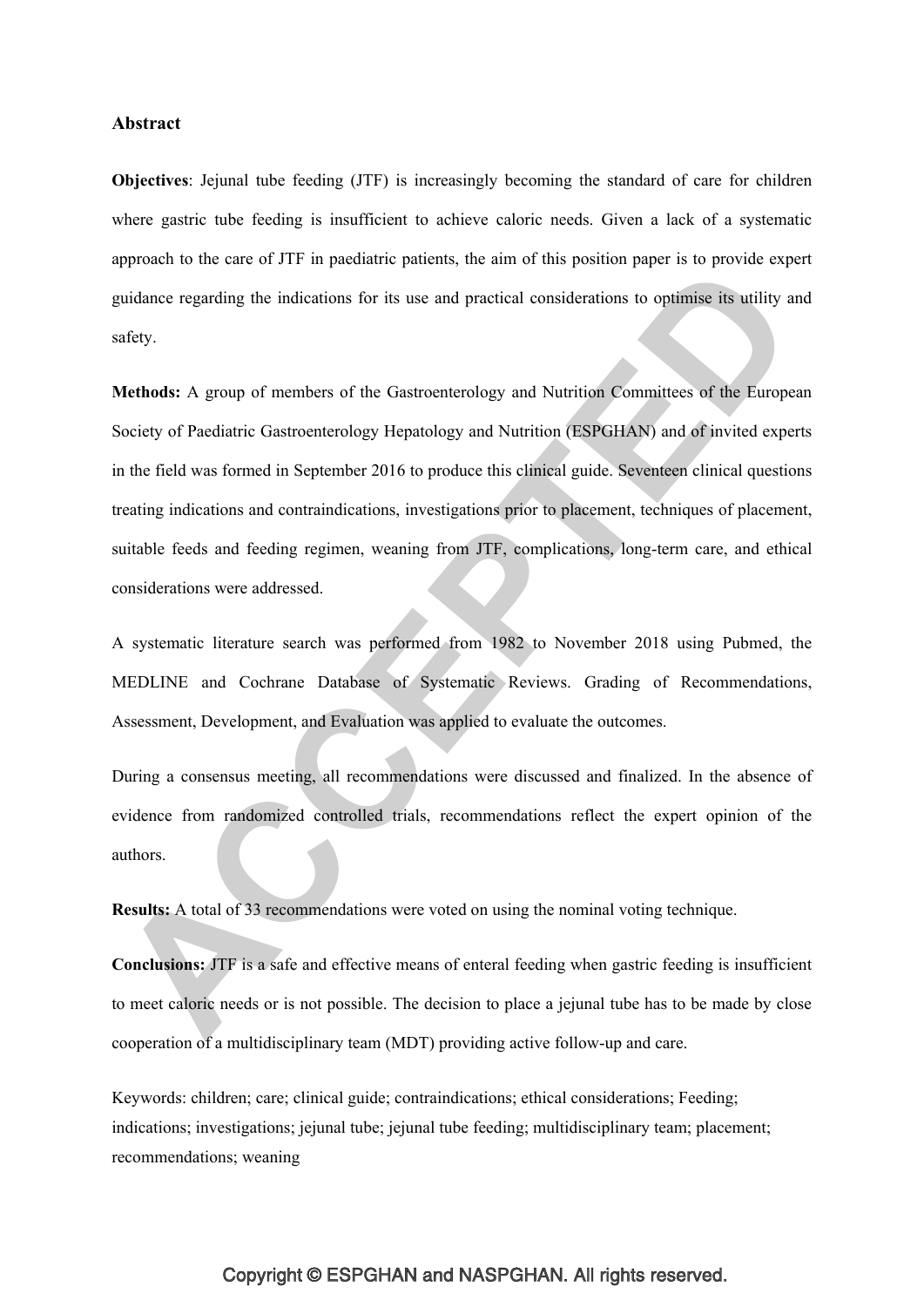## Abstract

**Objectives**: Jejunal tube feeding (JTF) is increasingly becoming the standard of care for children where gastric tube feeding is insufficient to achieve caloric needs. Given a lack of a systematic approach to the care of JTF in paediatric patients, the aim of this position paper is to provide expert guidance regarding the indications for its use and practical considerations to optimise its utility and safety.

**Methods:** A group of members of the Gastroenterology and Nutrition Committees of the European Society of Paediatric Gastroenterology Hepatology and Nutrition (ESPGHAN) and of invited experts in the field was formed in September 2016 to produce this clinical guide. Seventeen clinical questions treating indications and contraindications, investigations prior to placement, techniques of placement, suitable feeds and feeding regimen, weaning from JTF, complications, long-term care, and ethical considerations were addressed.

A systematic literature search was performed from 1982 to November 2018 using Pubmed, the MEDLINE and Cochrane Database of Systematic Reviews. Grading of Recommendations, Assessment, Development, and Evaluation was applied to evaluate the outcomes.

During a consensus meeting, all recommendations were discussed and finalized. In the absence of evidence from randomized controlled trials, recommendations reflect the expert opinion of the authors.

**Results:** A total of 33 recommendations were voted on using the nominal voting technique.

**Conclusions:** JTF is a safe and effective means of enteral feeding when gastric feeding is insufficient to meet caloric needs or is not possible. The decision to place a jejunal tube has to be made by close cooperation of a multidisciplinary team (MDT) providing active follow-up and care.

Keywords: children; care; clinical guide; contraindications; ethical considerations; Feeding; indications; investigations; jejunal tube; jejunal tube feeding; multidisciplinary team; placement; recommendations; weaning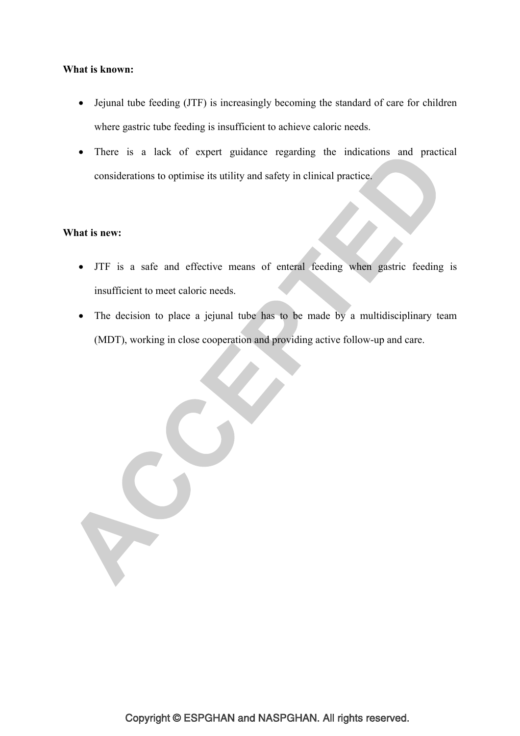**What is known:**

- Jejunal tube feeding (JTF) is increasingly becoming the standard of care for children where gastric tube feeding is insufficient to achieve caloric needs.
- There is a lack of expert guidance regarding the indications and practical considerations to optimise its utility and safety in clinical practice.

**What is new:**

- JTF is a safe and effective means of enteral feeding when gastric feeding is insufficient to meet caloric needs.
- The decision to place a jejunal tube has to be made by a multidisciplinary team (MDT), working in close cooperation and providing active follow-up and care.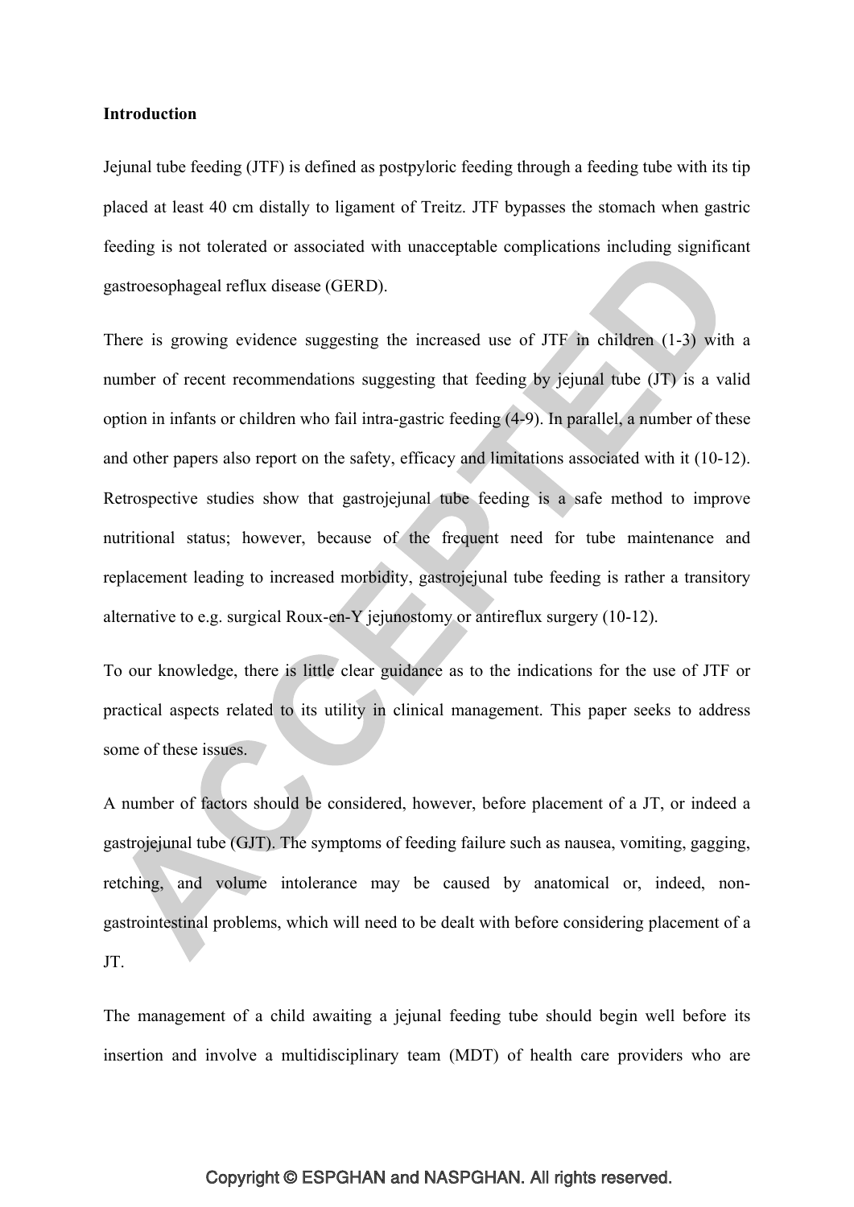**Introduction**

Jejunal tube feeding (JTF) is defined as postpyloric feeding through a feeding tube with its tip placed at least 40 cm distally to ligament of Treitz. JTF bypasses the stomach when gastric feeding is not tolerated or associated with unacceptable complications including significant gastroesophageal reflux disease (GERD).

There is growing evidence suggesting the increased use of JTF in children (1-3) with a number of recent recommendations suggesting that feeding by jejunal tube (JT) is a valid option in infants or children who fail intra-gastric feeding (4-9). In parallel, a number of these and other papers also report on the safety, efficacy and limitations associated with it (10-12). Retrospective studies show that gastrojejunal tube feeding is a safe method to improve nutritional status; however, because of the frequent need for tube maintenance and replacement leading to increased morbidity, gastrojejunal tube feeding is rather a transitory alternative to e.g. surgical Roux-en-Y jejunostomy or antireflux surgery (10-12).

To our knowledge, there is little clear guidance as to the indications for the use of JTF or practical aspects related to its utility in clinical management. This paper seeks to address some of these issues.

A number of factors should be considered, however, before placement of a JT, or indeed a gastrojejunal tube (GJT). The symptoms of feeding failure such as nausea, vomiting, gagging, retching, and volume intolerance may be caused by anatomical or, indeed, non-gastrointestinal problems, which will need to be dealt with before considering placement of a JT.

The management of a child awaiting a jejunal feeding tube should begin well before its insertion and involve a multidisciplinary team (MDT) of health care providers who are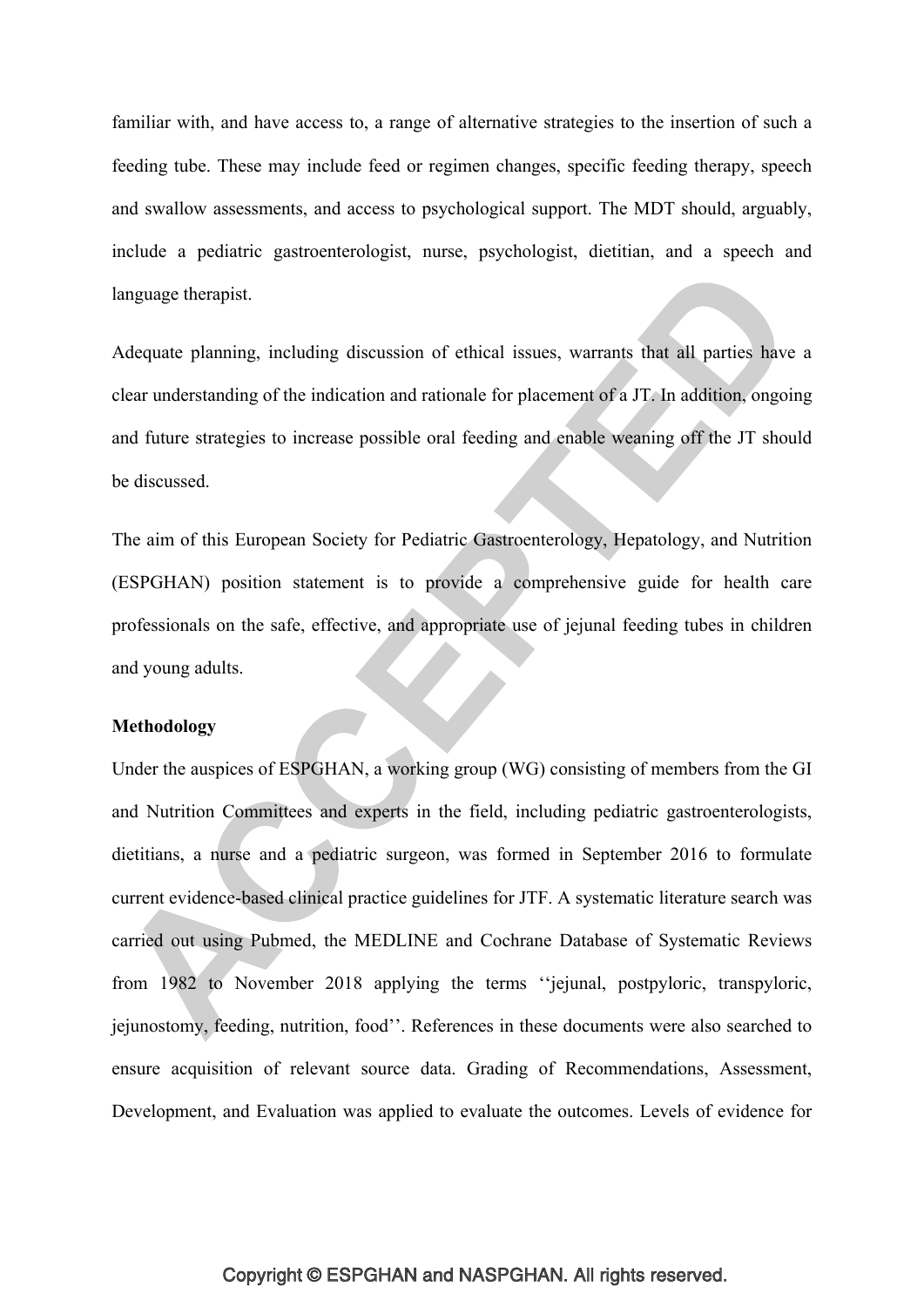familiar with, and have access to, a range of alternative strategies to the insertion of such a feeding tube. These may include feed or regimen changes, specific feeding therapy, speech and swallow assessments, and access to psychological support. The MDT should, arguably, include a pediatric gastroenterologist, nurse, psychologist, dietitian, and a speech and language therapist.

Adequate planning, including discussion of ethical issues, warrants that all parties have a clear understanding of the indication and rationale for placement of a JT. In addition, ongoing and future strategies to increase possible oral feeding and enable weaning off the JT should be discussed.

The aim of this European Society for Pediatric Gastroenterology, Hepatology, and Nutrition (ESPGHAN) position statement is to provide a comprehensive guide for health care professionals on the safe, effective, and appropriate use of jejunal feeding tubes in children and young adults.

**Methodology**

Under the auspices of ESPGHAN, a working group (WG) consisting of members from the GI and Nutrition Committees and experts in the field, including pediatric gastroenterologists, dietitians, a nurse and a pediatric surgeon, was formed in September 2016 to formulate current evidence-based clinical practice guidelines for JTF. A systematic literature search was carried out using Pubmed, the MEDLINE and Cochrane Database of Systematic Reviews from 1982 to November 2018 applying the terms ‘‘jejunal, postpyloric, transpyloric, jejunostomy, feeding, nutrition, food’’. References in these documents were also searched to ensure acquisition of relevant source data. Grading of Recommendations, Assessment, Development, and Evaluation was applied to evaluate the outcomes. Levels of evidence for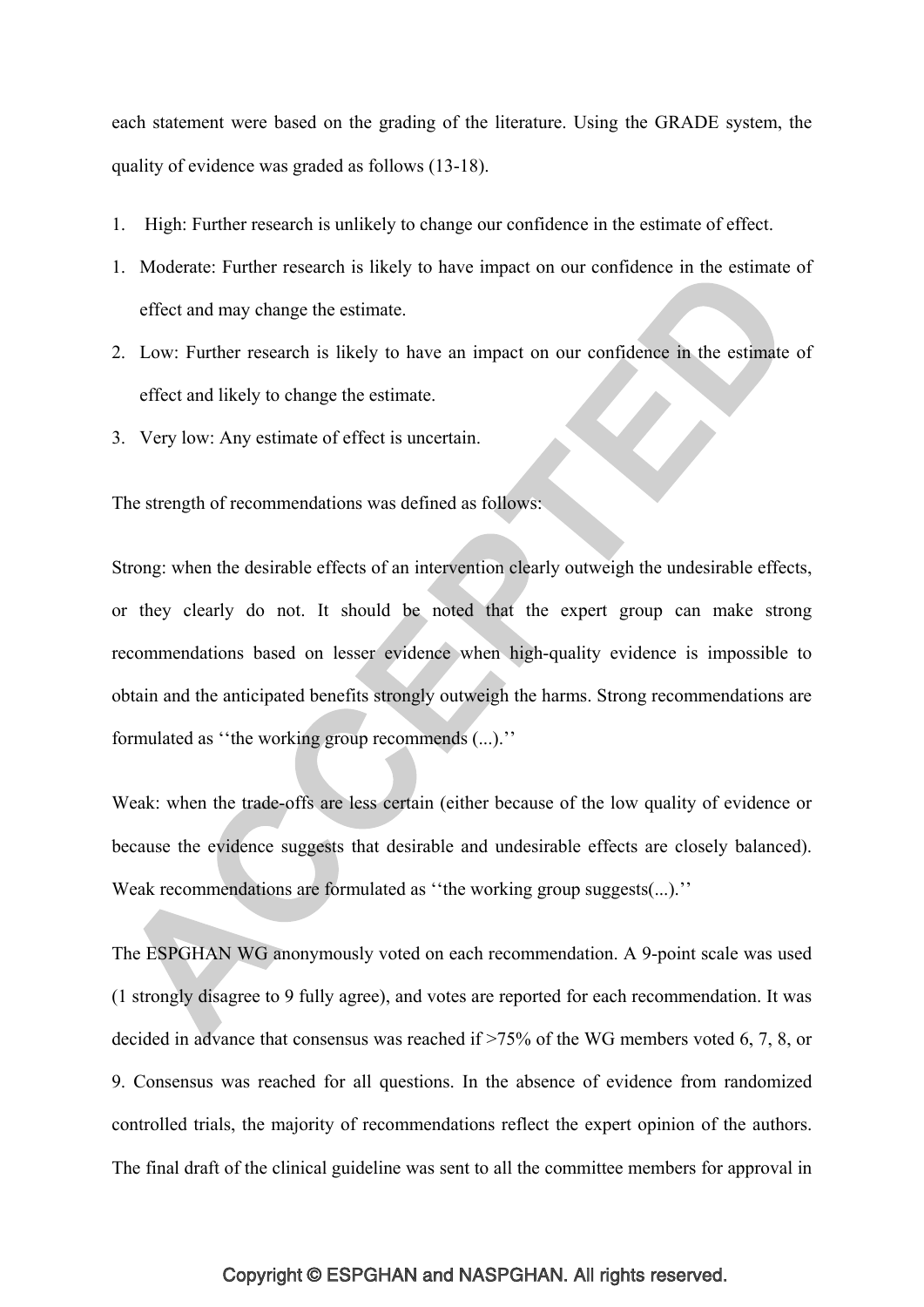each statement were based on the grading of the literature. Using the GRADE system, the quality of evidence was graded as follows (13-18).

1. High: Further research is unlikely to change our confidence in the estimate of effect.
1. Moderate: Further research is likely to have impact on our confidence in the estimate of effect and may change the estimate.
2. Low: Further research is likely to have an impact on our confidence in the estimate of effect and likely to change the estimate.
3. Very low: Any estimate of effect is uncertain.

The strength of recommendations was defined as follows:

Strong: when the desirable effects of an intervention clearly outweigh the undesirable effects, or they clearly do not. It should be noted that the expert group can make strong recommendations based on lesser evidence when high-quality evidence is impossible to obtain and the anticipated benefits strongly outweigh the harms. Strong recommendations are formulated as ‘‘the working group recommends (...).’’

Weak: when the trade-offs are less certain (either because of the low quality of evidence or because the evidence suggests that desirable and undesirable effects are closely balanced). Weak recommendations are formulated as ‘‘the working group suggests(...).’’

The ESPGHAN WG anonymously voted on each recommendation. A 9-point scale was used (1 strongly disagree to 9 fully agree), and votes are reported for each recommendation. It was decided in advance that consensus was reached if >75% of the WG members voted 6, 7, 8, or 9. Consensus was reached for all questions. In the absence of evidence from randomized controlled trials, the majority of recommendations reflect the expert opinion of the authors. The final draft of the clinical guideline was sent to all the committee members for approval in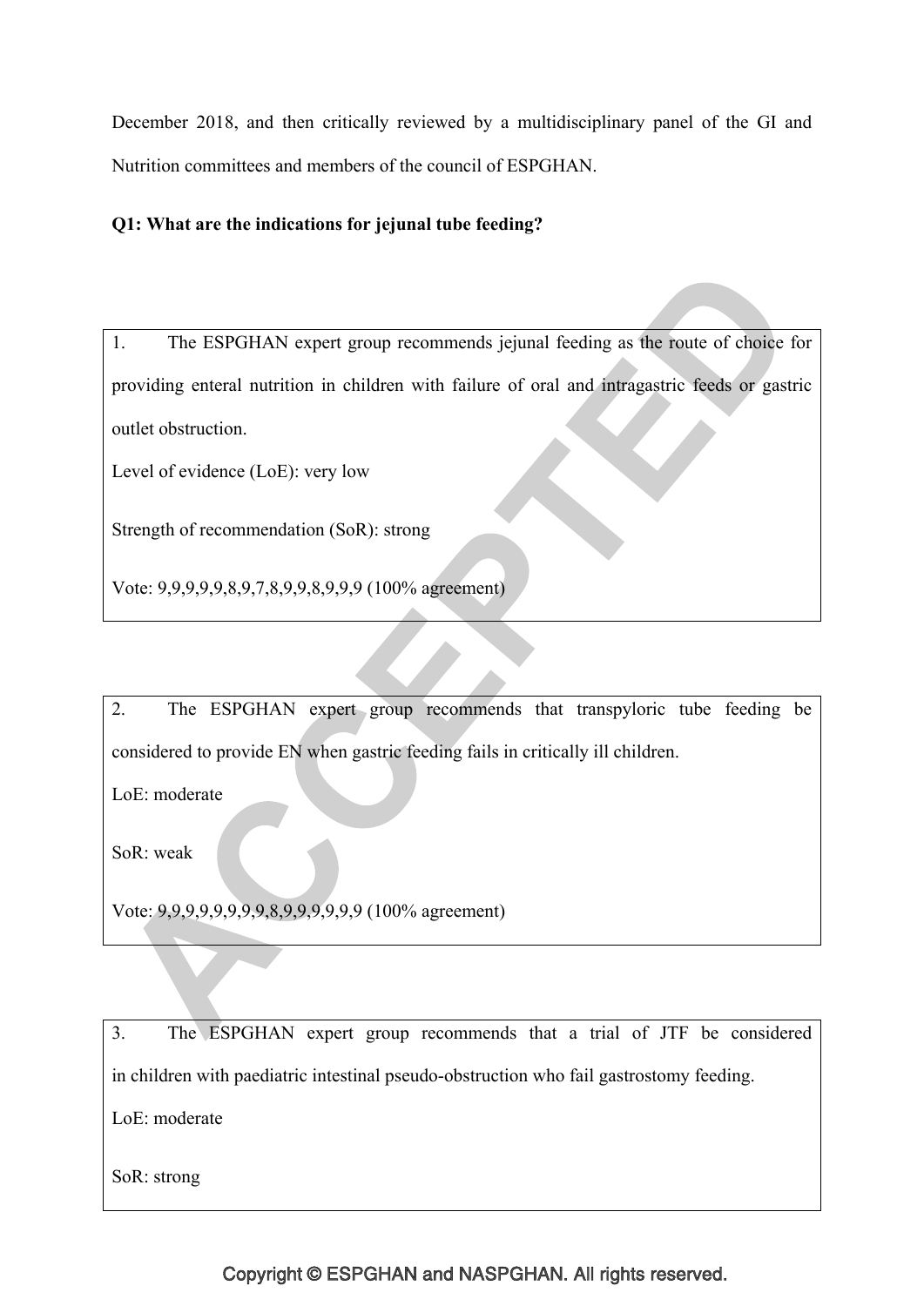December 2018, and then critically reviewed by a multidisciplinary panel of the GI and Nutrition committees and members of the council of ESPGHAN.

**Q1: What are the indications for jejunal tube feeding?**

1. The ESPGHAN expert group recommends jejunal feeding as the route of choice for providing enteral nutrition in children with failure of oral and intragastric feeds or gastric outlet obstruction.

Level of evidence (LoE): very low

Strength of recommendation (SoR): strong

Vote: 9,9,9,9,9,8,9,7,8,9,9,8,9,9,9 (100% agreement)

2. The ESPGHAN expert group recommends that transpyloric tube feeding be considered to provide EN when gastric feeding fails in critically ill children.

LoE: moderate

SoR: weak

Vote: 9,9,9,9,9,9,9,9,8,9,9,9,9,9,9 (100% agreement)

3. The ESPGHAN expert group recommends that a trial of JTF be considered in children with paediatric intestinal pseudo-obstruction who fail gastrostomy feeding.

LoE: moderate

SoR: strong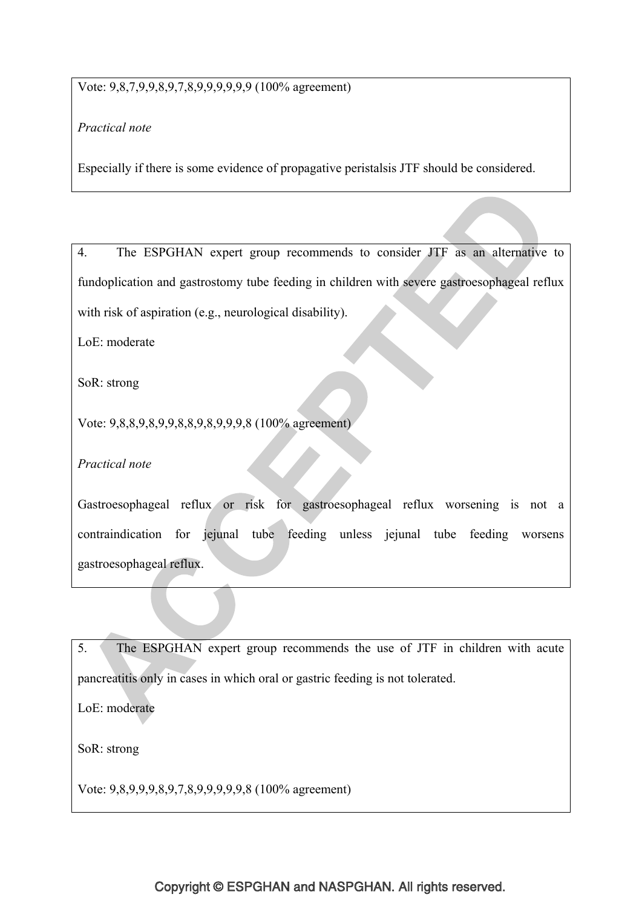Vote: 9,8,7,9,9,8,9,7,8,9,9,9,9,9,9 (100% agreement)

*Practical note*

Especially if there is some evidence of propagative peristalsis JTF should be considered.

4. The ESPGHAN expert group recommends to consider JTF as an alternative to fundoplication and gastrostomy tube feeding in children with severe gastroesophageal reflux with risk of aspiration (e.g., neurological disability).

LoE: moderate

SoR: strong

Vote: 9,8,8,9,8,9,9,8,8,9,8,9,9,9,8 (100% agreement)

*Practical note*

Gastroesophageal reflux or risk for gastroesophageal reflux worsening is not a contraindication for jejunal tube feeding unless jejunal tube feeding worsens gastroesophageal reflux.

5. The ESPGHAN expert group recommends the use of JTF in children with acute pancreatitis only in cases in which oral or gastric feeding is not tolerated.

LoE: moderate

SoR: strong

Vote: 9,8,9,9,9,8,9,7,8,9,9,9,9,9,8 (100% agreement)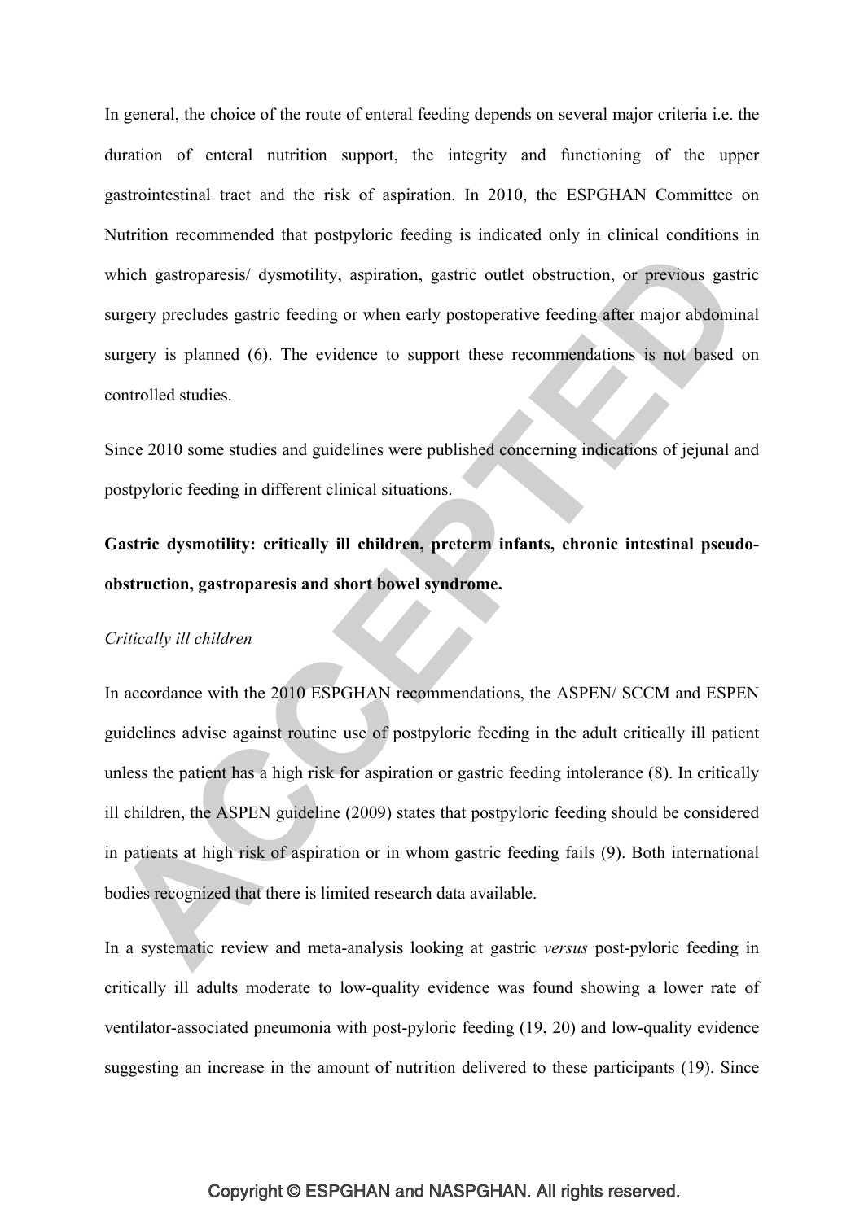In general, the choice of the route of enteral feeding depends on several major criteria i.e. the duration of enteral nutrition support, the integrity and functioning of the upper gastrointestinal tract and the risk of aspiration. In 2010, the ESPGHAN Committee on Nutrition recommended that postpyloric feeding is indicated only in clinical conditions in which gastroparesis/ dysmotility, aspiration, gastric outlet obstruction, or previous gastric surgery precludes gastric feeding or when early postoperative feeding after major abdominal surgery is planned (6). The evidence to support these recommendations is not based on controlled studies.

Since 2010 some studies and guidelines were published concerning indications of jejunal and postpyloric feeding in different clinical situations.

**Gastric dysmotility: critically ill children, preterm infants, chronic intestinal pseudo-obstruction, gastroparesis and short bowel syndrome.**

*Critically ill children*

In accordance with the 2010 ESPGHAN recommendations, the ASPEN/ SCCM and ESPEN guidelines advise against routine use of postpyloric feeding in the adult critically ill patient unless the patient has a high risk for aspiration or gastric feeding intolerance (8). In critically ill children, the ASPEN guideline (2009) states that postpyloric feeding should be considered in patients at high risk of aspiration or in whom gastric feeding fails (9). Both international bodies recognized that there is limited research data available.

In a systematic review and meta-analysis looking at gastric *versus* post-pyloric feeding in critically ill adults moderate to low-quality evidence was found showing a lower rate of ventilator-associated pneumonia with post-pyloric feeding (19, 20) and low-quality evidence suggesting an increase in the amount of nutrition delivered to these participants (19). Since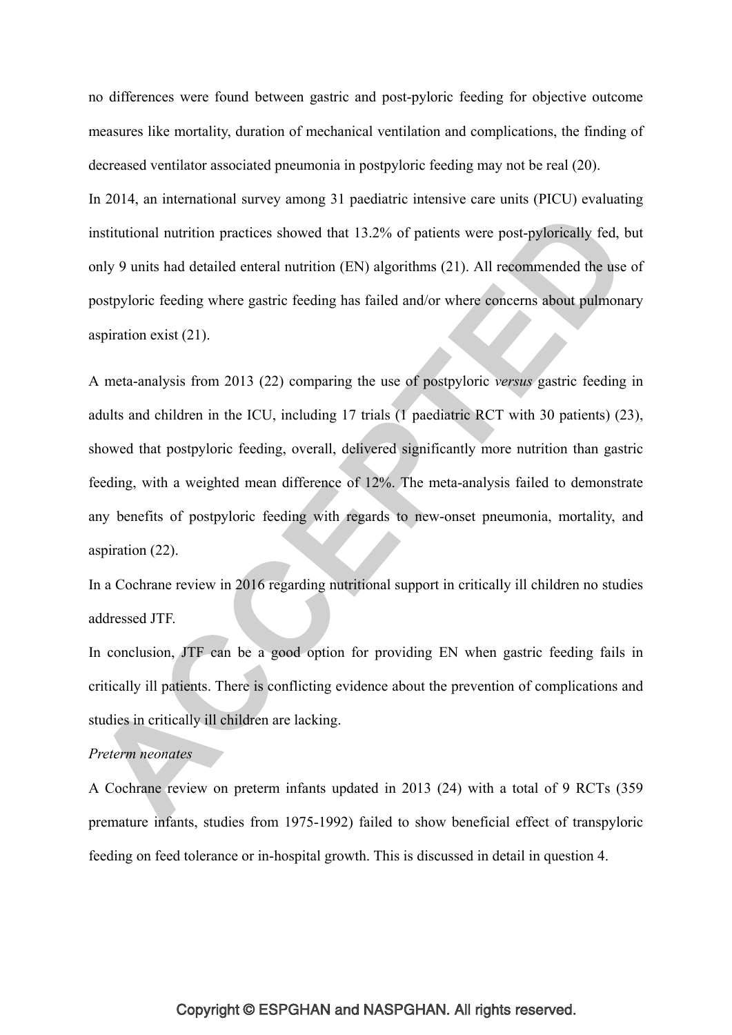no differences were found between gastric and post-pyloric feeding for objective outcome measures like mortality, duration of mechanical ventilation and complications, the finding of decreased ventilator associated pneumonia in postpyloric feeding may not be real (20).

In 2014, an international survey among 31 paediatric intensive care units (PICU) evaluating institutional nutrition practices showed that 13.2% of patients were post-pylorically fed, but only 9 units had detailed enteral nutrition (EN) algorithms (21). All recommended the use of postpyloric feeding where gastric feeding has failed and/or where concerns about pulmonary aspiration exist (21).

A meta-analysis from 2013 (22) comparing the use of postpyloric *versus* gastric feeding in adults and children in the ICU, including 17 trials (1 paediatric RCT with 30 patients) (23), showed that postpyloric feeding, overall, delivered significantly more nutrition than gastric feeding, with a weighted mean difference of 12%. The meta-analysis failed to demonstrate any benefits of postpyloric feeding with regards to new-onset pneumonia, mortality, and aspiration (22).

In a Cochrane review in 2016 regarding nutritional support in critically ill children no studies addressed JTF.

In conclusion, JTF can be a good option for providing EN when gastric feeding fails in critically ill patients. There is conflicting evidence about the prevention of complications and studies in critically ill children are lacking.

*Preterm neonates*

A Cochrane review on preterm infants updated in 2013 (24) with a total of 9 RCTs (359 premature infants, studies from 1975-1992) failed to show beneficial effect of transpyloric feeding on feed tolerance or in-hospital growth. This is discussed in detail in question 4.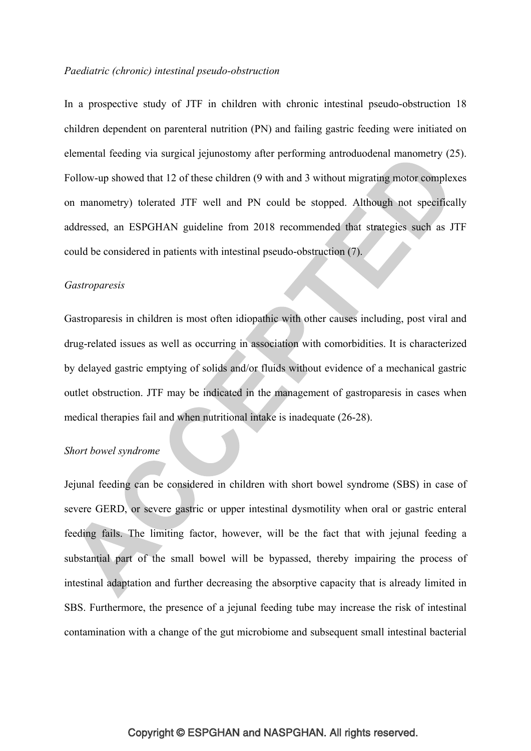*Paediatric (chronic) intestinal pseudo-obstruction*

In a prospective study of JTF in children with chronic intestinal pseudo-obstruction 18 children dependent on parenteral nutrition (PN) and failing gastric feeding were initiated on elemental feeding via surgical jejunostomy after performing antroduodenal manometry (25). Follow-up showed that 12 of these children (9 with and 3 without migrating motor complexes on manometry) tolerated JTF well and PN could be stopped. Although not specifically addressed, an ESPGHAN guideline from 2018 recommended that strategies such as JTF could be considered in patients with intestinal pseudo-obstruction (7).

*Gastroparesis*

Gastroparesis in children is most often idiopathic with other causes including, post viral and drug-related issues as well as occurring in association with comorbidities. It is characterized by delayed gastric emptying of solids and/or fluids without evidence of a mechanical gastric outlet obstruction. JTF may be indicated in the management of gastroparesis in cases when medical therapies fail and when nutritional intake is inadequate (26-28).

*Short bowel syndrome*

Jejunal feeding can be considered in children with short bowel syndrome (SBS) in case of severe GERD, or severe gastric or upper intestinal dysmotility when oral or gastric enteral feeding fails. The limiting factor, however, will be the fact that with jejunal feeding a substantial part of the small bowel will be bypassed, thereby impairing the process of intestinal adaptation and further decreasing the absorptive capacity that is already limited in SBS. Furthermore, the presence of a jejunal feeding tube may increase the risk of intestinal contamination with a change of the gut microbiome and subsequent small intestinal bacterial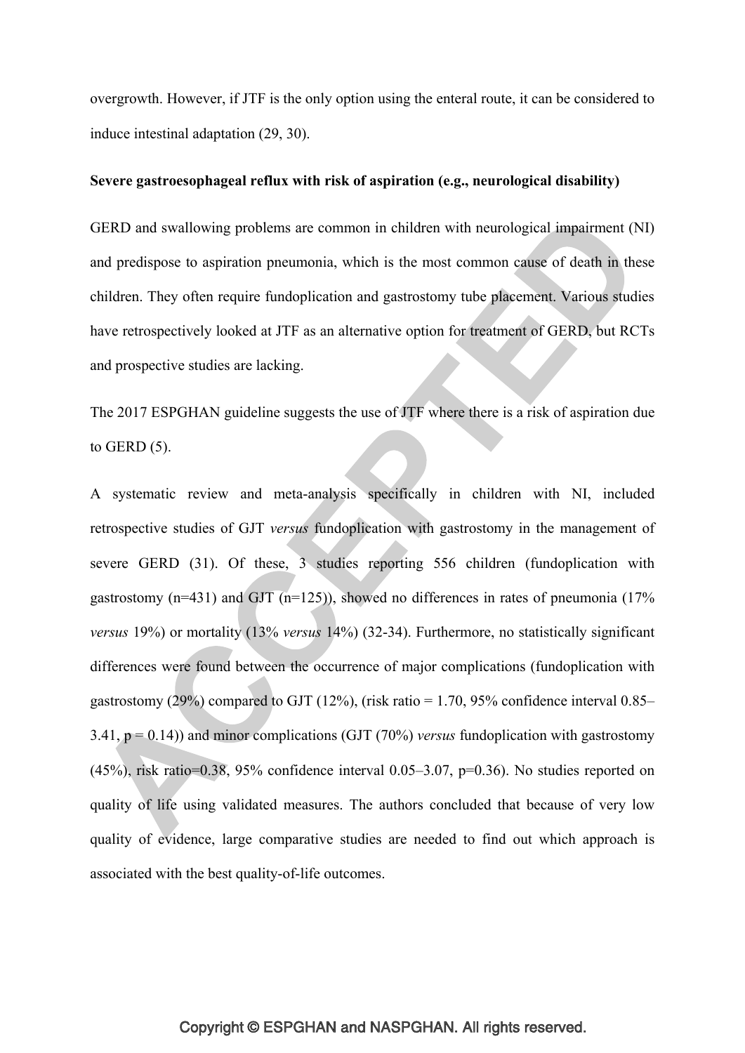overgrowth. However, if JTF is the only option using the enteral route, it can be considered to induce intestinal adaptation (29, 30).

**Severe gastroesophageal reflux with risk of aspiration (e.g., neurological disability)**

GERD and swallowing problems are common in children with neurological impairment (NI) and predispose to aspiration pneumonia, which is the most common cause of death in these children. They often require fundoplication and gastrostomy tube placement. Various studies have retrospectively looked at JTF as an alternative option for treatment of GERD, but RCTs and prospective studies are lacking.

The 2017 ESPGHAN guideline suggests the use of JTF where there is a risk of aspiration due to GERD (5).

A systematic review and meta-analysis specifically in children with NI, included retrospective studies of GJT *versus* fundoplication with gastrostomy in the management of severe GERD (31). Of these, 3 studies reporting 556 children (fundoplication with gastrostomy (n=431) and GJT (n=125)), showed no differences in rates of pneumonia (17% *versus* 19%) or mortality (13% *versus* 14%) (32-34). Furthermore, no statistically significant differences were found between the occurrence of major complications (fundoplication with gastrostomy (29%) compared to GJT (12%), (risk ratio = 1.70, 95% confidence interval 0.85–3.41, $p = 0.14$)) and minor complications (GJT (70%) *versus* fundoplication with gastrostomy (45%), risk ratio=0.38, 95% confidence interval 0.05–3.07, $p=0.36$). No studies reported on quality of life using validated measures. The authors concluded that because of very low quality of evidence, large comparative studies are needed to find out which approach is associated with the best quality-of-life outcomes.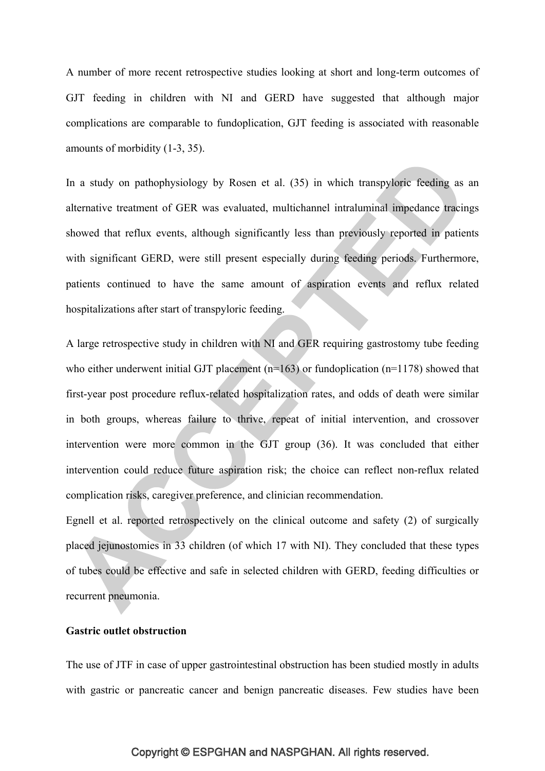A number of more recent retrospective studies looking at short and long-term outcomes of GJT feeding in children with NI and GERD have suggested that although major complications are comparable to fundoplication, GJT feeding is associated with reasonable amounts of morbidity (1-3, 35).

In a study on pathophysiology by Rosen et al. (35) in which transpyloric feeding as an alternative treatment of GER was evaluated, multichannel intraluminal impedance tracings showed that reflux events, although significantly less than previously reported in patients with significant GERD, were still present especially during feeding periods. Furthermore, patients continued to have the same amount of aspiration events and reflux related hospitalizations after start of transpyloric feeding.

A large retrospective study in children with NI and GER requiring gastrostomy tube feeding who either underwent initial GJT placement (n=163) or fundoplication (n=1178) showed that first-year post procedure reflux-related hospitalization rates, and odds of death were similar in both groups, whereas failure to thrive, repeat of initial intervention, and crossover intervention were more common in the GJT group (36). It was concluded that either intervention could reduce future aspiration risk; the choice can reflect non-reflux related complication risks, caregiver preference, and clinician recommendation.

Egnell et al. reported retrospectively on the clinical outcome and safety (2) of surgically placed jejunostomies in 33 children (of which 17 with NI). They concluded that these types of tubes could be effective and safe in selected children with GERD, feeding difficulties or recurrent pneumonia.

**Gastric outlet obstruction**

The use of JTF in case of upper gastrointestinal obstruction has been studied mostly in adults with gastric or pancreatic cancer and benign pancreatic diseases. Few studies have been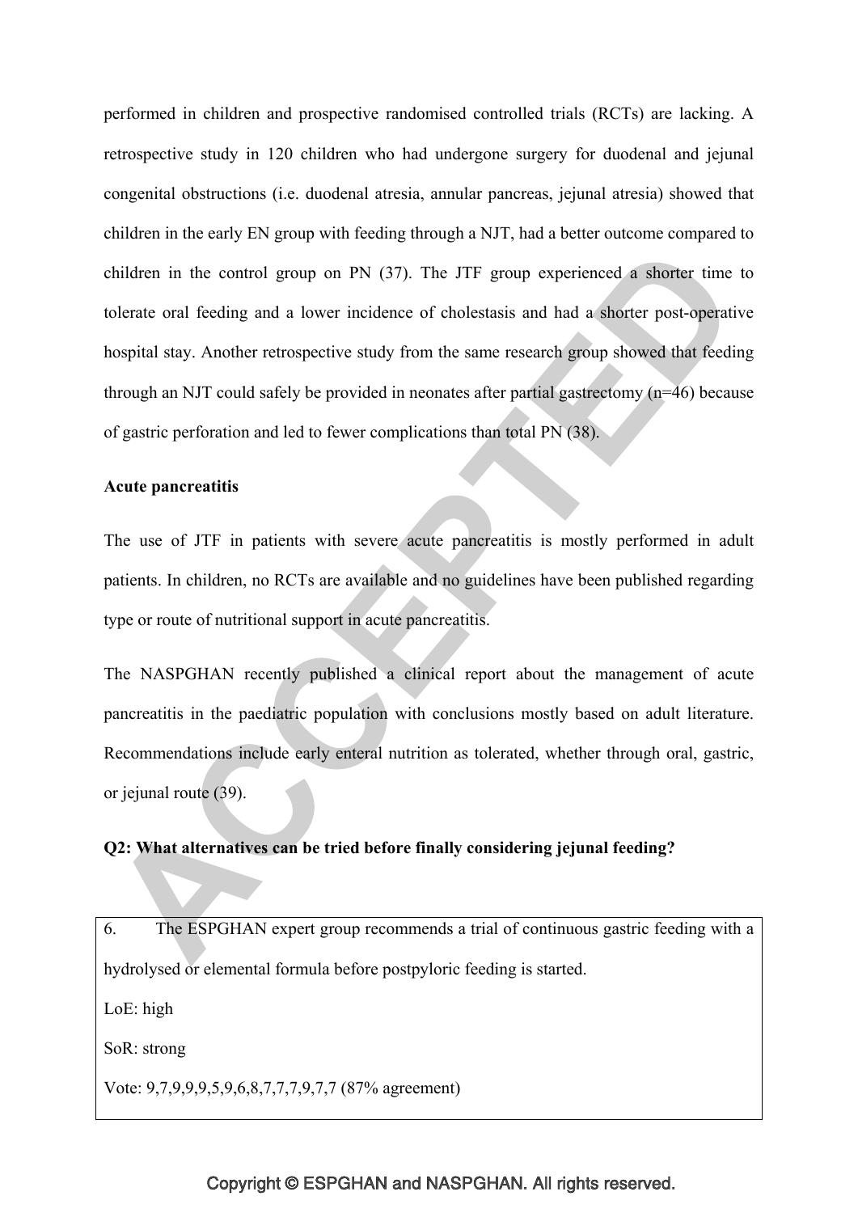performed in children and prospective randomised controlled trials (RCTs) are lacking. A retrospective study in 120 children who had undergone surgery for duodenal and jejunal congenital obstructions (i.e. duodenal atresia, annular pancreas, jejunal atresia) showed that children in the early EN group with feeding through a NJT, had a better outcome compared to children in the control group on PN (37). The JTF group experienced a shorter time to tolerate oral feeding and a lower incidence of cholestasis and had a shorter post-operative hospital stay. Another retrospective study from the same research group showed that feeding through an NJT could safely be provided in neonates after partial gastrectomy (n=46) because of gastric perforation and led to fewer complications than total PN (38).

**Acute pancreatitis**

The use of JTF in patients with severe acute pancreatitis is mostly performed in adult patients. In children, no RCTs are available and no guidelines have been published regarding type or route of nutritional support in acute pancreatitis.

The NASPGHAN recently published a clinical report about the management of acute pancreatitis in the paediatric population with conclusions mostly based on adult literature. Recommendations include early enteral nutrition as tolerated, whether through oral, gastric, or jejunal route (39).

**Q2: What alternatives can be tried before finally considering jejunal feeding?**

6. The ESPGHAN expert group recommends a trial of continuous gastric feeding with a hydrolysed or elemental formula before postpyloric feeding is started.

LoE: high

SoR: strong

Vote: 9,7,9,9,9,5,9,6,8,7,7,7,9,7,7 (87% agreement)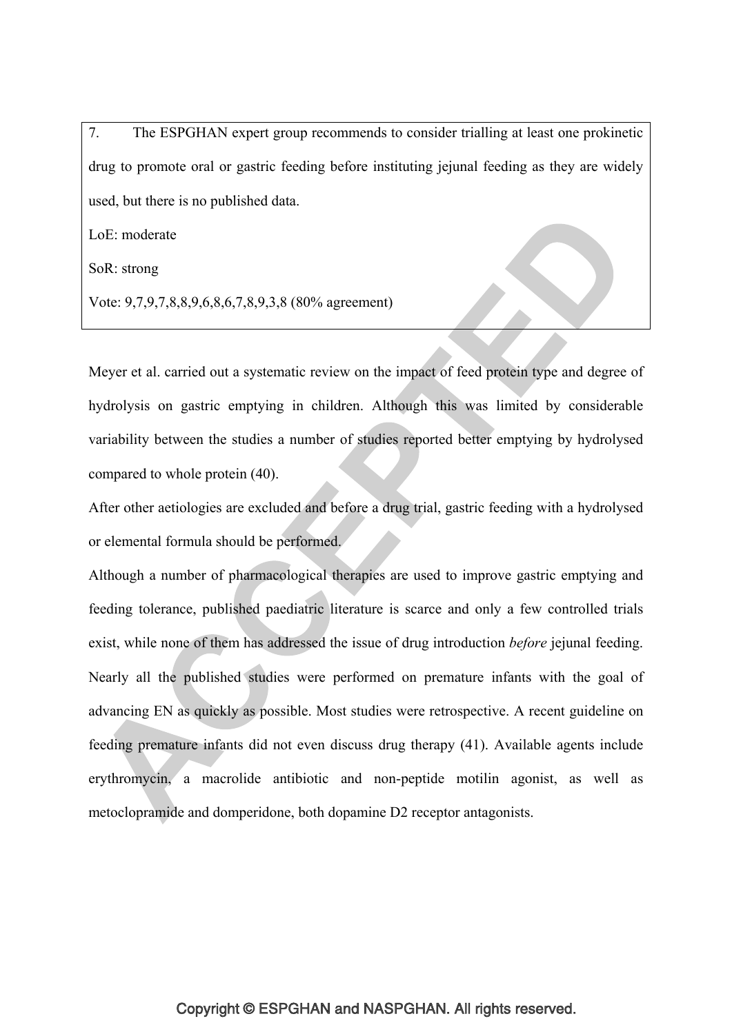7. The ESPGHAN expert group recommends to consider trialling at least one prokinetic drug to promote oral or gastric feeding before instituting jejunal feeding as they are widely used, but there is no published data.

LoE: moderate

SoR: strong

Vote: 9,7,9,7,8,8,9,6,8,6,7,8,9,3,8 (80% agreement)

Meyer et al. carried out a systematic review on the impact of feed protein type and degree of hydrolysis on gastric emptying in children. Although this was limited by considerable variability between the studies a number of studies reported better emptying by hydrolysed compared to whole protein (40).

After other aetiologies are excluded and before a drug trial, gastric feeding with a hydrolysed or elemental formula should be performed.

Although a number of pharmacological therapies are used to improve gastric emptying and feeding tolerance, published paediatric literature is scarce and only a few controlled trials exist, while none of them has addressed the issue of drug introduction *before* jejunal feeding. Nearly all the published studies were performed on premature infants with the goal of advancing EN as quickly as possible. Most studies were retrospective. A recent guideline on feeding premature infants did not even discuss drug therapy (41). Available agents include erythromycin, a macrolide antibiotic and non-peptide motilin agonist, as well as metoclopramide and domperidone, both dopamine D2 receptor antagonists.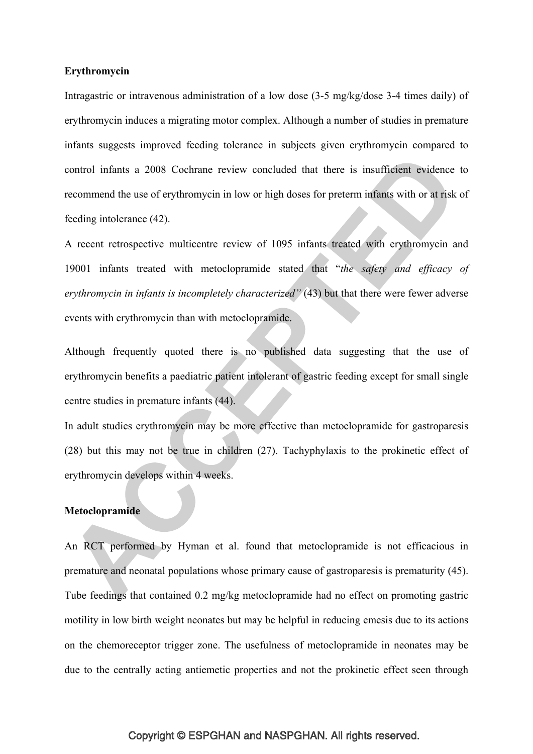**Erythromycin**

Intragastric or intravenous administration of a low dose (3-5 mg/kg/dose 3-4 times daily) of erythromycin induces a migrating motor complex. Although a number of studies in premature infants suggests improved feeding tolerance in subjects given erythromycin compared to control infants a 2008 Cochrane review concluded that there is insufficient evidence to recommend the use of erythromycin in low or high doses for preterm infants with or at risk of feeding intolerance (42).

A recent retrospective multicentre review of 1095 infants treated with erythromycin and 19001 infants treated with metoclopramide stated that "*the safety and efficacy of erythromycin in infants is incompletely characterized"* (43) but that there were fewer adverse events with erythromycin than with metoclopramide.

Although frequently quoted there is no published data suggesting that the use of erythromycin benefits a paediatric patient intolerant of gastric feeding except for small single centre studies in premature infants (44).

In adult studies erythromycin may be more effective than metoclopramide for gastroparesis (28) but this may not be true in children (27). Tachyphylaxis to the prokinetic effect of erythromycin develops within 4 weeks.

**Metoclopramide**

An RCT performed by Hyman et al. found that metoclopramide is not efficacious in premature and neonatal populations whose primary cause of gastroparesis is prematurity (45). Tube feedings that contained 0.2 mg/kg metoclopramide had no effect on promoting gastric motility in low birth weight neonates but may be helpful in reducing emesis due to its actions on the chemoreceptor trigger zone. The usefulness of metoclopramide in neonates may be due to the centrally acting antiemetic properties and not the prokinetic effect seen through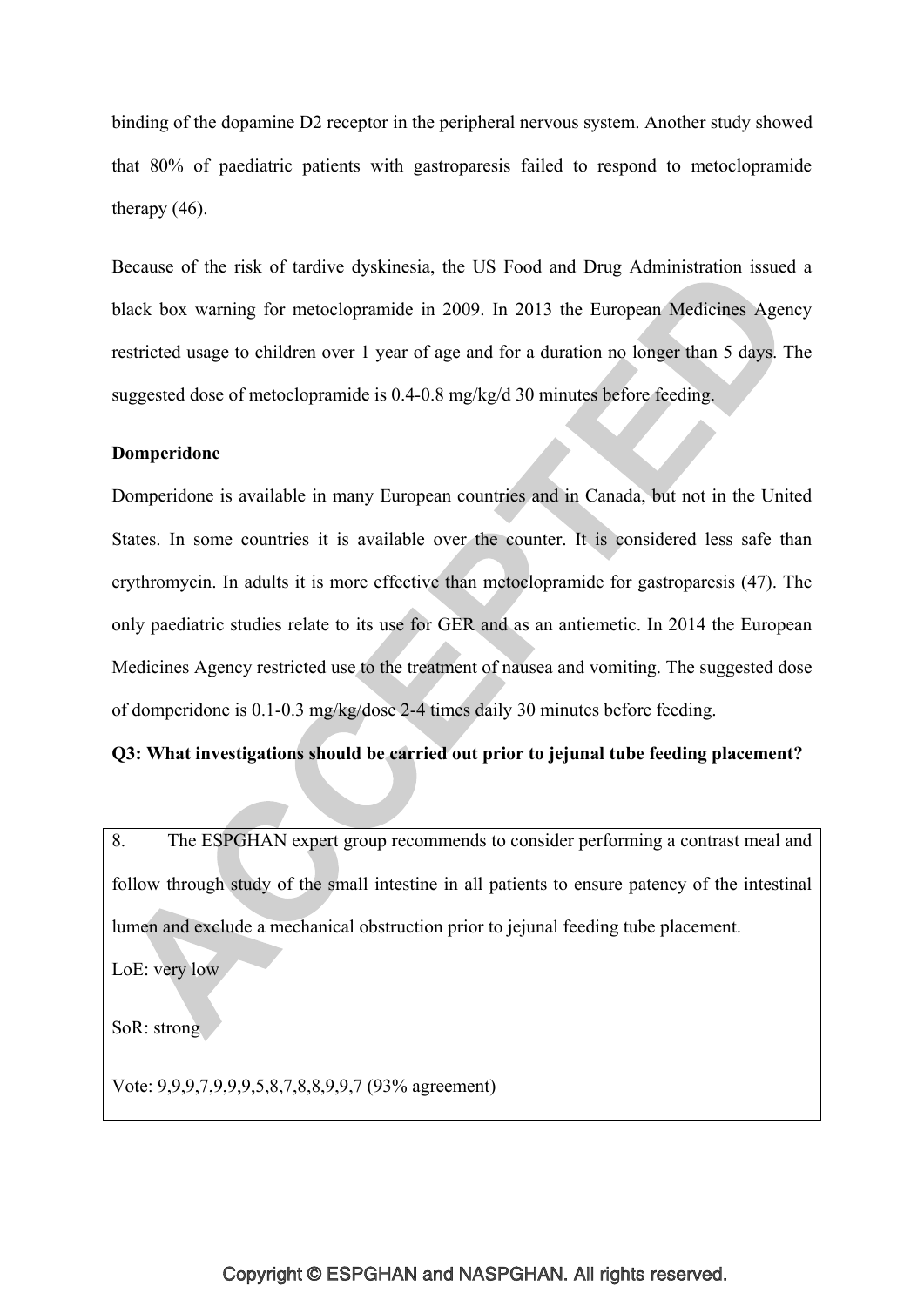binding of the dopamine D2 receptor in the peripheral nervous system. Another study showed that 80% of paediatric patients with gastroparesis failed to respond to metoclopramide therapy (46).

Because of the risk of tardive dyskinesia, the US Food and Drug Administration issued a black box warning for metoclopramide in 2009. In 2013 the European Medicines Agency restricted usage to children over 1 year of age and for a duration no longer than 5 days. The suggested dose of metoclopramide is 0.4-0.8 mg/kg/d 30 minutes before feeding.

**Domperidone**

Domperidone is available in many European countries and in Canada, but not in the United States. In some countries it is available over the counter. It is considered less safe than erythromycin. In adults it is more effective than metoclopramide for gastroparesis (47). The only paediatric studies relate to its use for GER and as an antiemetic. In 2014 the European Medicines Agency restricted use to the treatment of nausea and vomiting. The suggested dose of domperidone is 0.1-0.3 mg/kg/dose 2-4 times daily 30 minutes before feeding.

**Q3: What investigations should be carried out prior to jejunal tube feeding placement?**

8. The ESPGHAN expert group recommends to consider performing a contrast meal and follow through study of the small intestine in all patients to ensure patency of the intestinal lumen and exclude a mechanical obstruction prior to jejunal feeding tube placement.

LoE: very low

SoR: strong

Vote: 9,9,9,7,9,9,9,5,8,7,8,8,9,9,7 (93% agreement)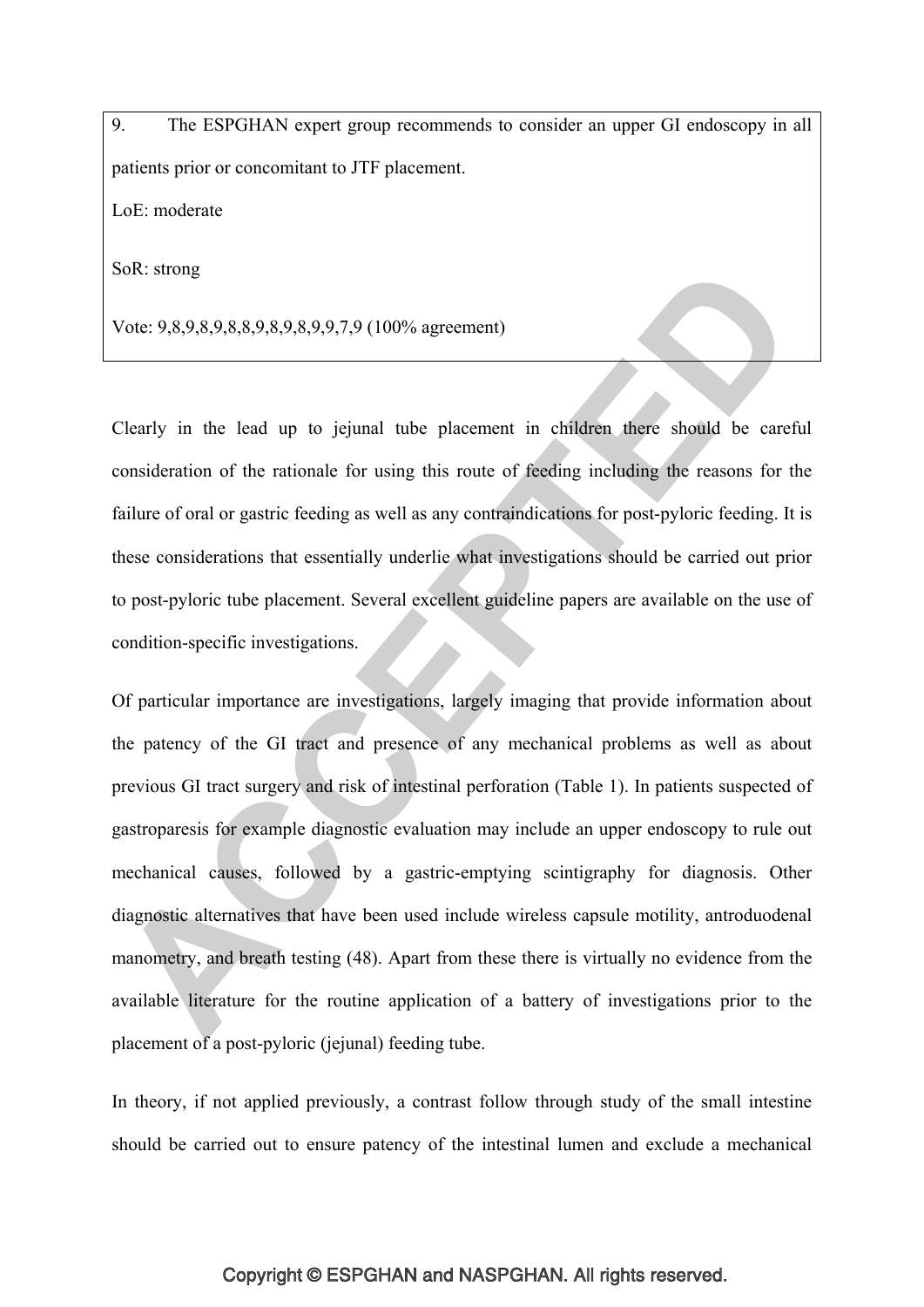9. The ESPGHAN expert group recommends to consider an upper GI endoscopy in all patients prior or concomitant to JTF placement.

LoE: moderate

SoR: strong

Vote: 9,8,9,8,9,8,8,9,8,9,8,9,9,7,9 (100% agreement)

Clearly in the lead up to jejunal tube placement in children there should be careful consideration of the rationale for using this route of feeding including the reasons for the failure of oral or gastric feeding as well as any contraindications for post-pyloric feeding. It is these considerations that essentially underlie what investigations should be carried out prior to post-pyloric tube placement. Several excellent guideline papers are available on the use of condition-specific investigations.

Of particular importance are investigations, largely imaging that provide information about the patency of the GI tract and presence of any mechanical problems as well as about previous GI tract surgery and risk of intestinal perforation (Table 1). In patients suspected of gastroparesis for example diagnostic evaluation may include an upper endoscopy to rule out mechanical causes, followed by a gastric-emptying scintigraphy for diagnosis. Other diagnostic alternatives that have been used include wireless capsule motility, antroduodenal manometry, and breath testing (48). Apart from these there is virtually no evidence from the available literature for the routine application of a battery of investigations prior to the placement of a post-pyloric (jejunal) feeding tube.

In theory, if not applied previously, a contrast follow through study of the small intestine should be carried out to ensure patency of the intestinal lumen and exclude a mechanical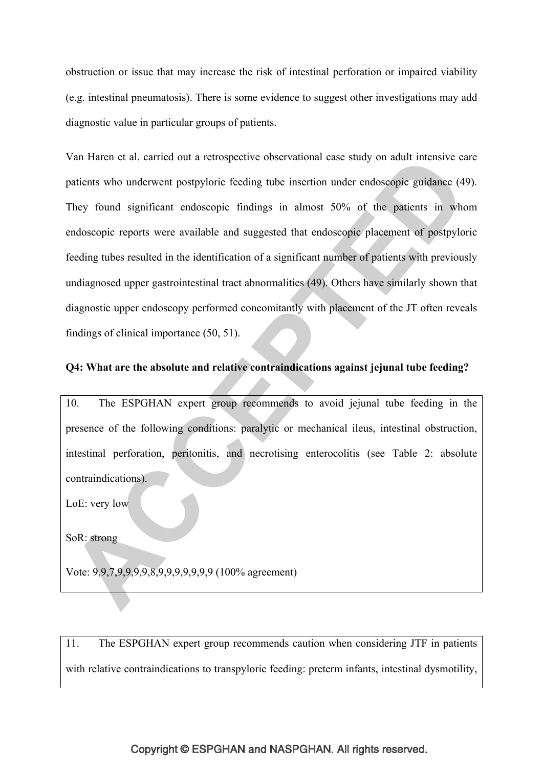obstruction or issue that may increase the risk of intestinal perforation or impaired viability (e.g. intestinal pneumatosis). There is some evidence to suggest other investigations may add diagnostic value in particular groups of patients.

Van Haren et al. carried out a retrospective observational case study on adult intensive care patients who underwent postpyloric feeding tube insertion under endoscopic guidance (49). They found significant endoscopic findings in almost 50% of the patients in whom endoscopic reports were available and suggested that endoscopic placement of postpyloric feeding tubes resulted in the identification of a significant number of patients with previously undiagnosed upper gastrointestinal tract abnormalities (49). Others have similarly shown that diagnostic upper endoscopy performed concomitantly with placement of the JT often reveals findings of clinical importance (50, 51).

**Q4: What are the absolute and relative contraindications against jejunal tube feeding?**

10. The ESPGHAN expert group recommends to avoid jejunal tube feeding in the presence of the following conditions: paralytic or mechanical ileus, intestinal obstruction, intestinal perforation, peritonitis, and necrotising enterocolitis (see Table 2: absolute contraindications).

LoE: very low

SoR: strong

Vote: 9,9,7,9,9,9,9,8,9,9,9,9,9,9,9 (100% agreement)

11. The ESPGHAN expert group recommends caution when considering JTF in patients with relative contraindications to transpyloric feeding: preterm infants, intestinal dysmotility,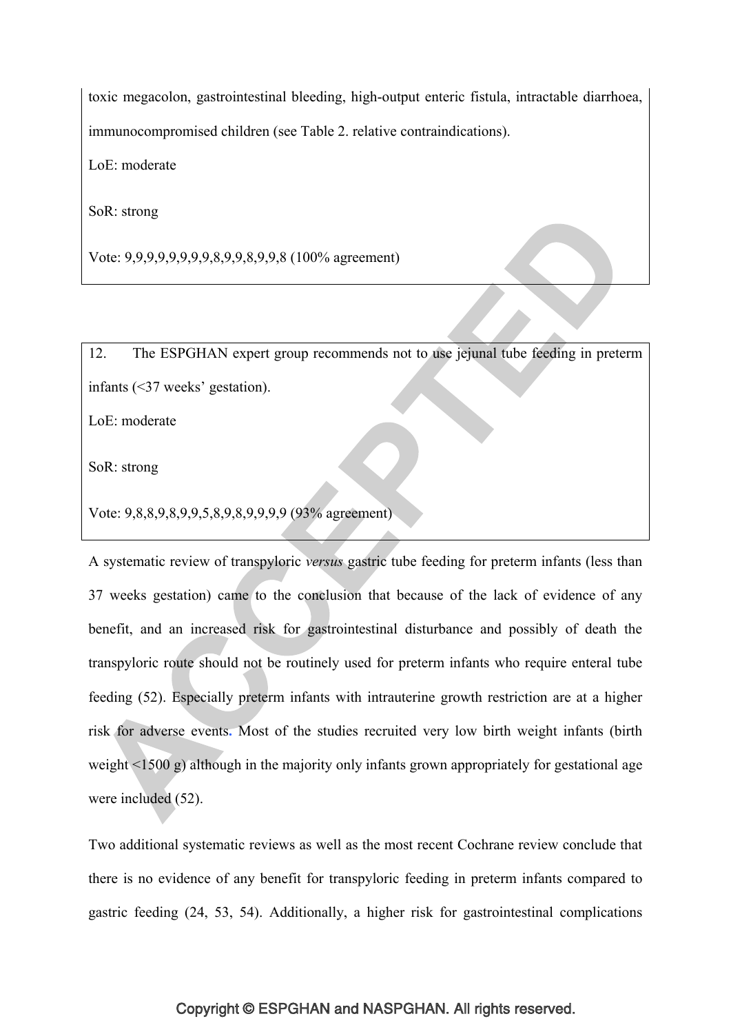toxic megacolon, gastrointestinal bleeding, high-output enteric fistula, intractable diarrhoea, immunocompromised children (see Table 2. relative contraindications).

LoE: moderate

SoR: strong

Vote: 9,9,9,9,9,9,9,9,8,9,9,8,9,9,8 (100% agreement)

12. The ESPGHAN expert group recommends not to use jejunal tube feeding in preterm infants (<37 weeks' gestation).

LoE: moderate

SoR: strong

Vote: 9,8,8,9,8,9,9,5,8,9,8,9,9,9,9 (93% agreement)

A systematic review of transpyloric *versus* gastric tube feeding for preterm infants (less than 37 weeks gestation) came to the conclusion that because of the lack of evidence of any benefit, and an increased risk for gastrointestinal disturbance and possibly of death the transpyloric route should not be routinely used for preterm infants who require enteral tube feeding (52). Especially preterm infants with intrauterine growth restriction are at a higher risk for adverse events. Most of the studies recruited very low birth weight infants (birth weight <1500 g) although in the majority only infants grown appropriately for gestational age were included (52).

Two additional systematic reviews as well as the most recent Cochrane review conclude that there is no evidence of any benefit for transpyloric feeding in preterm infants compared to gastric feeding (24, 53, 54). Additionally, a higher risk for gastrointestinal complications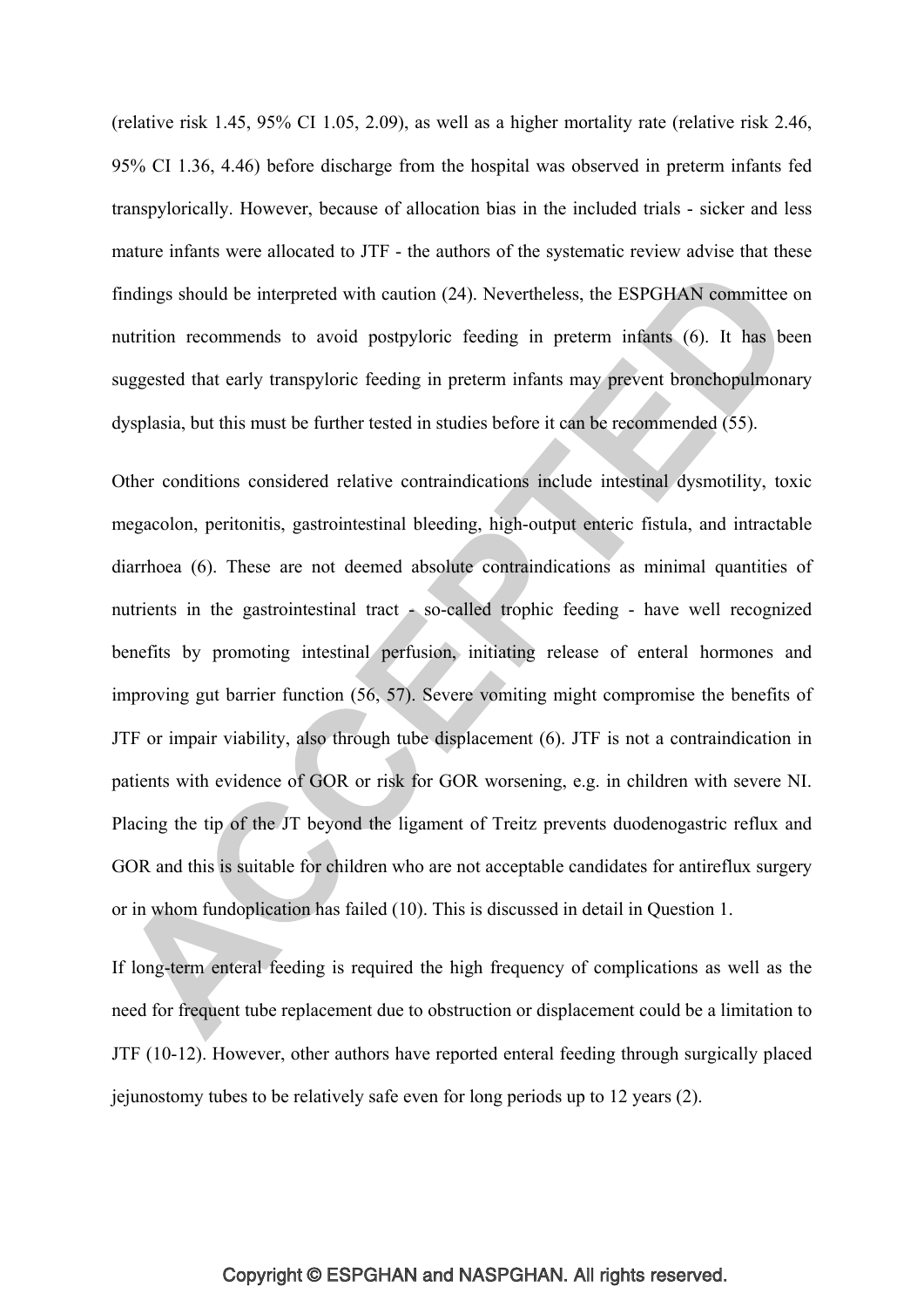(relative risk 1.45, 95% CI 1.05, 2.09), as well as a higher mortality rate (relative risk 2.46, 95% CI 1.36, 4.46) before discharge from the hospital was observed in preterm infants fed transpylorically. However, because of allocation bias in the included trials - sicker and less mature infants were allocated to JTF - the authors of the systematic review advise that these findings should be interpreted with caution (24). Nevertheless, the ESPGHAN committee on nutrition recommends to avoid postpyloric feeding in preterm infants (6). It has been suggested that early transpyloric feeding in preterm infants may prevent bronchopulmonary dysplasia, but this must be further tested in studies before it can be recommended (55).

Other conditions considered relative contraindications include intestinal dysmotility, toxic megacolon, peritonitis, gastrointestinal bleeding, high-output enteric fistula, and intractable diarrhoea (6). These are not deemed absolute contraindications as minimal quantities of nutrients in the gastrointestinal tract - so-called trophic feeding - have well recognized benefits by promoting intestinal perfusion, initiating release of enteral hormones and improving gut barrier function (56, 57). Severe vomiting might compromise the benefits of JTF or impair viability, also through tube displacement (6). JTF is not a contraindication in patients with evidence of GOR or risk for GOR worsening, e.g. in children with severe NI. Placing the tip of the JT beyond the ligament of Treitz prevents duodenogastric reflux and GOR and this is suitable for children who are not acceptable candidates for antireflux surgery or in whom fundoplication has failed (10). This is discussed in detail in Question 1.

If long-term enteral feeding is required the high frequency of complications as well as the need for frequent tube replacement due to obstruction or displacement could be a limitation to JTF (10-12). However, other authors have reported enteral feeding through surgically placed jejunostomy tubes to be relatively safe even for long periods up to 12 years (2).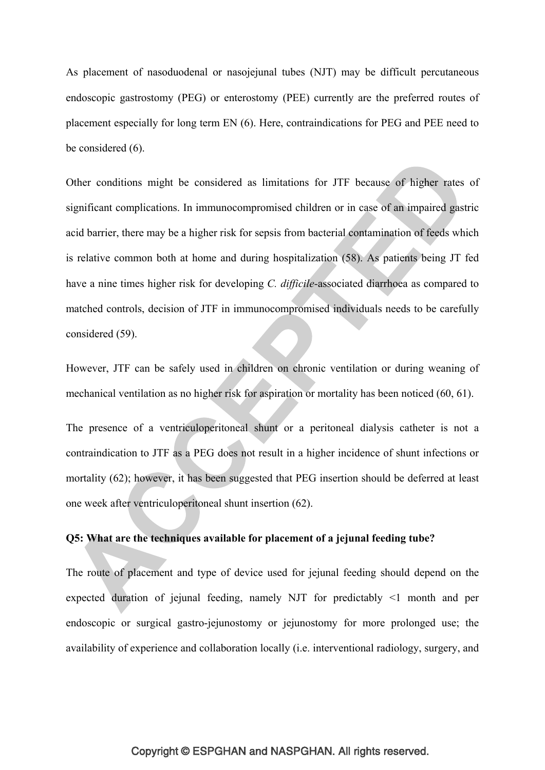As placement of nasoduodenal or nasojejunal tubes (NJT) may be difficult percutaneous endoscopic gastrostomy (PEG) or enterostomy (PEE) currently are the preferred routes of placement especially for long term EN (6). Here, contraindications for PEG and PEE need to be considered (6).

Other conditions might be considered as limitations for JTF because of higher rates of significant complications. In immunocompromised children or in case of an impaired gastric acid barrier, there may be a higher risk for sepsis from bacterial contamination of feeds which is relative common both at home and during hospitalization (58). As patients being JT fed have a nine times higher risk for developing *C. difficile*-associated diarrhoea as compared to matched controls, decision of JTF in immunocompromised individuals needs to be carefully considered (59).

However, JTF can be safely used in children on chronic ventilation or during weaning of mechanical ventilation as no higher risk for aspiration or mortality has been noticed (60, 61).

The presence of a ventriculoperitoneal shunt or a peritoneal dialysis catheter is not a contraindication to JTF as a PEG does not result in a higher incidence of shunt infections or mortality (62); however, it has been suggested that PEG insertion should be deferred at least one week after ventriculoperitoneal shunt insertion (62).

**Q5: What are the techniques available for placement of a jejunal feeding tube?**

The route of placement and type of device used for jejunal feeding should depend on the expected duration of jejunal feeding, namely NJT for predictably <1 month and per endoscopic or surgical gastro-jejunostomy or jejunostomy for more prolonged use; the availability of experience and collaboration locally (i.e. interventional radiology, surgery, and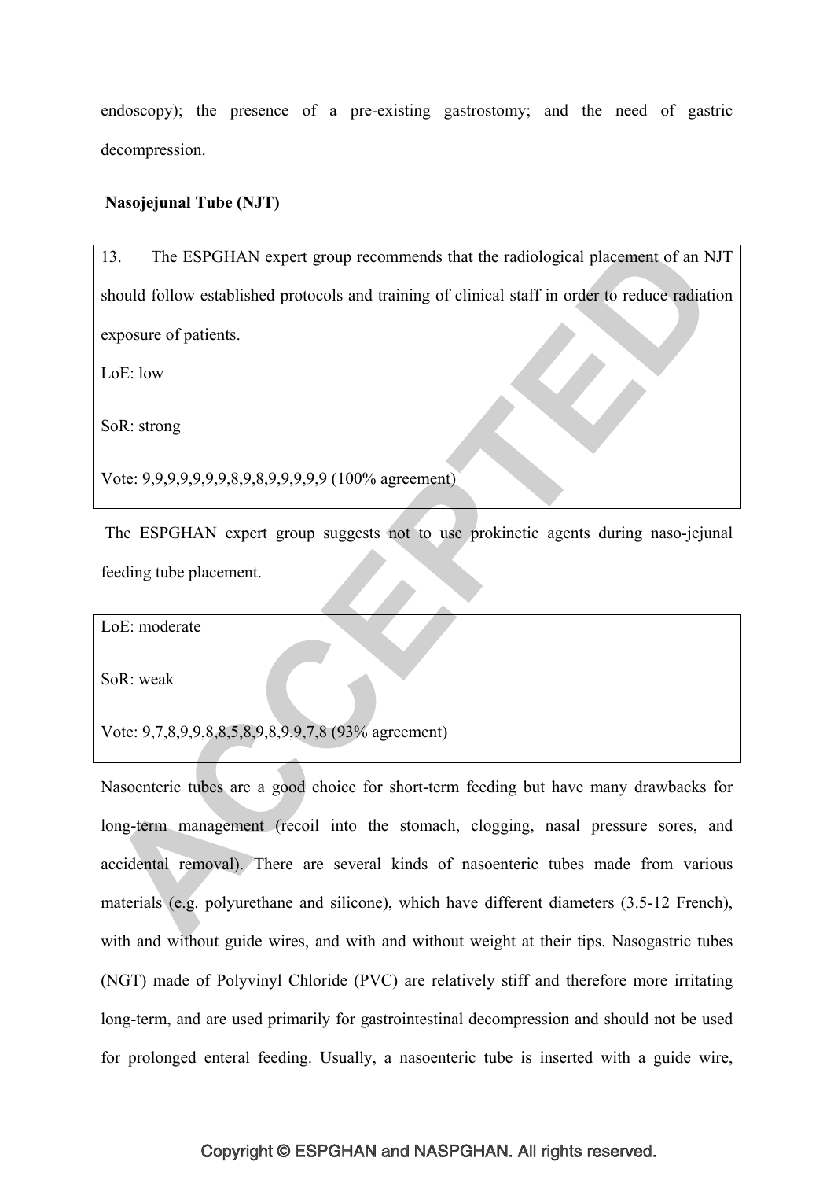endoscopy); the presence of a pre-existing gastrostomy; and the need of gastric decompression.

**Nasojejunal Tube (NJT)**

13. The ESPGHAN expert group recommends that the radiological placement of an NJT should follow established protocols and training of clinical staff in order to reduce radiation exposure of patients.

LoE: low

SoR: strong

Vote: 9,9,9,9,9,9,9,8,9,8,9,9,9,9,9 (100% agreement)

The ESPGHAN expert group suggests not to use prokinetic agents during naso-jejunal feeding tube placement.

LoE: moderate

SoR: weak

Vote: 9,7,8,9,9,8,8,5,8,9,8,9,9,7,8 (93% agreement)

Nasoenteric tubes are a good choice for short-term feeding but have many drawbacks for long-term management (recoil into the stomach, clogging, nasal pressure sores, and accidental removal). There are several kinds of nasoenteric tubes made from various materials (e.g. polyurethane and silicone), which have different diameters (3.5-12 French), with and without guide wires, and with and without weight at their tips. Nasogastric tubes (NGT) made of Polyvinyl Chloride (PVC) are relatively stiff and therefore more irritating long-term, and are used primarily for gastrointestinal decompression and should not be used for prolonged enteral feeding. Usually, a nasoenteric tube is inserted with a guide wire,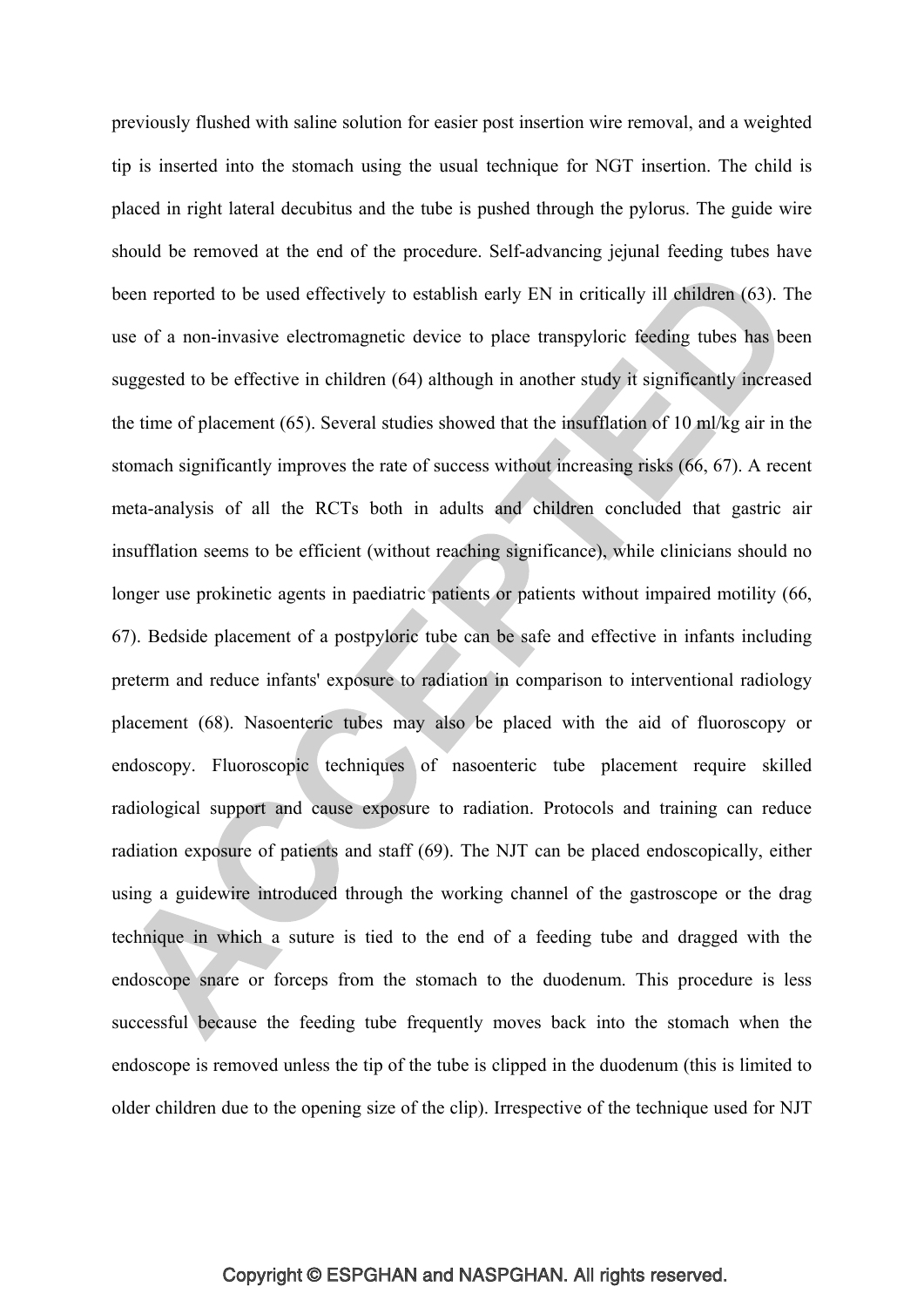previously flushed with saline solution for easier post insertion wire removal, and a weighted tip is inserted into the stomach using the usual technique for NGT insertion. The child is placed in right lateral decubitus and the tube is pushed through the pylorus. The guide wire should be removed at the end of the procedure. Self-advancing jejunal feeding tubes have been reported to be used effectively to establish early EN in critically ill children (63). The use of a non-invasive electromagnetic device to place transpyloric feeding tubes has been suggested to be effective in children (64) although in another study it significantly increased the time of placement (65). Several studies showed that the insufflation of 10 ml/kg air in the stomach significantly improves the rate of success without increasing risks (66, 67). A recent meta-analysis of all the RCTs both in adults and children concluded that gastric air insufflation seems to be efficient (without reaching significance), while clinicians should no longer use prokinetic agents in paediatric patients or patients without impaired motility (66, 67). Bedside placement of a postpyloric tube can be safe and effective in infants including preterm and reduce infants' exposure to radiation in comparison to interventional radiology placement (68). Nasoenteric tubes may also be placed with the aid of fluoroscopy or endoscopy. Fluoroscopic techniques of nasoenteric tube placement require skilled radiological support and cause exposure to radiation. Protocols and training can reduce radiation exposure of patients and staff (69). The NJT can be placed endoscopically, either using a guidewire introduced through the working channel of the gastroscope or the drag technique in which a suture is tied to the end of a feeding tube and dragged with the endoscope snare or forceps from the stomach to the duodenum. This procedure is less successful because the feeding tube frequently moves back into the stomach when the endoscope is removed unless the tip of the tube is clipped in the duodenum (this is limited to older children due to the opening size of the clip). Irrespective of the technique used for NJT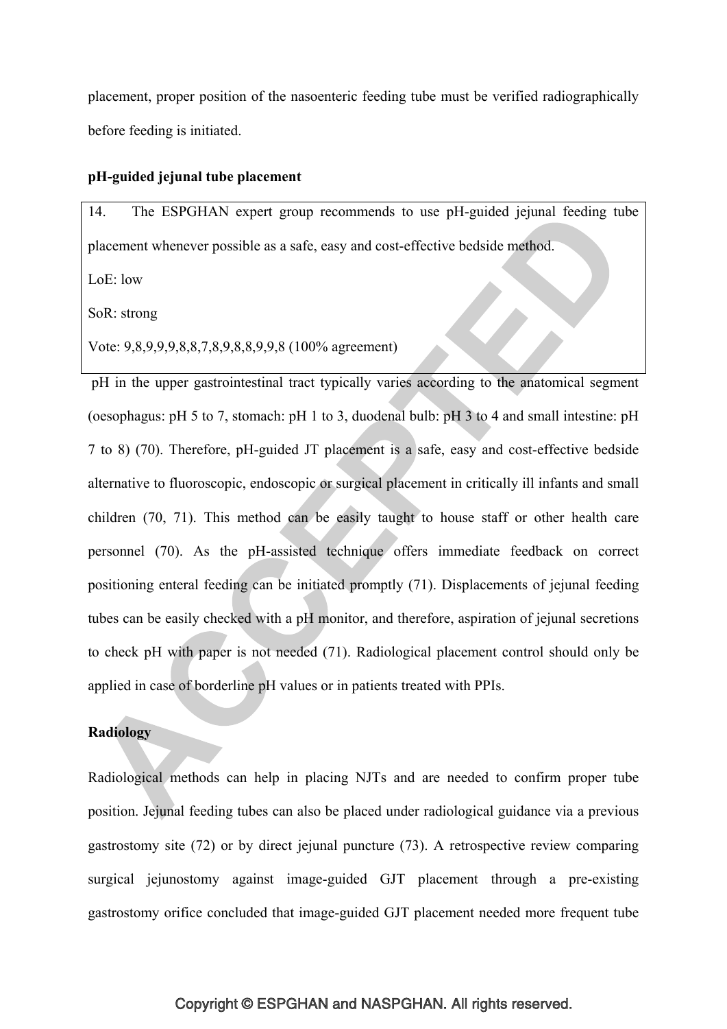placement, proper position of the nasoenteric feeding tube must be verified radiographically before feeding is initiated.

**pH-guided jejunal tube placement**

> 14. The ESPGHAN expert group recommends to use pH-guided jejunal feeding tube placement whenever possible as a safe, easy and cost-effective bedside method.
>
> LoE: low
>
> SoR: strong
>
> Vote: 9,8,9,9,9,8,8,7,8,9,8,8,9,9,8 (100% agreement)

pH in the upper gastrointestinal tract typically varies according to the anatomical segment (oesophagus: pH 5 to 7, stomach: pH 1 to 3, duodenal bulb: pH 3 to 4 and small intestine: pH 7 to 8) (70). Therefore, pH-guided JT placement is a safe, easy and cost-effective bedside alternative to fluoroscopic, endoscopic or surgical placement in critically ill infants and small children (70, 71). This method can be easily taught to house staff or other health care personnel (70). As the pH-assisted technique offers immediate feedback on correct positioning enteral feeding can be initiated promptly (71). Displacements of jejunal feeding tubes can be easily checked with a pH monitor, and therefore, aspiration of jejunal secretions to check pH with paper is not needed (71). Radiological placement control should only be applied in case of borderline pH values or in patients treated with PPIs.

**Radiology**

Radiological methods can help in placing NJTs and are needed to confirm proper tube position. Jejunal feeding tubes can also be placed under radiological guidance via a previous gastrostomy site (72) or by direct jejunal puncture (73). A retrospective review comparing surgical jejunostomy against image-guided GJT placement through a pre-existing gastrostomy orifice concluded that image-guided GJT placement needed more frequent tube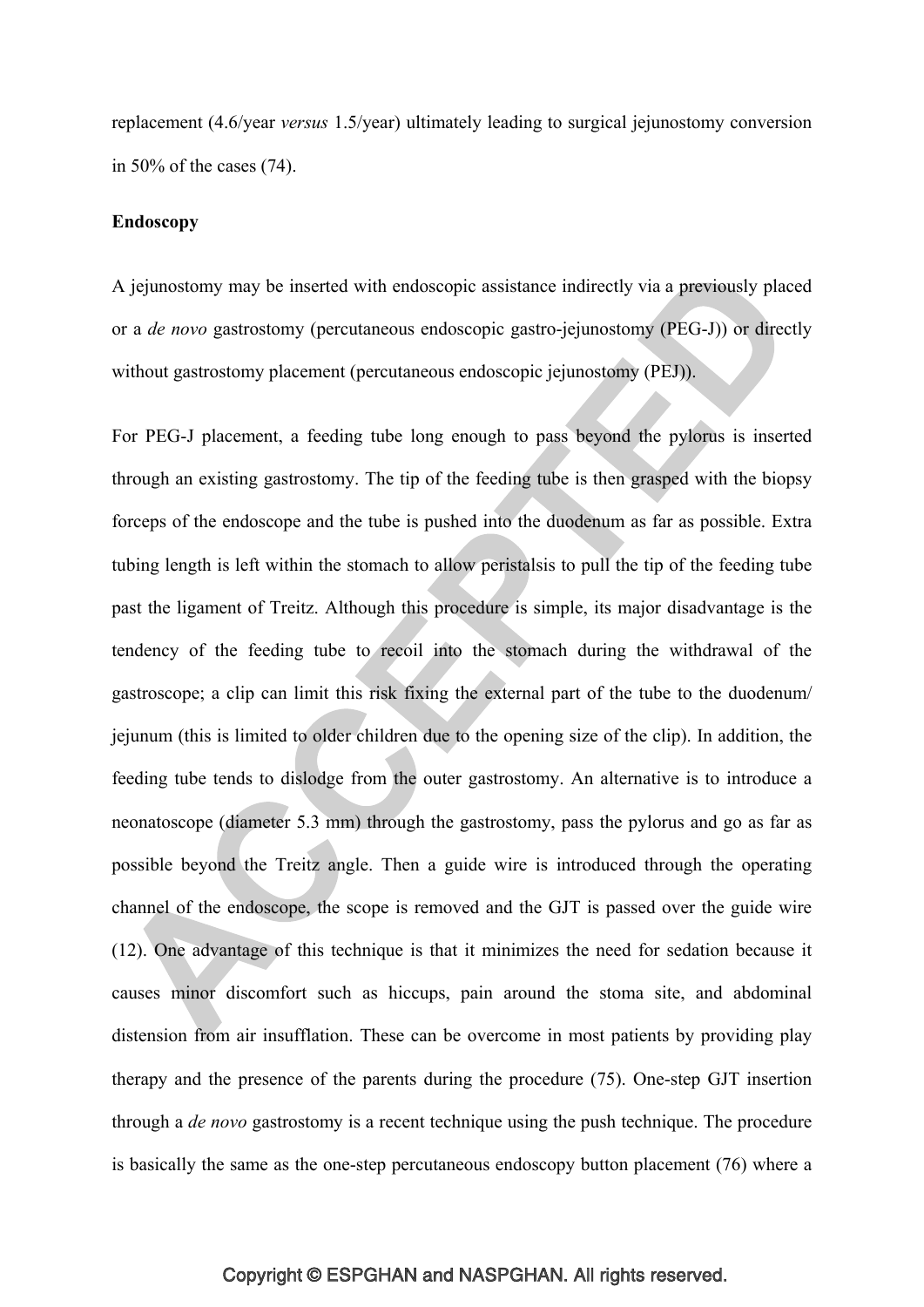replacement (4.6/year *versus* 1.5/year) ultimately leading to surgical jejunostomy conversion in 50% of the cases (74).

**Endoscopy**

A jejunostomy may be inserted with endoscopic assistance indirectly via a previously placed or a *de novo* gastrostomy (percutaneous endoscopic gastro-jejunostomy (PEG-J)) or directly without gastrostomy placement (percutaneous endoscopic jejunostomy (PEJ)).

For PEG-J placement, a feeding tube long enough to pass beyond the pylorus is inserted through an existing gastrostomy. The tip of the feeding tube is then grasped with the biopsy forceps of the endoscope and the tube is pushed into the duodenum as far as possible. Extra tubing length is left within the stomach to allow peristalsis to pull the tip of the feeding tube past the ligament of Treitz. Although this procedure is simple, its major disadvantage is the tendency of the feeding tube to recoil into the stomach during the withdrawal of the gastroscope; a clip can limit this risk fixing the external part of the tube to the duodenum/ jejunum (this is limited to older children due to the opening size of the clip). In addition, the feeding tube tends to dislodge from the outer gastrostomy. An alternative is to introduce a neonatoscope (diameter 5.3 mm) through the gastrostomy, pass the pylorus and go as far as possible beyond the Treitz angle. Then a guide wire is introduced through the operating channel of the endoscope, the scope is removed and the GJT is passed over the guide wire (12). One advantage of this technique is that it minimizes the need for sedation because it causes minor discomfort such as hiccups, pain around the stoma site, and abdominal distension from air insufflation. These can be overcome in most patients by providing play therapy and the presence of the parents during the procedure (75). One-step GJT insertion through a *de novo* gastrostomy is a recent technique using the push technique. The procedure is basically the same as the one-step percutaneous endoscopy button placement (76) where a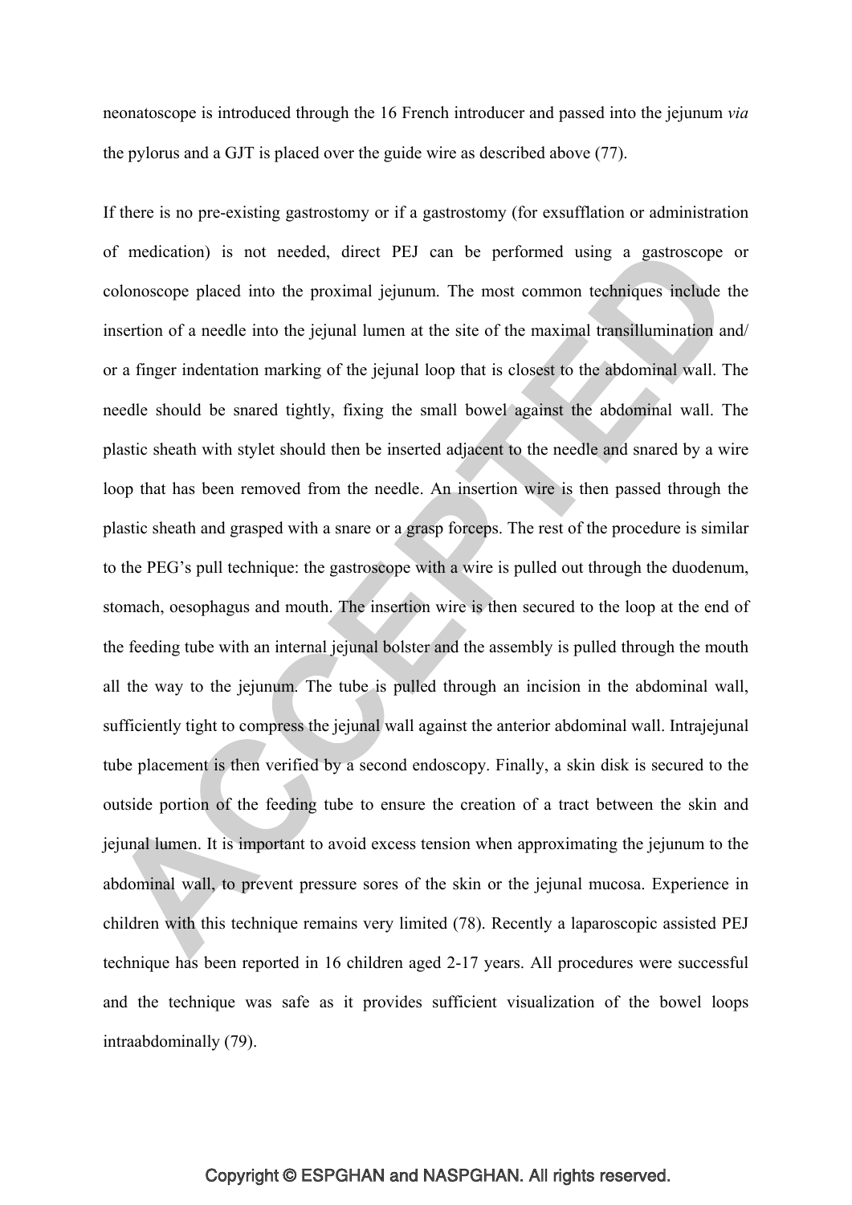neonatoscope is introduced through the 16 French introducer and passed into the jejunum *via* the pylorus and a GJT is placed over the guide wire as described above (77).

If there is no pre-existing gastrostomy or if a gastrostomy (for exsufflation or administration of medication) is not needed, direct PEJ can be performed using a gastroscope or colonoscope placed into the proximal jejunum. The most common techniques include the insertion of a needle into the jejunal lumen at the site of the maximal transillumination and/ or a finger indentation marking of the jejunal loop that is closest to the abdominal wall. The needle should be snared tightly, fixing the small bowel against the abdominal wall. The plastic sheath with stylet should then be inserted adjacent to the needle and snared by a wire loop that has been removed from the needle. An insertion wire is then passed through the plastic sheath and grasped with a snare or a grasp forceps. The rest of the procedure is similar to the PEG's pull technique: the gastroscope with a wire is pulled out through the duodenum, stomach, oesophagus and mouth. The insertion wire is then secured to the loop at the end of the feeding tube with an internal jejunal bolster and the assembly is pulled through the mouth all the way to the jejunum. The tube is pulled through an incision in the abdominal wall, sufficiently tight to compress the jejunal wall against the anterior abdominal wall. Intrajejunal tube placement is then verified by a second endoscopy. Finally, a skin disk is secured to the outside portion of the feeding tube to ensure the creation of a tract between the skin and jejunal lumen. It is important to avoid excess tension when approximating the jejunum to the abdominal wall, to prevent pressure sores of the skin or the jejunal mucosa. Experience in children with this technique remains very limited (78). Recently a laparoscopic assisted PEJ technique has been reported in 16 children aged 2-17 years. All procedures were successful and the technique was safe as it provides sufficient visualization of the bowel loops intraabdominally (79).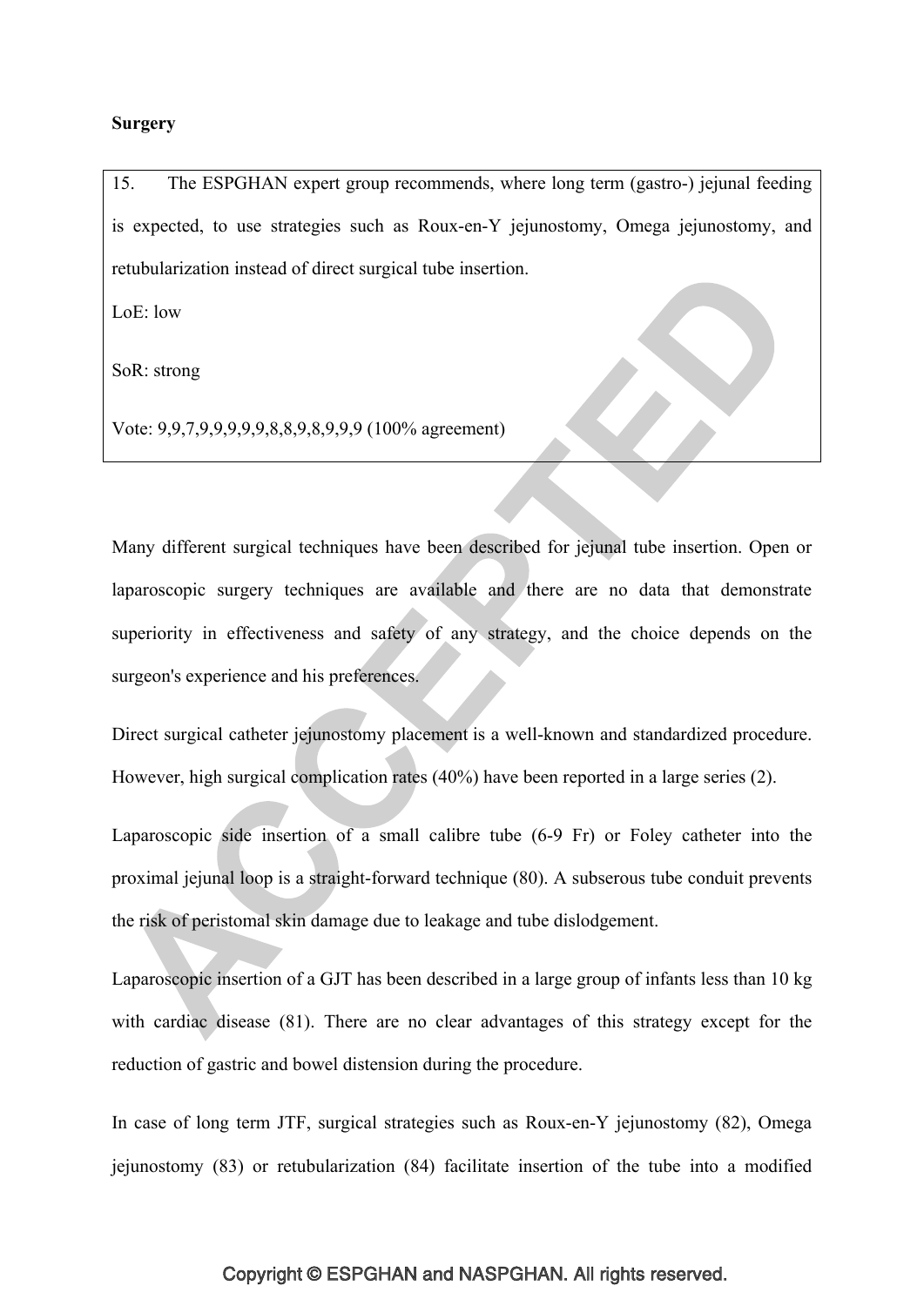**Surgery**

15. The ESPGHAN expert group recommends, where long term (gastro-) jejunal feeding is expected, to use strategies such as Roux-en-Y jejunostomy, Omega jejunostomy, and retubularization instead of direct surgical tube insertion.

LoE: low

SoR: strong

Vote: 9,9,7,9,9,9,9,9,8,8,9,8,9,9,9 (100% agreement)

Many different surgical techniques have been described for jejunal tube insertion. Open or laparoscopic surgery techniques are available and there are no data that demonstrate superiority in effectiveness and safety of any strategy, and the choice depends on the surgeon's experience and his preferences.

Direct surgical catheter jejunostomy placement is a well-known and standardized procedure. However, high surgical complication rates (40%) have been reported in a large series (2).

Laparoscopic side insertion of a small calibre tube (6-9 Fr) or Foley catheter into the proximal jejunal loop is a straight-forward technique (80). A subserous tube conduit prevents the risk of peristomal skin damage due to leakage and tube dislodgement.

Laparoscopic insertion of a GJT has been described in a large group of infants less than 10 kg with cardiac disease (81). There are no clear advantages of this strategy except for the reduction of gastric and bowel distension during the procedure.

In case of long term JTF, surgical strategies such as Roux-en-Y jejunostomy (82), Omega jejunostomy (83) or retubularization (84) facilitate insertion of the tube into a modified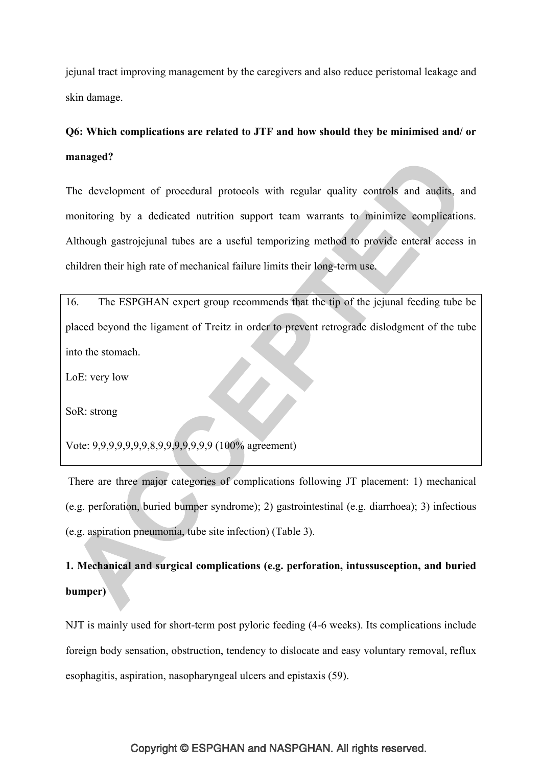jejunal tract improving management by the caregivers and also reduce peristomal leakage and skin damage.

**Q6: Which complications are related to JTF and how should they be minimised and/ or managed?**

The development of procedural protocols with regular quality controls and audits, and monitoring by a dedicated nutrition support team warrants to minimize complications. Although gastrojejunal tubes are a useful temporizing method to provide enteral access in children their high rate of mechanical failure limits their long-term use.

> 16. The ESPGHAN expert group recommends that the tip of the jejunal feeding tube be placed beyond the ligament of Treitz in order to prevent retrograde dislodgment of the tube into the stomach.
>
> LoE: very low
>
> SoR: strong
>
> Vote: 9,9,9,9,9,9,9,8,9,9,9,9,9,9,9 (100% agreement)

There are three major categories of complications following JT placement: 1) mechanical (e.g. perforation, buried bumper syndrome); 2) gastrointestinal (e.g. diarrhoea); 3) infectious (e.g. aspiration pneumonia, tube site infection) (Table 3).

**1. Mechanical and surgical complications (e.g. perforation, intussusception, and buried bumper)**

NJT is mainly used for short-term post pyloric feeding (4-6 weeks). Its complications include foreign body sensation, obstruction, tendency to dislocate and easy voluntary removal, reflux esophagitis, aspiration, nasopharyngeal ulcers and epistaxis (59).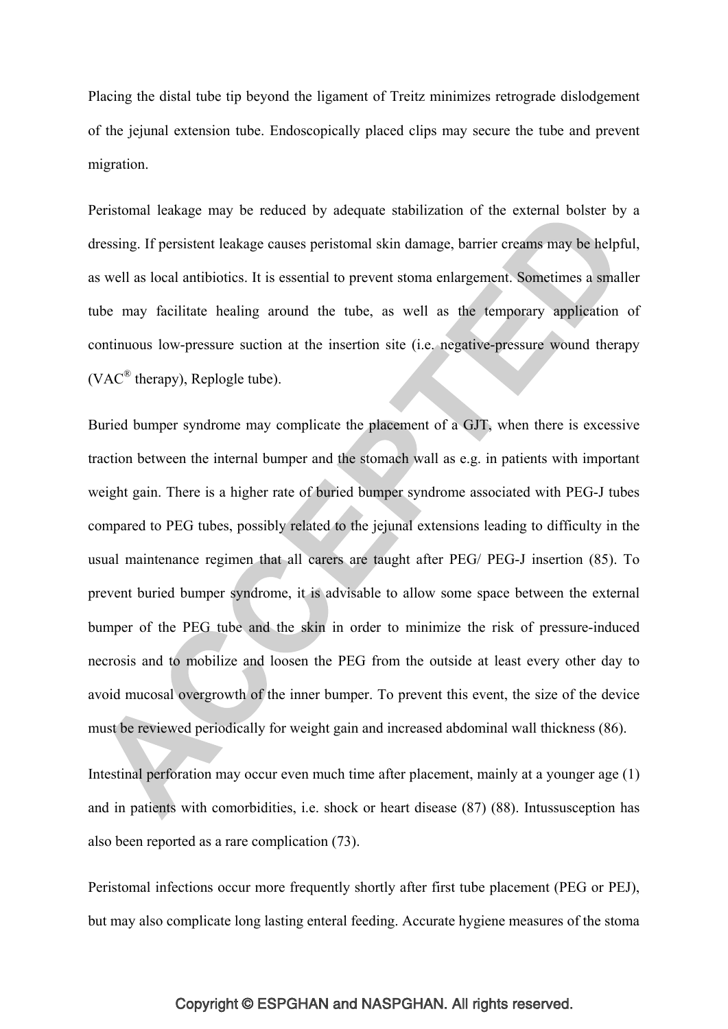Placing the distal tube tip beyond the ligament of Treitz minimizes retrograde dislodgement of the jejunal extension tube. Endoscopically placed clips may secure the tube and prevent migration.

Peristomal leakage may be reduced by adequate stabilization of the external bolster by a dressing. If persistent leakage causes peristomal skin damage, barrier creams may be helpful, as well as local antibiotics. It is essential to prevent stoma enlargement. Sometimes a smaller tube may facilitate healing around the tube, as well as the temporary application of continuous low-pressure suction at the insertion site (i.e. negative-pressure wound therapy (VAC® therapy), Replogle tube).

Buried bumper syndrome may complicate the placement of a GJT, when there is excessive traction between the internal bumper and the stomach wall as e.g. in patients with important weight gain. There is a higher rate of buried bumper syndrome associated with PEG-J tubes compared to PEG tubes, possibly related to the jejunal extensions leading to difficulty in the usual maintenance regimen that all carers are taught after PEG/ PEG-J insertion (85). To prevent buried bumper syndrome, it is advisable to allow some space between the external bumper of the PEG tube and the skin in order to minimize the risk of pressure-induced necrosis and to mobilize and loosen the PEG from the outside at least every other day to avoid mucosal overgrowth of the inner bumper. To prevent this event, the size of the device must be reviewed periodically for weight gain and increased abdominal wall thickness (86).

Intestinal perforation may occur even much time after placement, mainly at a younger age (1) and in patients with comorbidities, i.e. shock or heart disease (87) (88). Intussusception has also been reported as a rare complication (73).

Peristomal infections occur more frequently shortly after first tube placement (PEG or PEJ), but may also complicate long lasting enteral feeding. Accurate hygiene measures of the stoma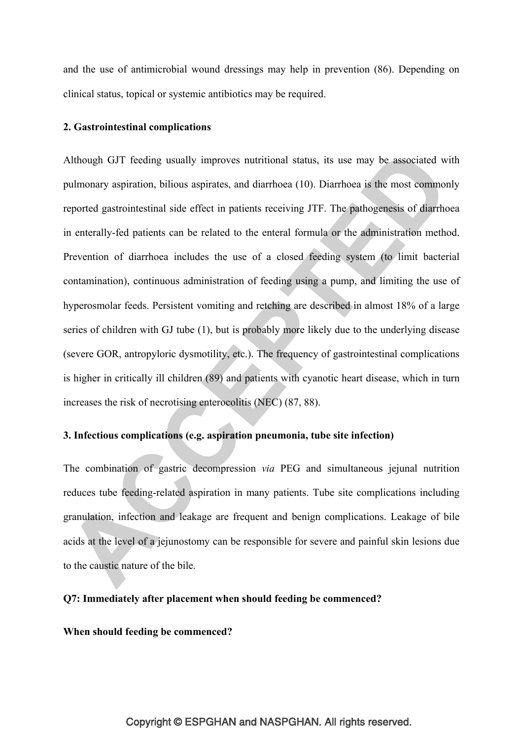and the use of antimicrobial wound dressings may help in prevention (86). Depending on clinical status, topical or systemic antibiotics may be required.

**2. Gastrointestinal complications**

Although GJT feeding usually improves nutritional status, its use may be associated with pulmonary aspiration, bilious aspirates, and diarrhoea (10). Diarrhoea is the most commonly reported gastrointestinal side effect in patients receiving JTF. The pathogenesis of diarrhoea in enterally-fed patients can be related to the enteral formula or the administration method. Prevention of diarrhoea includes the use of a closed feeding system (to limit bacterial contamination), continuous administration of feeding using a pump, and limiting the use of hyperosmolar feeds. Persistent vomiting and retching are described in almost 18% of a large series of children with GJ tube (1), but is probably more likely due to the underlying disease (severe GOR, antropyloric dysmotility, etc.). The frequency of gastrointestinal complications is higher in critically ill children (89) and patients with cyanotic heart disease, which in turn increases the risk of necrotising enterocolitis (NEC) (87, 88).

**3. Infectious complications (e.g. aspiration pneumonia, tube site infection)**

The combination of gastric decompression *via* PEG and simultaneous jejunal nutrition reduces tube feeding-related aspiration in many patients. Tube site complications including granulation, infection and leakage are frequent and benign complications. Leakage of bile acids at the level of a jejunostomy can be responsible for severe and painful skin lesions due to the caustic nature of the bile.

**Q7: Immediately after placement when should feeding be commenced?**

**When should feeding be commenced?**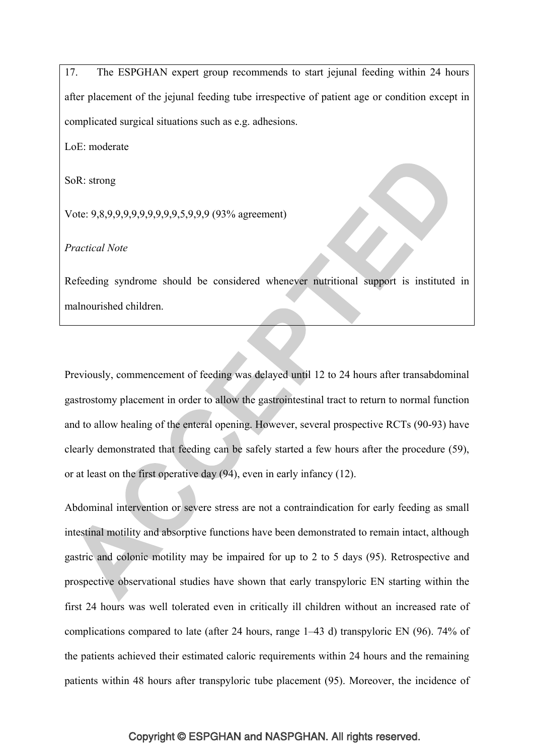17. The ESPGHAN expert group recommends to start jejunal feeding within 24 hours after placement of the jejunal feeding tube irrespective of patient age or condition except in complicated surgical situations such as e.g. adhesions.

LoE: moderate

SoR: strong

Vote: 9,8,9,9,9,9,9,9,9,9,9,5,9,9,9 (93% agreement)

*Practical Note*

Refeeding syndrome should be considered whenever nutritional support is instituted in malnourished children.

Previously, commencement of feeding was delayed until 12 to 24 hours after transabdominal gastrostomy placement in order to allow the gastrointestinal tract to return to normal function and to allow healing of the enteral opening. However, several prospective RCTs (90-93) have clearly demonstrated that feeding can be safely started a few hours after the procedure (59), or at least on the first operative day (94), even in early infancy (12).

Abdominal intervention or severe stress are not a contraindication for early feeding as small intestinal motility and absorptive functions have been demonstrated to remain intact, although gastric and colonic motility may be impaired for up to 2 to 5 days (95). Retrospective and prospective observational studies have shown that early transpyloric EN starting within the first 24 hours was well tolerated even in critically ill children without an increased rate of complications compared to late (after 24 hours, range 1–43 d) transpyloric EN (96). 74% of the patients achieved their estimated caloric requirements within 24 hours and the remaining patients within 48 hours after transpyloric tube placement (95). Moreover, the incidence of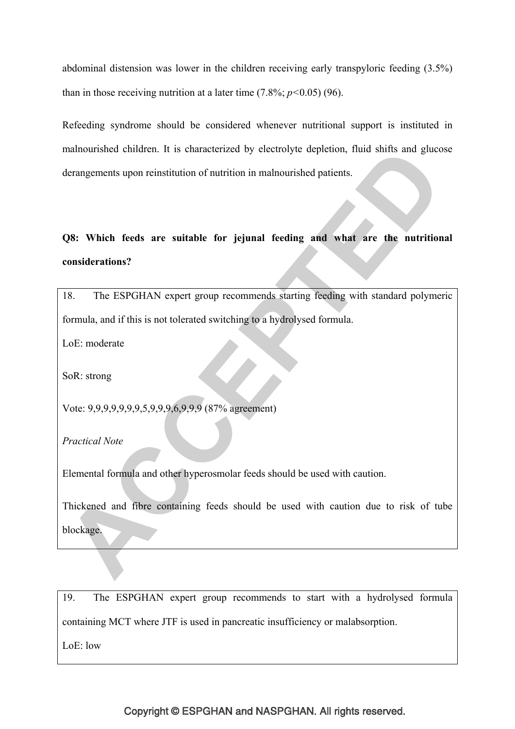abdominal distension was lower in the children receiving early transpyloric feeding (3.5%) than in those receiving nutrition at a later time (7.8%; $p<0.05$) (96).

Refeeding syndrome should be considered whenever nutritional support is instituted in malnourished children. It is characterized by electrolyte depletion, fluid shifts and glucose derangements upon reinstitution of nutrition in malnourished patients.

**Q8: Which feeds are suitable for jejunal feeding and what are the nutritional considerations?**

18. The ESPGHAN expert group recommends starting feeding with standard polymeric formula, and if this is not tolerated switching to a hydrolysed formula.

LoE: moderate

SoR: strong

Vote: 9,9,9,9,9,9,9,5,9,9,9,6,9,9,9 (87% agreement)

*Practical Note*

Elemental formula and other hyperosmolar feeds should be used with caution.

Thickened and fibre containing feeds should be used with caution due to risk of tube blockage.

19. The ESPGHAN expert group recommends to start with a hydrolysed formula containing MCT where JTF is used in pancreatic insufficiency or malabsorption.

LoE: low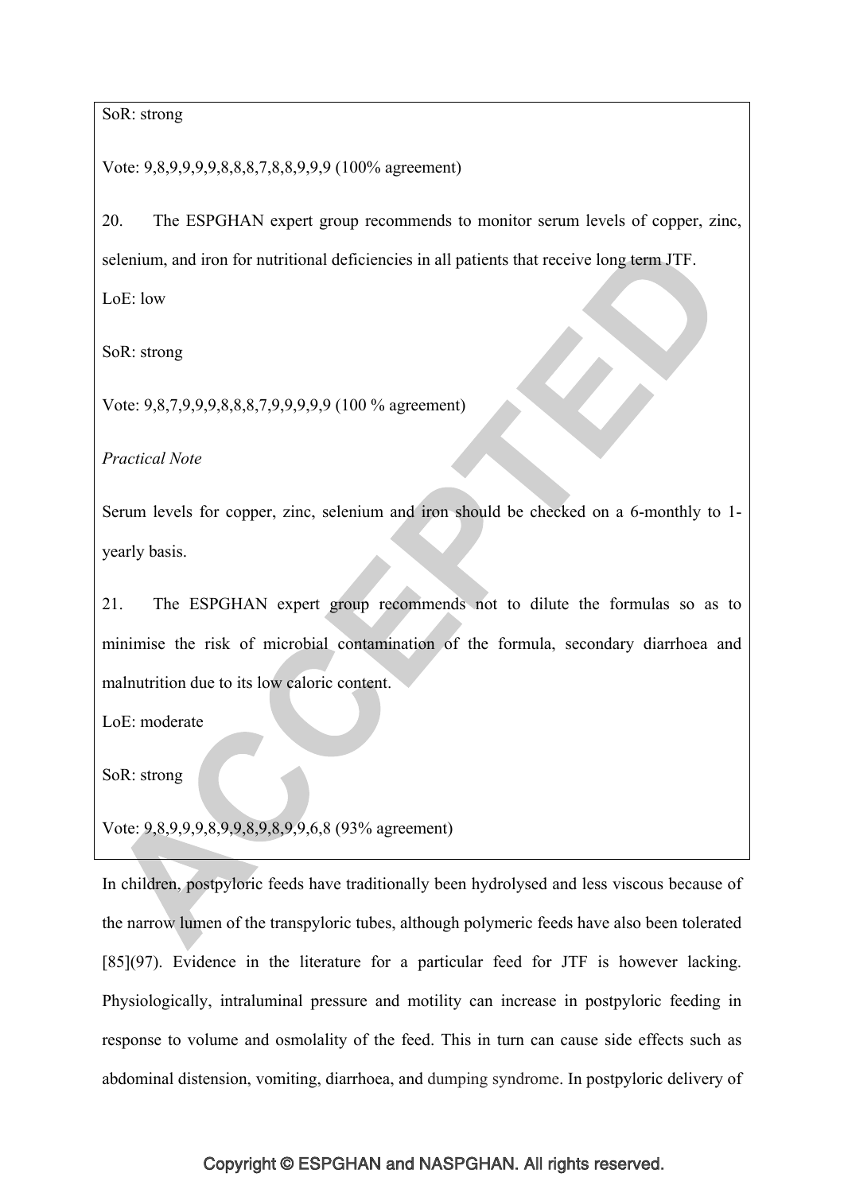SoR: strong

Vote: 9,8,9,9,9,9,8,8,8,7,8,8,9,9,9 (100% agreement)

20. The ESPGHAN expert group recommends to monitor serum levels of copper, zinc, selenium, and iron for nutritional deficiencies in all patients that receive long term JTF.

LoE: low

SoR: strong

Vote: 9,8,7,9,9,9,8,8,8,7,9,9,9,9,9 (100 % agreement)

*Practical Note*

Serum levels for copper, zinc, selenium and iron should be checked on a 6-monthly to 1-yearly basis.

21. The ESPGHAN expert group recommends not to dilute the formulas so as to minimise the risk of microbial contamination of the formula, secondary diarrhoea and malnutrition due to its low caloric content.

LoE: moderate

SoR: strong

Vote: 9,8,9,9,9,8,9,9,8,9,8,9,9,6,8 (93% agreement)

In children, postpyloric feeds have traditionally been hydrolysed and less viscous because of the narrow lumen of the transpyloric tubes, although polymeric feeds have also been tolerated [85](97). Evidence in the literature for a particular feed for JTF is however lacking. Physiologically, intraluminal pressure and motility can increase in postpyloric feeding in response to volume and osmolality of the feed. This in turn can cause side effects such as abdominal distension, vomiting, diarrhoea, and dumping syndrome. In postpyloric delivery of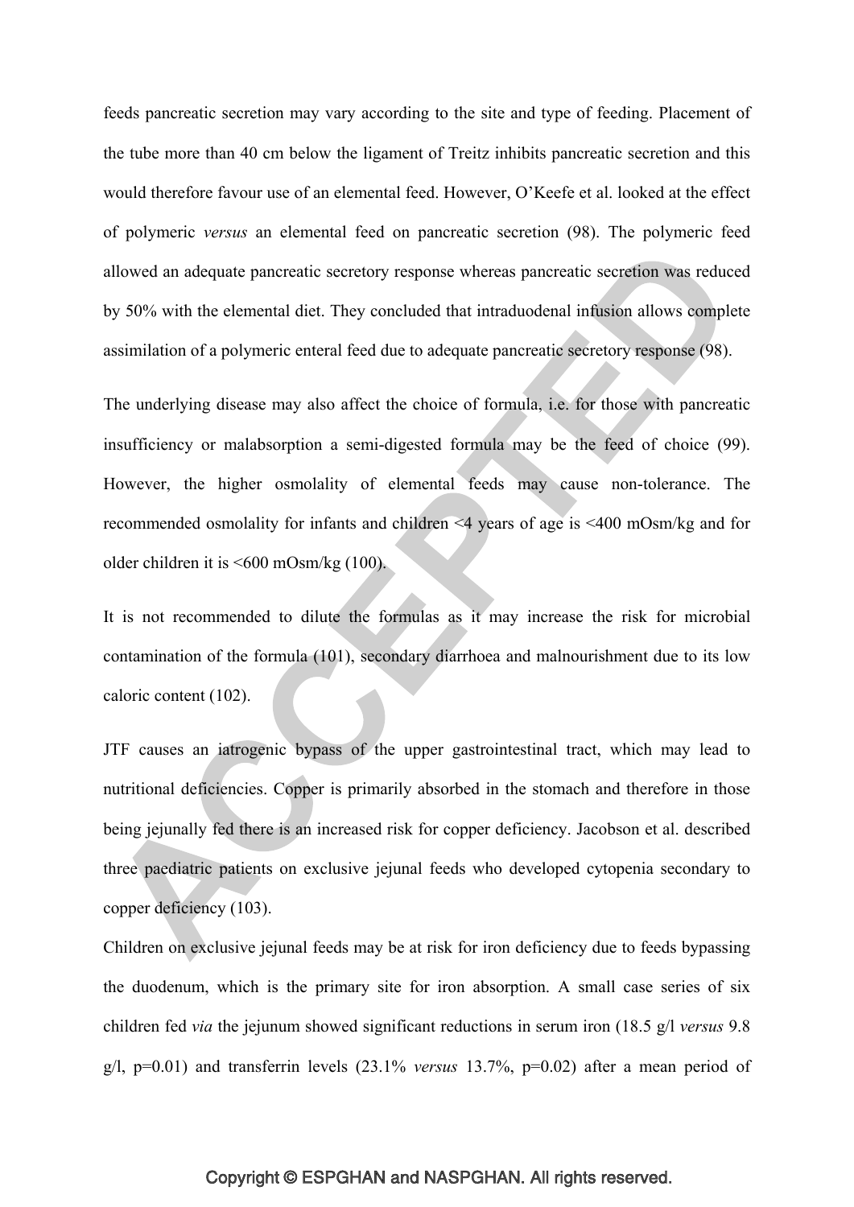feeds pancreatic secretion may vary according to the site and type of feeding. Placement of the tube more than 40 cm below the ligament of Treitz inhibits pancreatic secretion and this would therefore favour use of an elemental feed. However, O'Keefe et al. looked at the effect of polymeric *versus* an elemental feed on pancreatic secretion (98). The polymeric feed allowed an adequate pancreatic secretory response whereas pancreatic secretion was reduced by 50% with the elemental diet. They concluded that intraduodenal infusion allows complete assimilation of a polymeric enteral feed due to adequate pancreatic secretory response (98).

The underlying disease may also affect the choice of formula, i.e. for those with pancreatic insufficiency or malabsorption a semi-digested formula may be the feed of choice (99). However, the higher osmolality of elemental feeds may cause non-tolerance. The recommended osmolality for infants and children <4 years of age is <400 mOsm/kg and for older children it is <600 mOsm/kg (100).

It is not recommended to dilute the formulas as it may increase the risk for microbial contamination of the formula (101), secondary diarrhoea and malnourishment due to its low caloric content (102).

JTF causes an iatrogenic bypass of the upper gastrointestinal tract, which may lead to nutritional deficiencies. Copper is primarily absorbed in the stomach and therefore in those being jejunally fed there is an increased risk for copper deficiency. Jacobson et al. described three paediatric patients on exclusive jejunal feeds who developed cytopenia secondary to copper deficiency (103).

Children on exclusive jejunal feeds may be at risk for iron deficiency due to feeds bypassing the duodenum, which is the primary site for iron absorption. A small case series of six children fed *via* the jejunum showed significant reductions in serum iron (18.5 g/l *versus* 9.8 g/l, p=0.01) and transferrin levels (23.1% *versus* 13.7%, p=0.02) after a mean period of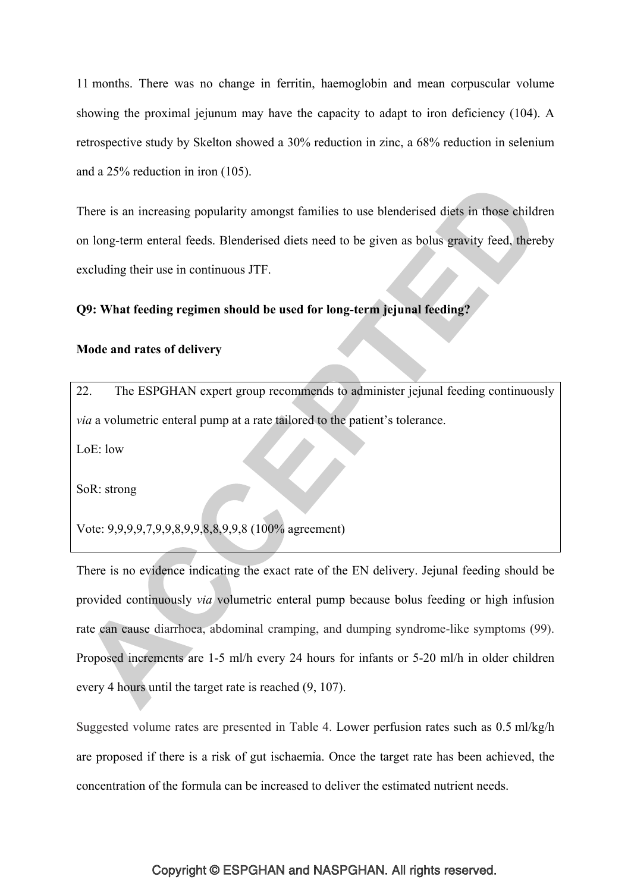11 months. There was no change in ferritin, haemoglobin and mean corpuscular volume showing the proximal jejunum may have the capacity to adapt to iron deficiency (104). A retrospective study by Skelton showed a 30% reduction in zinc, a 68% reduction in selenium and a 25% reduction in iron (105).

There is an increasing popularity amongst families to use blenderised diets in those children on long-term enteral feeds. Blenderised diets need to be given as bolus gravity feed, thereby excluding their use in continuous JTF.

**Q9: What feeding regimen should be used for long-term jejunal feeding?**

**Mode and rates of delivery**

22. The ESPGHAN expert group recommends to administer jejunal feeding continuously *via* a volumetric enteral pump at a rate tailored to the patient's tolerance.

LoE: low

SoR: strong

Vote: 9,9,9,9,7,9,9,8,9,9,8,8,9,9,8 (100% agreement)

There is no evidence indicating the exact rate of the EN delivery. Jejunal feeding should be provided continuously *via* volumetric enteral pump because bolus feeding or high infusion rate can cause diarrhoea, abdominal cramping, and dumping syndrome-like symptoms (99). Proposed increments are 1-5 ml/h every 24 hours for infants or 5-20 ml/h in older children every 4 hours until the target rate is reached (9, 107).

Suggested volume rates are presented in Table 4. Lower perfusion rates such as 0.5 ml/kg/h are proposed if there is a risk of gut ischaemia. Once the target rate has been achieved, the concentration of the formula can be increased to deliver the estimated nutrient needs.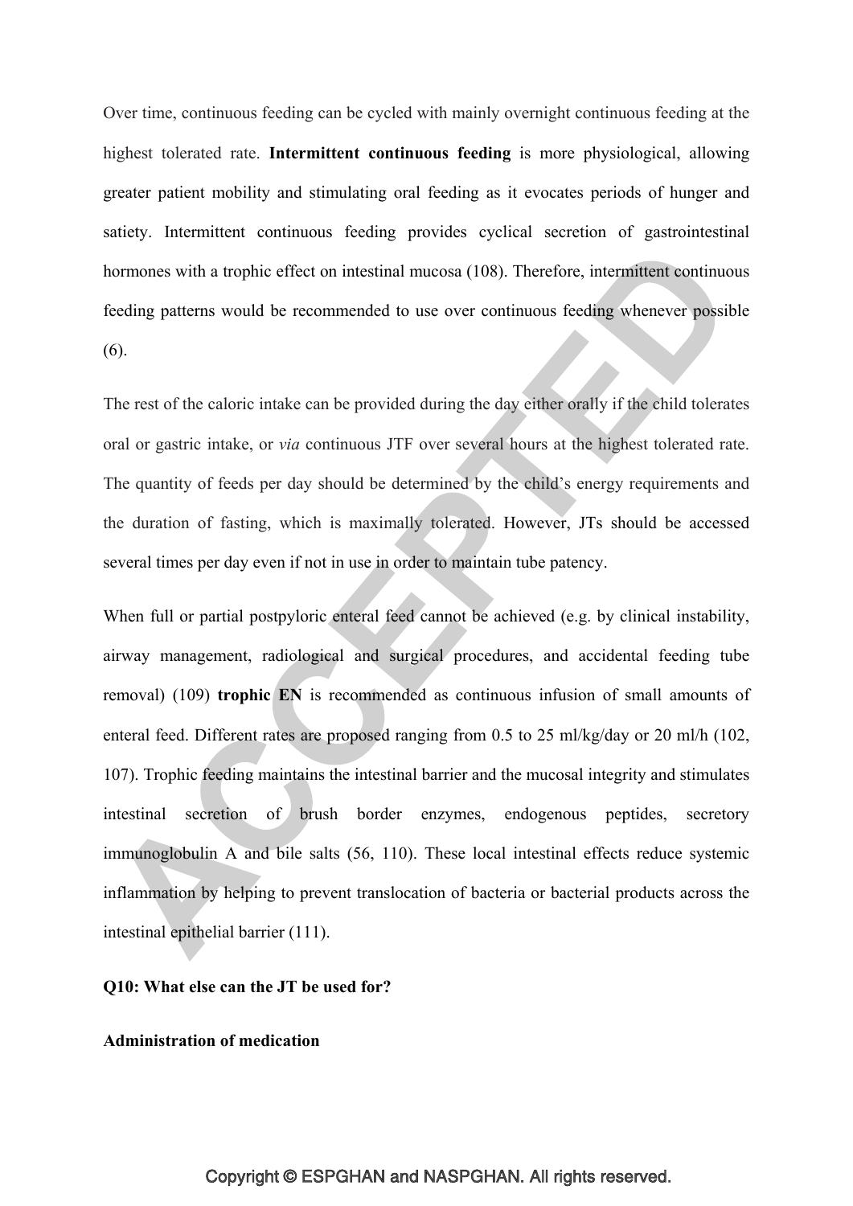Over time, continuous feeding can be cycled with mainly overnight continuous feeding at the highest tolerated rate. **Intermittent continuous feeding** is more physiological, allowing greater patient mobility and stimulating oral feeding as it evocates periods of hunger and satiety. Intermittent continuous feeding provides cyclical secretion of gastrointestinal hormones with a trophic effect on intestinal mucosa (108). Therefore, intermittent continuous feeding patterns would be recommended to use over continuous feeding whenever possible (6).

The rest of the caloric intake can be provided during the day either orally if the child tolerates oral or gastric intake, or *via* continuous JTF over several hours at the highest tolerated rate. The quantity of feeds per day should be determined by the child's energy requirements and the duration of fasting, which is maximally tolerated. However, JTs should be accessed several times per day even if not in use in order to maintain tube patency.

When full or partial postpyloric enteral feed cannot be achieved (e.g. by clinical instability, airway management, radiological and surgical procedures, and accidental feeding tube removal) (109) **trophic EN** is recommended as continuous infusion of small amounts of enteral feed. Different rates are proposed ranging from 0.5 to 25 ml/kg/day or 20 ml/h (102, 107). Trophic feeding maintains the intestinal barrier and the mucosal integrity and stimulates intestinal secretion of brush border enzymes, endogenous peptides, secretory immunoglobulin A and bile salts (56, 110). These local intestinal effects reduce systemic inflammation by helping to prevent translocation of bacteria or bacterial products across the intestinal epithelial barrier (111).

**Q10: What else can the JT be used for?**

**Administration of medication**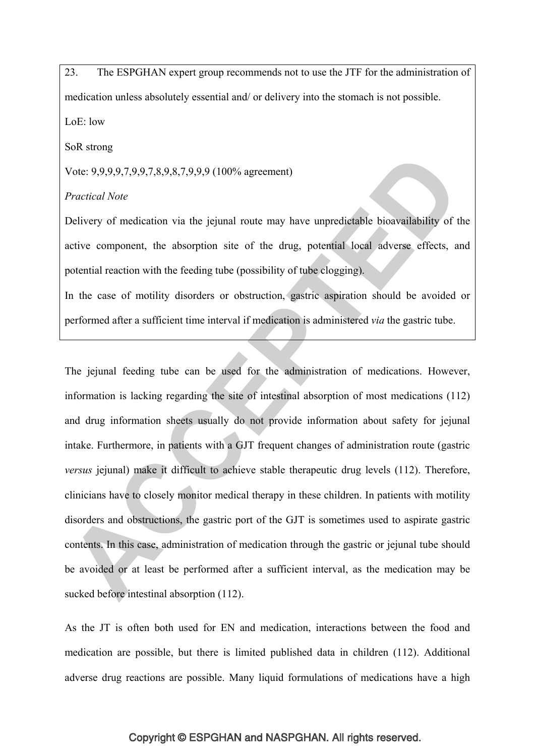23. The ESPGHAN expert group recommends not to use the JTF for the administration of medication unless absolutely essential and/ or delivery into the stomach is not possible.

LoE: low

SoR strong

Vote: 9,9,9,9,7,9,9,7,8,9,8,7,9,9,9 (100% agreement)

*Practical Note*

Delivery of medication via the jejunal route may have unpredictable bioavailability of the active component, the absorption site of the drug, potential local adverse effects, and potential reaction with the feeding tube (possibility of tube clogging).

In the case of motility disorders or obstruction, gastric aspiration should be avoided or performed after a sufficient time interval if medication is administered *via* the gastric tube.

The jejunal feeding tube can be used for the administration of medications. However, information is lacking regarding the site of intestinal absorption of most medications (112) and drug information sheets usually do not provide information about safety for jejunal intake. Furthermore, in patients with a GJT frequent changes of administration route (gastric *versus* jejunal) make it difficult to achieve stable therapeutic drug levels (112). Therefore, clinicians have to closely monitor medical therapy in these children. In patients with motility disorders and obstructions, the gastric port of the GJT is sometimes used to aspirate gastric contents. In this case, administration of medication through the gastric or jejunal tube should be avoided or at least be performed after a sufficient interval, as the medication may be sucked before intestinal absorption (112).

As the JT is often both used for EN and medication, interactions between the food and medication are possible, but there is limited published data in children (112). Additional adverse drug reactions are possible. Many liquid formulations of medications have a high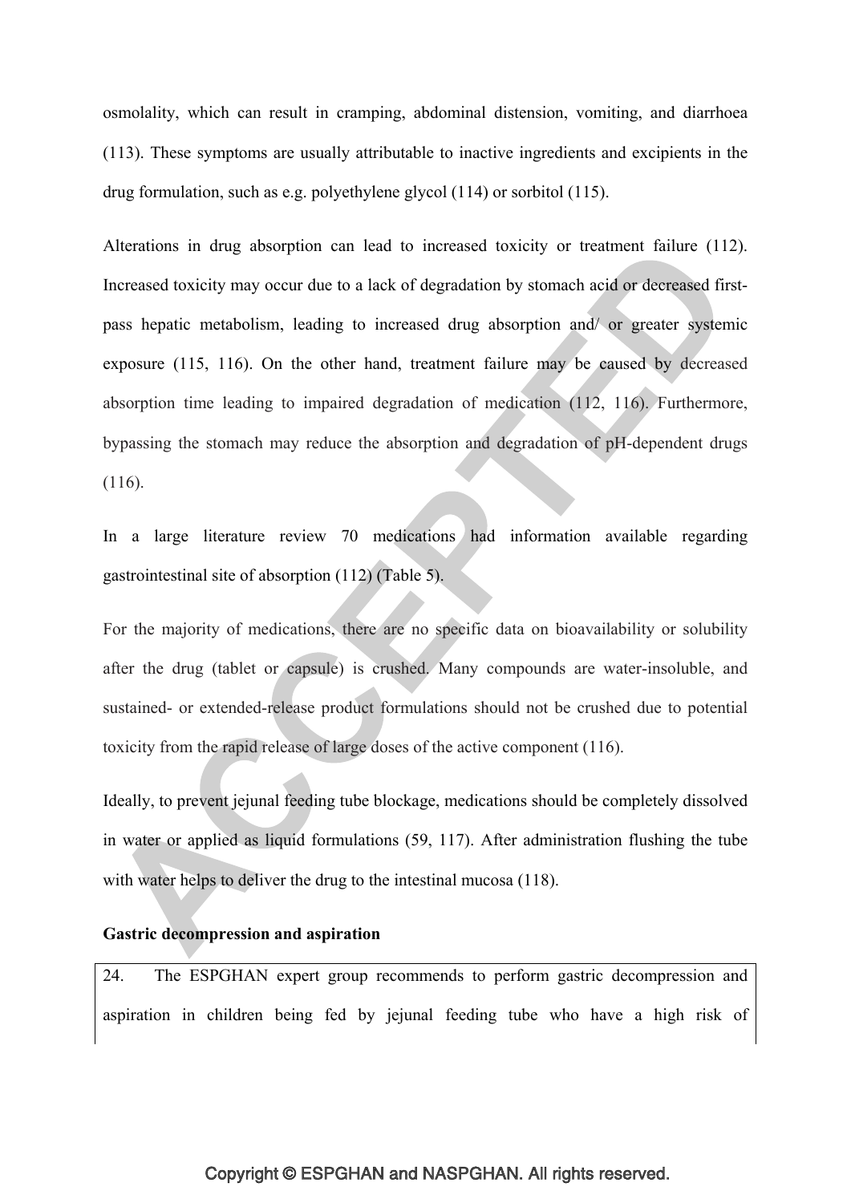osmolality, which can result in cramping, abdominal distension, vomiting, and diarrhoea (113). These symptoms are usually attributable to inactive ingredients and excipients in the drug formulation, such as e.g. polyethylene glycol (114) or sorbitol (115).

Alterations in drug absorption can lead to increased toxicity or treatment failure (112). Increased toxicity may occur due to a lack of degradation by stomach acid or decreased first-pass hepatic metabolism, leading to increased drug absorption and/ or greater systemic exposure (115, 116). On the other hand, treatment failure may be caused by decreased absorption time leading to impaired degradation of medication (112, 116). Furthermore, bypassing the stomach may reduce the absorption and degradation of pH-dependent drugs (116).

In a large literature review 70 medications had information available regarding gastrointestinal site of absorption (112) (Table 5).

For the majority of medications, there are no specific data on bioavailability or solubility after the drug (tablet or capsule) is crushed. Many compounds are water-insoluble, and sustained- or extended-release product formulations should not be crushed due to potential toxicity from the rapid release of large doses of the active component (116).

Ideally, to prevent jejunal feeding tube blockage, medications should be completely dissolved in water or applied as liquid formulations (59, 117). After administration flushing the tube with water helps to deliver the drug to the intestinal mucosa (118).

**Gastric decompression and aspiration**

24. The ESPGHAN expert group recommends to perform gastric decompression and aspiration in children being fed by jejunal feeding tube who have a high risk of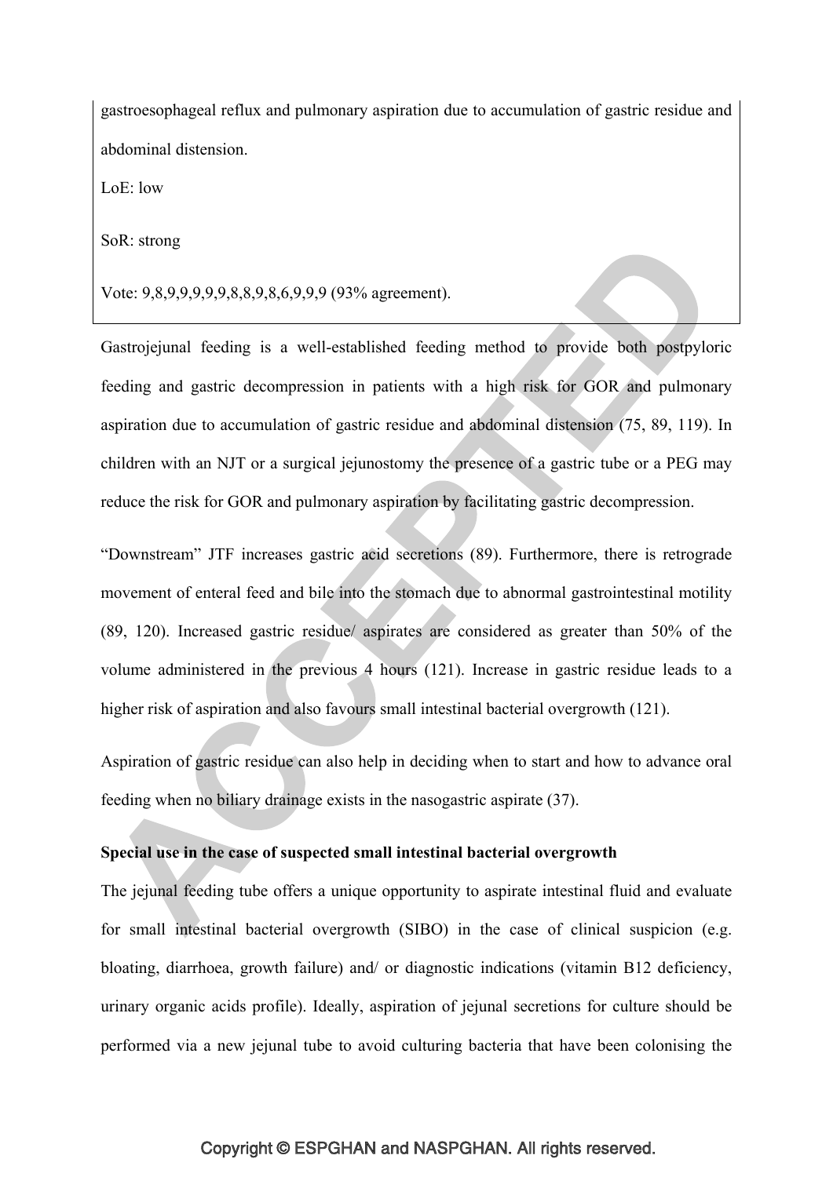gastroesophageal reflux and pulmonary aspiration due to accumulation of gastric residue and abdominal distension.

LoE: low

SoR: strong

Vote: 9,8,9,9,9,9,9,8,8,9,8,6,9,9,9 (93% agreement).

Gastrojejunal feeding is a well-established feeding method to provide both postpyloric feeding and gastric decompression in patients with a high risk for GOR and pulmonary aspiration due to accumulation of gastric residue and abdominal distension (75, 89, 119). In children with an NJT or a surgical jejunostomy the presence of a gastric tube or a PEG may reduce the risk for GOR and pulmonary aspiration by facilitating gastric decompression.

“Downstream” JTF increases gastric acid secretions (89). Furthermore, there is retrograde movement of enteral feed and bile into the stomach due to abnormal gastrointestinal motility (89, 120). Increased gastric residue/ aspirates are considered as greater than 50% of the volume administered in the previous 4 hours (121). Increase in gastric residue leads to a higher risk of aspiration and also favours small intestinal bacterial overgrowth (121).

Aspiration of gastric residue can also help in deciding when to start and how to advance oral feeding when no biliary drainage exists in the nasogastric aspirate (37).

**Special use in the case of suspected small intestinal bacterial overgrowth**

The jejunal feeding tube offers a unique opportunity to aspirate intestinal fluid and evaluate for small intestinal bacterial overgrowth (SIBO) in the case of clinical suspicion (e.g. bloating, diarrhoea, growth failure) and/ or diagnostic indications (vitamin B12 deficiency, urinary organic acids profile). Ideally, aspiration of jejunal secretions for culture should be performed via a new jejunal tube to avoid culturing bacteria that have been colonising the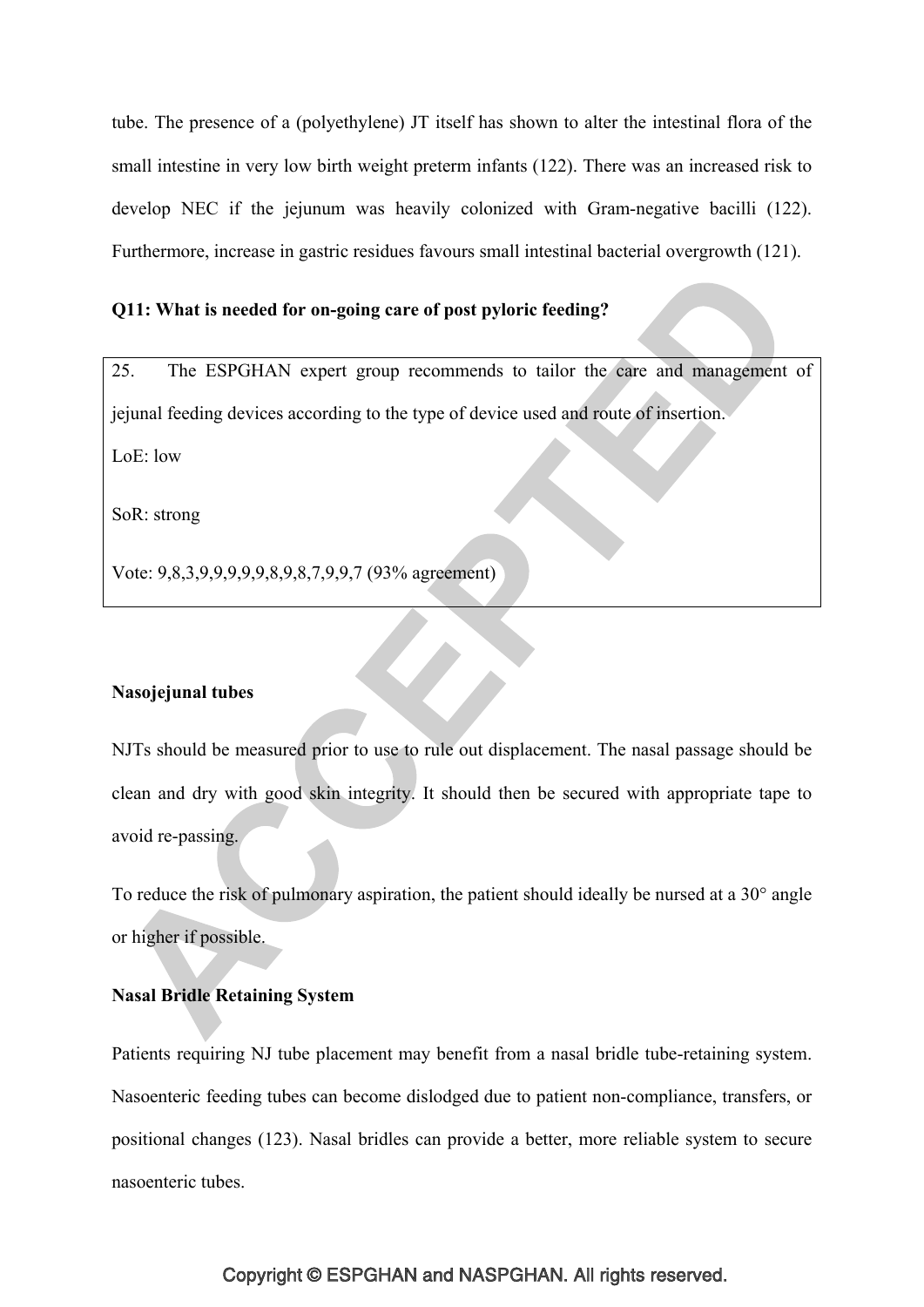tube. The presence of a (polyethylene) JT itself has shown to alter the intestinal flora of the small intestine in very low birth weight preterm infants (122). There was an increased risk to develop NEC if the jejunum was heavily colonized with Gram-negative bacilli (122). Furthermore, increase in gastric residues favours small intestinal bacterial overgrowth (121).

**Q11: What is needed for on-going care of post pyloric feeding?**

> 25. The ESPGHAN expert group recommends to tailor the care and management of jejunal feeding devices according to the type of device used and route of insertion.
>
> LoE: low
>
> SoR: strong
>
> Vote: 9,8,3,9,9,9,9,9,8,9,8,7,9,9,7 (93% agreement)

**Nasojejunal tubes**

NJTs should be measured prior to use to rule out displacement. The nasal passage should be clean and dry with good skin integrity. It should then be secured with appropriate tape to avoid re-passing.

To reduce the risk of pulmonary aspiration, the patient should ideally be nursed at a 30° angle or higher if possible.

**Nasal Bridle Retaining System**

Patients requiring NJ tube placement may benefit from a nasal bridle tube-retaining system. Nasoenteric feeding tubes can become dislodged due to patient non-compliance, transfers, or positional changes (123). Nasal bridles can provide a better, more reliable system to secure nasoenteric tubes.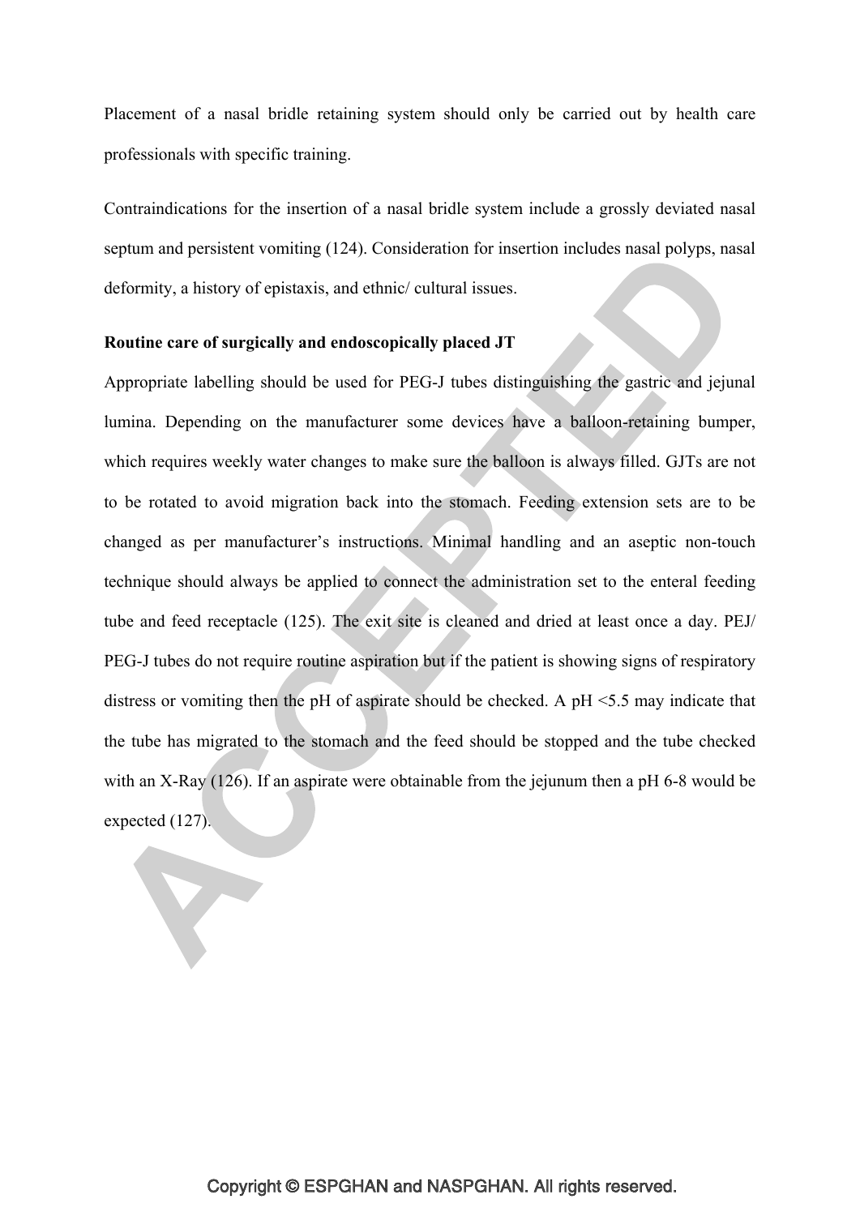Placement of a nasal bridle retaining system should only be carried out by health care professionals with specific training.

Contraindications for the insertion of a nasal bridle system include a grossly deviated nasal septum and persistent vomiting (124). Consideration for insertion includes nasal polyps, nasal deformity, a history of epistaxis, and ethnic/ cultural issues.

**Routine care of surgically and endoscopically placed JT**

Appropriate labelling should be used for PEG-J tubes distinguishing the gastric and jejunal lumina. Depending on the manufacturer some devices have a balloon-retaining bumper, which requires weekly water changes to make sure the balloon is always filled. GJTs are not to be rotated to avoid migration back into the stomach. Feeding extension sets are to be changed as per manufacturer's instructions. Minimal handling and an aseptic non-touch technique should always be applied to connect the administration set to the enteral feeding tube and feed receptacle (125). The exit site is cleaned and dried at least once a day. PEJ/ PEG-J tubes do not require routine aspiration but if the patient is showing signs of respiratory distress or vomiting then the pH of aspirate should be checked. A pH <5.5 may indicate that the tube has migrated to the stomach and the feed should be stopped and the tube checked with an X-Ray (126). If an aspirate were obtainable from the jejunum then a pH 6-8 would be expected (127).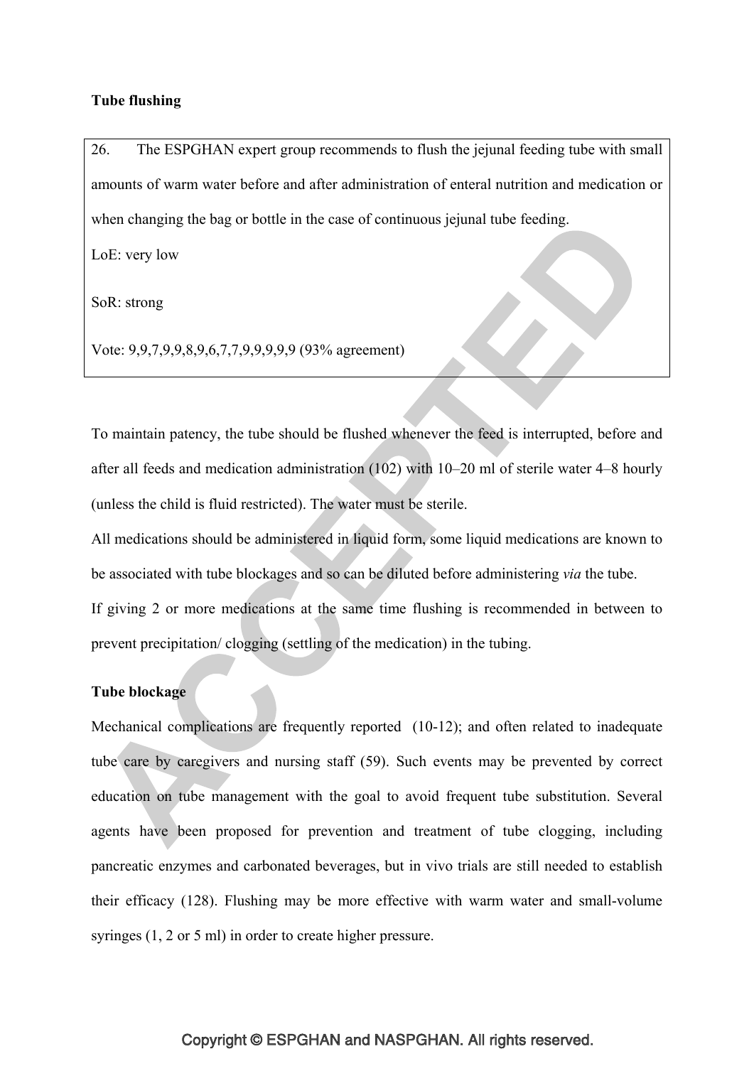**Tube flushing**

26. The ESPGHAN expert group recommends to flush the jejunal feeding tube with small amounts of warm water before and after administration of enteral nutrition and medication or when changing the bag or bottle in the case of continuous jejunal tube feeding.

LoE: very low

SoR: strong

Vote: 9,9,7,9,9,8,9,6,7,7,9,9,9,9,9 (93% agreement)

To maintain patency, the tube should be flushed whenever the feed is interrupted, before and after all feeds and medication administration (102) with 10–20 ml of sterile water 4–8 hourly (unless the child is fluid restricted). The water must be sterile.

All medications should be administered in liquid form, some liquid medications are known to be associated with tube blockages and so can be diluted before administering *via* the tube.

If giving 2 or more medications at the same time flushing is recommended in between to prevent precipitation/ clogging (settling of the medication) in the tubing.

**Tube blockage**

Mechanical complications are frequently reported (10-12); and often related to inadequate tube care by caregivers and nursing staff (59). Such events may be prevented by correct education on tube management with the goal to avoid frequent tube substitution. Several agents have been proposed for prevention and treatment of tube clogging, including pancreatic enzymes and carbonated beverages, but in vivo trials are still needed to establish their efficacy (128). Flushing may be more effective with warm water and small-volume syringes (1, 2 or 5 ml) in order to create higher pressure.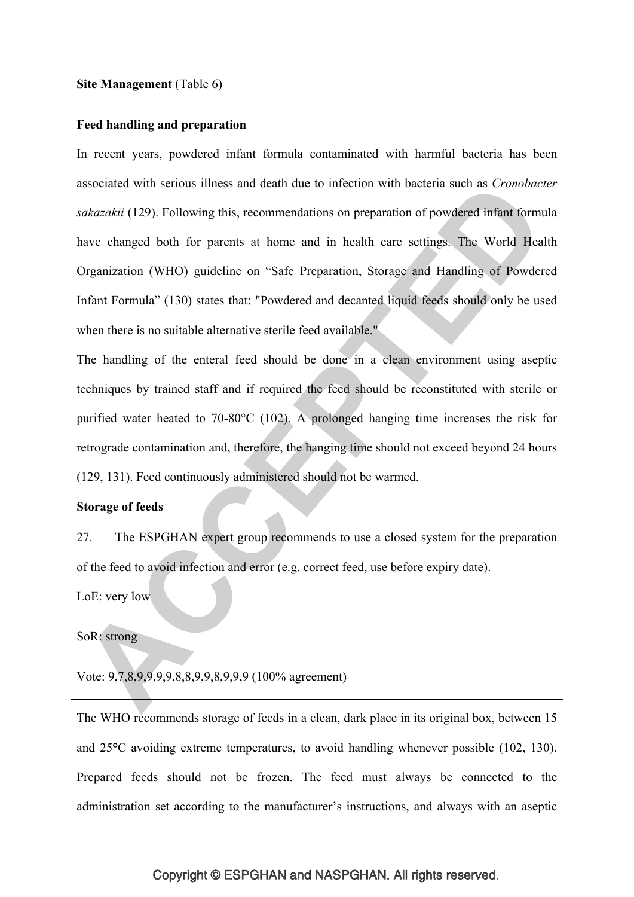**Site Management** (Table 6)

**Feed handling and preparation**

In recent years, powdered infant formula contaminated with harmful bacteria has been associated with serious illness and death due to infection with bacteria such as *Cronobacter sakazakii* (129). Following this, recommendations on preparation of powdered infant formula have changed both for parents at home and in health care settings. The World Health Organization (WHO) guideline on "Safe Preparation, Storage and Handling of Powdered Infant Formula" (130) states that: "Powdered and decanted liquid feeds should only be used when there is no suitable alternative sterile feed available."

The handling of the enteral feed should be done in a clean environment using aseptic techniques by trained staff and if required the feed should be reconstituted with sterile or purified water heated to 70-80°C (102). A prolonged hanging time increases the risk for retrograde contamination and, therefore, the hanging time should not exceed beyond 24 hours (129, 131). Feed continuously administered should not be warmed.

**Storage of feeds**

| |
|---|
| 27. The ESPGHAN expert group recommends to use a closed system for the preparation of the feed to avoid infection and error (e.g. correct feed, use before expiry date).<br>LoE: very low<br>SoR: strong<br>Vote: 9,7,8,9,9,9,9,8,8,9,9,8,9,9,9 (100% agreement) |

The WHO recommends storage of feeds in a clean, dark place in its original box, between 15 and 25°C avoiding extreme temperatures, to avoid handling whenever possible (102, 130). Prepared feeds should not be frozen. The feed must always be connected to the administration set according to the manufacturer's instructions, and always with an aseptic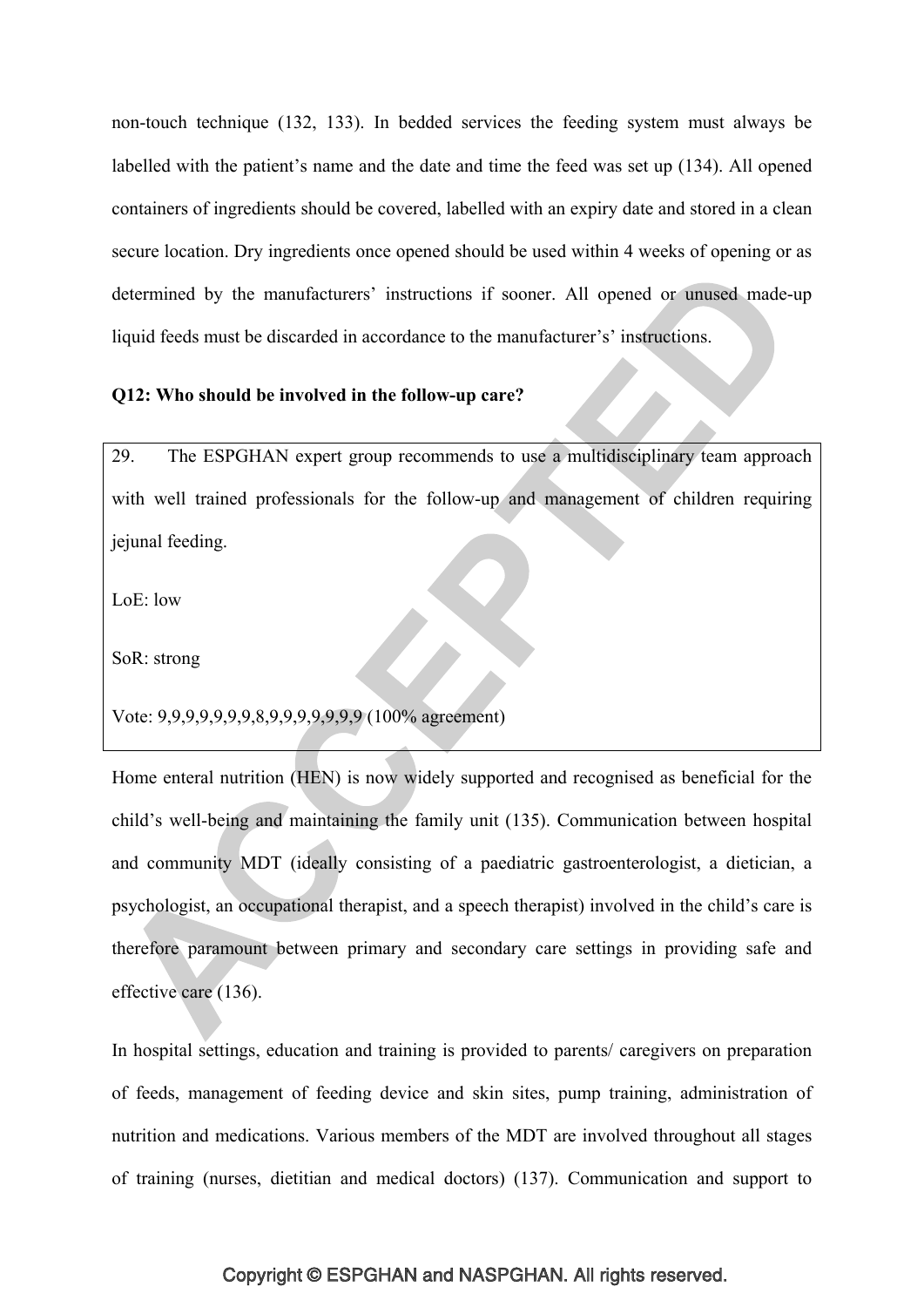non-touch technique (132, 133). In bedded services the feeding system must always be labelled with the patient's name and the date and time the feed was set up (134). All opened containers of ingredients should be covered, labelled with an expiry date and stored in a clean secure location. Dry ingredients once opened should be used within 4 weeks of opening or as determined by the manufacturers' instructions if sooner. All opened or unused made-up liquid feeds must be discarded in accordance to the manufacturer's' instructions.

**Q12: Who should be involved in the follow-up care?**

29. The ESPGHAN expert group recommends to use a multidisciplinary team approach with well trained professionals for the follow-up and management of children requiring jejunal feeding.

LoE: low

SoR: strong

Vote: 9,9,9,9,9,9,9,8,9,9,9,9,9,9,9 (100% agreement)

Home enteral nutrition (HEN) is now widely supported and recognised as beneficial for the child's well-being and maintaining the family unit (135). Communication between hospital and community MDT (ideally consisting of a paediatric gastroenterologist, a dietician, a psychologist, an occupational therapist, and a speech therapist) involved in the child's care is therefore paramount between primary and secondary care settings in providing safe and effective care (136).

In hospital settings, education and training is provided to parents/ caregivers on preparation of feeds, management of feeding device and skin sites, pump training, administration of nutrition and medications. Various members of the MDT are involved throughout all stages of training (nurses, dietitian and medical doctors) (137). Communication and support to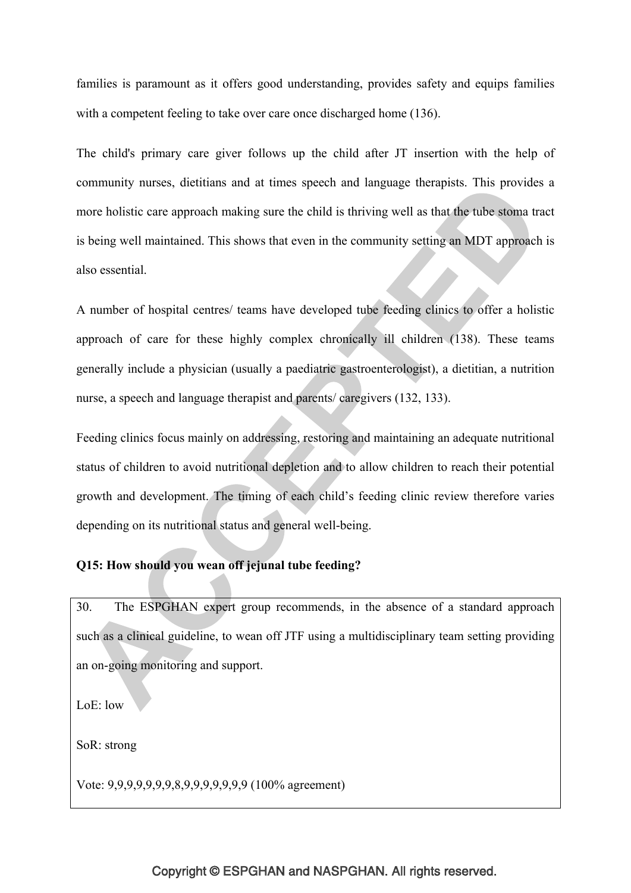families is paramount as it offers good understanding, provides safety and equips families with a competent feeling to take over care once discharged home (136).

The child's primary care giver follows up the child after JT insertion with the help of community nurses, dietitians and at times speech and language therapists. This provides a more holistic care approach making sure the child is thriving well as that the tube stoma tract is being well maintained. This shows that even in the community setting an MDT approach is also essential.

A number of hospital centres/ teams have developed tube feeding clinics to offer a holistic approach of care for these highly complex chronically ill children (138). These teams generally include a physician (usually a paediatric gastroenterologist), a dietitian, a nutrition nurse, a speech and language therapist and parents/ caregivers (132, 133).

Feeding clinics focus mainly on addressing, restoring and maintaining an adequate nutritional status of children to avoid nutritional depletion and to allow children to reach their potential growth and development. The timing of each child's feeding clinic review therefore varies depending on its nutritional status and general well-being.

**Q15: How should you wean off jejunal tube feeding?**

> 30. The ESPGHAN expert group recommends, in the absence of a standard approach such as a clinical guideline, to wean off JTF using a multidisciplinary team setting providing an on-going monitoring and support.
>
> LoE: low
>
> SoR: strong
>
> Vote: 9,9,9,9,9,9,9,8,9,9,9,9,9,9,9 (100% agreement)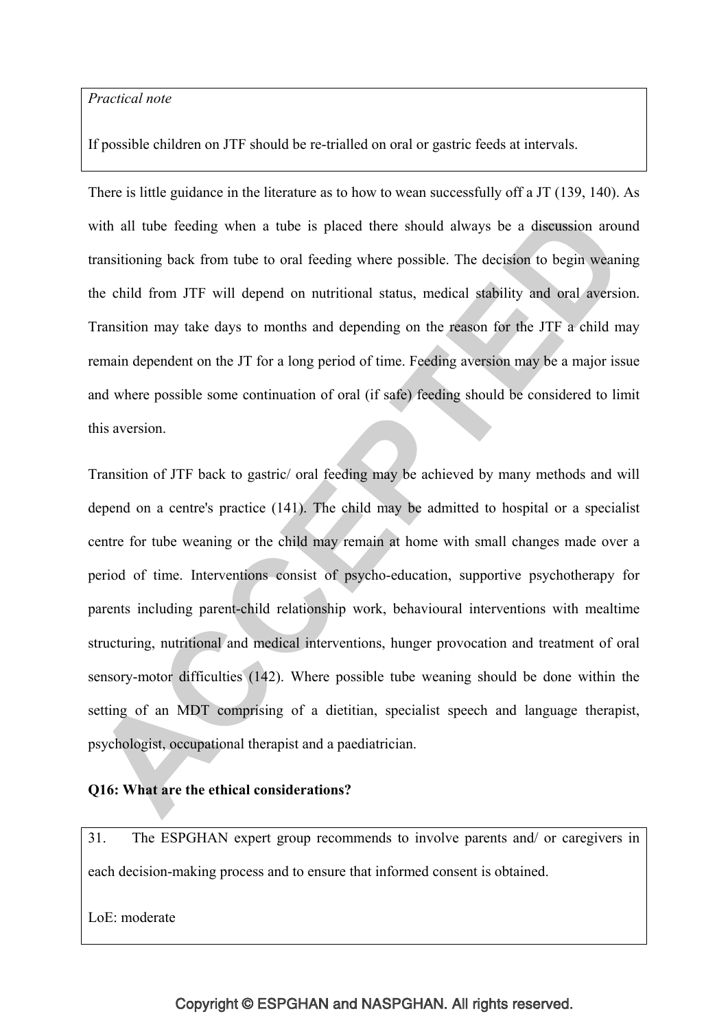*Practical note*

If possible children on JTF should be re-trialled on oral or gastric feeds at intervals.

There is little guidance in the literature as to how to wean successfully off a JT (139, 140). As with all tube feeding when a tube is placed there should always be a discussion around transitioning back from tube to oral feeding where possible. The decision to begin weaning the child from JTF will depend on nutritional status, medical stability and oral aversion. Transition may take days to months and depending on the reason for the JTF a child may remain dependent on the JT for a long period of time. Feeding aversion may be a major issue and where possible some continuation of oral (if safe) feeding should be considered to limit this aversion.

Transition of JTF back to gastric/ oral feeding may be achieved by many methods and will depend on a centre's practice (141). The child may be admitted to hospital or a specialist centre for tube weaning or the child may remain at home with small changes made over a period of time. Interventions consist of psycho-education, supportive psychotherapy for parents including parent-child relationship work, behavioural interventions with mealtime structuring, nutritional and medical interventions, hunger provocation and treatment of oral sensory-motor difficulties (142). Where possible tube weaning should be done within the setting of an MDT comprising of a dietitian, specialist speech and language therapist, psychologist, occupational therapist and a paediatrician.

**Q16: What are the ethical considerations?**

31. The ESPGHAN expert group recommends to involve parents and/ or caregivers in each decision-making process and to ensure that informed consent is obtained.

LoE: moderate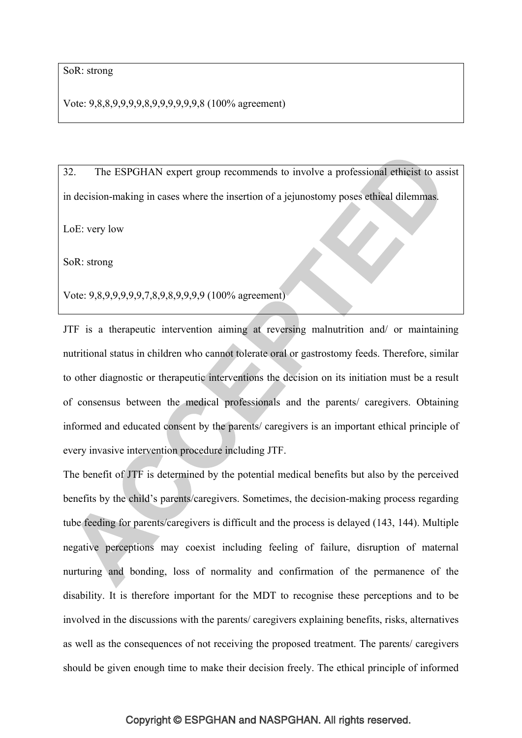SoR: strong

Vote: 9,8,8,9,9,9,9,8,9,9,9,9,9,9,8 (100% agreement)

32. The ESPGHAN expert group recommends to involve a professional ethicist to assist in decision-making in cases where the insertion of a jejunostomy poses ethical dilemmas.

LoE: very low

SoR: strong

Vote: 9,8,9,9,9,9,9,7,8,9,8,9,9,9,9 (100% agreement)

JTF is a therapeutic intervention aiming at reversing malnutrition and/ or maintaining nutritional status in children who cannot tolerate oral or gastrostomy feeds. Therefore, similar to other diagnostic or therapeutic interventions the decision on its initiation must be a result of consensus between the medical professionals and the parents/ caregivers. Obtaining informed and educated consent by the parents/ caregivers is an important ethical principle of every invasive intervention procedure including JTF.

The benefit of JTF is determined by the potential medical benefits but also by the perceived benefits by the child's parents/caregivers. Sometimes, the decision-making process regarding tube feeding for parents/caregivers is difficult and the process is delayed (143, 144). Multiple negative perceptions may coexist including feeling of failure, disruption of maternal nurturing and bonding, loss of normality and confirmation of the permanence of the disability. It is therefore important for the MDT to recognise these perceptions and to be involved in the discussions with the parents/ caregivers explaining benefits, risks, alternatives as well as the consequences of not receiving the proposed treatment. The parents/ caregivers should be given enough time to make their decision freely. The ethical principle of informed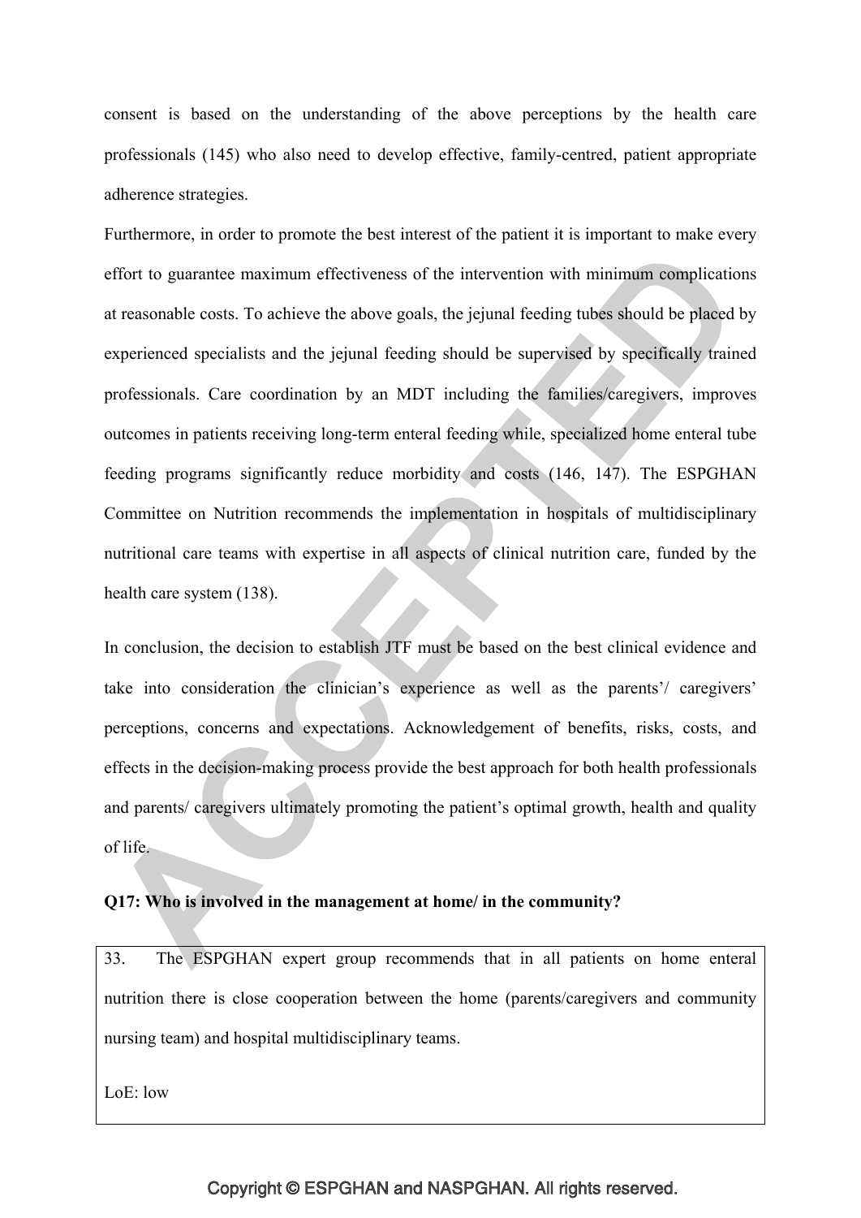consent is based on the understanding of the above perceptions by the health care professionals (145) who also need to develop effective, family-centred, patient appropriate adherence strategies.

Furthermore, in order to promote the best interest of the patient it is important to make every effort to guarantee maximum effectiveness of the intervention with minimum complications at reasonable costs. To achieve the above goals, the jejunal feeding tubes should be placed by experienced specialists and the jejunal feeding should be supervised by specifically trained professionals. Care coordination by an MDT including the families/caregivers, improves outcomes in patients receiving long-term enteral feeding while, specialized home enteral tube feeding programs significantly reduce morbidity and costs (146, 147). The ESPGHAN Committee on Nutrition recommends the implementation in hospitals of multidisciplinary nutritional care teams with expertise in all aspects of clinical nutrition care, funded by the health care system (138).

In conclusion, the decision to establish JTF must be based on the best clinical evidence and take into consideration the clinician's experience as well as the parents'/ caregivers' perceptions, concerns and expectations. Acknowledgement of benefits, risks, costs, and effects in the decision-making process provide the best approach for both health professionals and parents/ caregivers ultimately promoting the patient's optimal growth, health and quality of life.

**Q17: Who is involved in the management at home/ in the community?**

33. The ESPGHAN expert group recommends that in all patients on home enteral nutrition there is close cooperation between the home (parents/caregivers and community nursing team) and hospital multidisciplinary teams.

LoE: low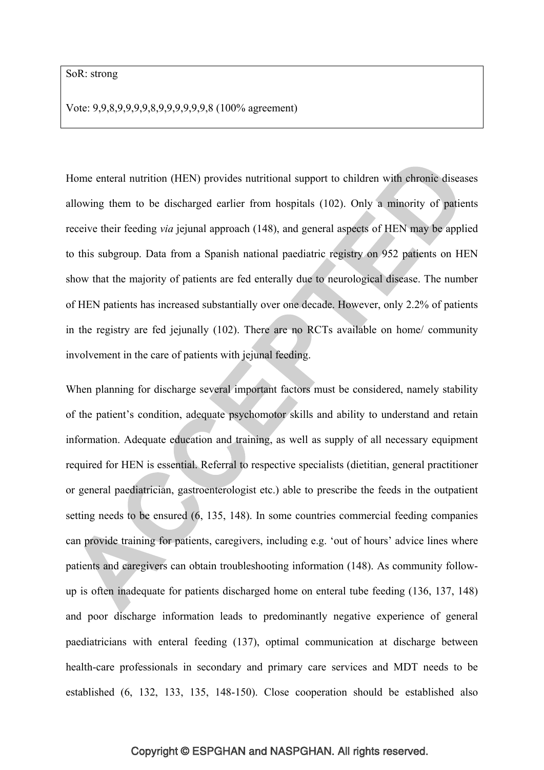SoR: strong

Vote: 9,9,8,9,9,9,9,8,9,9,9,9,9,9,8 (100% agreement)

Home enteral nutrition (HEN) provides nutritional support to children with chronic diseases allowing them to be discharged earlier from hospitals (102). Only a minority of patients receive their feeding *via* jejunal approach (148), and general aspects of HEN may be applied to this subgroup. Data from a Spanish national paediatric registry on 952 patients on HEN show that the majority of patients are fed enterally due to neurological disease. The number of HEN patients has increased substantially over one decade. However, only 2.2% of patients in the registry are fed jejunally (102). There are no RCTs available on home/ community involvement in the care of patients with jejunal feeding.

When planning for discharge several important factors must be considered, namely stability of the patient's condition, adequate psychomotor skills and ability to understand and retain information. Adequate education and training, as well as supply of all necessary equipment required for HEN is essential. Referral to respective specialists (dietitian, general practitioner or general paediatrician, gastroenterologist etc.) able to prescribe the feeds in the outpatient setting needs to be ensured (6, 135, 148). In some countries commercial feeding companies can provide training for patients, caregivers, including e.g. 'out of hours' advice lines where patients and caregivers can obtain troubleshooting information (148). As community follow-up is often inadequate for patients discharged home on enteral tube feeding (136, 137, 148) and poor discharge information leads to predominantly negative experience of general paediatricians with enteral feeding (137), optimal communication at discharge between health-care professionals in secondary and primary care services and MDT needs to be established (6, 132, 133, 135, 148-150). Close cooperation should be established also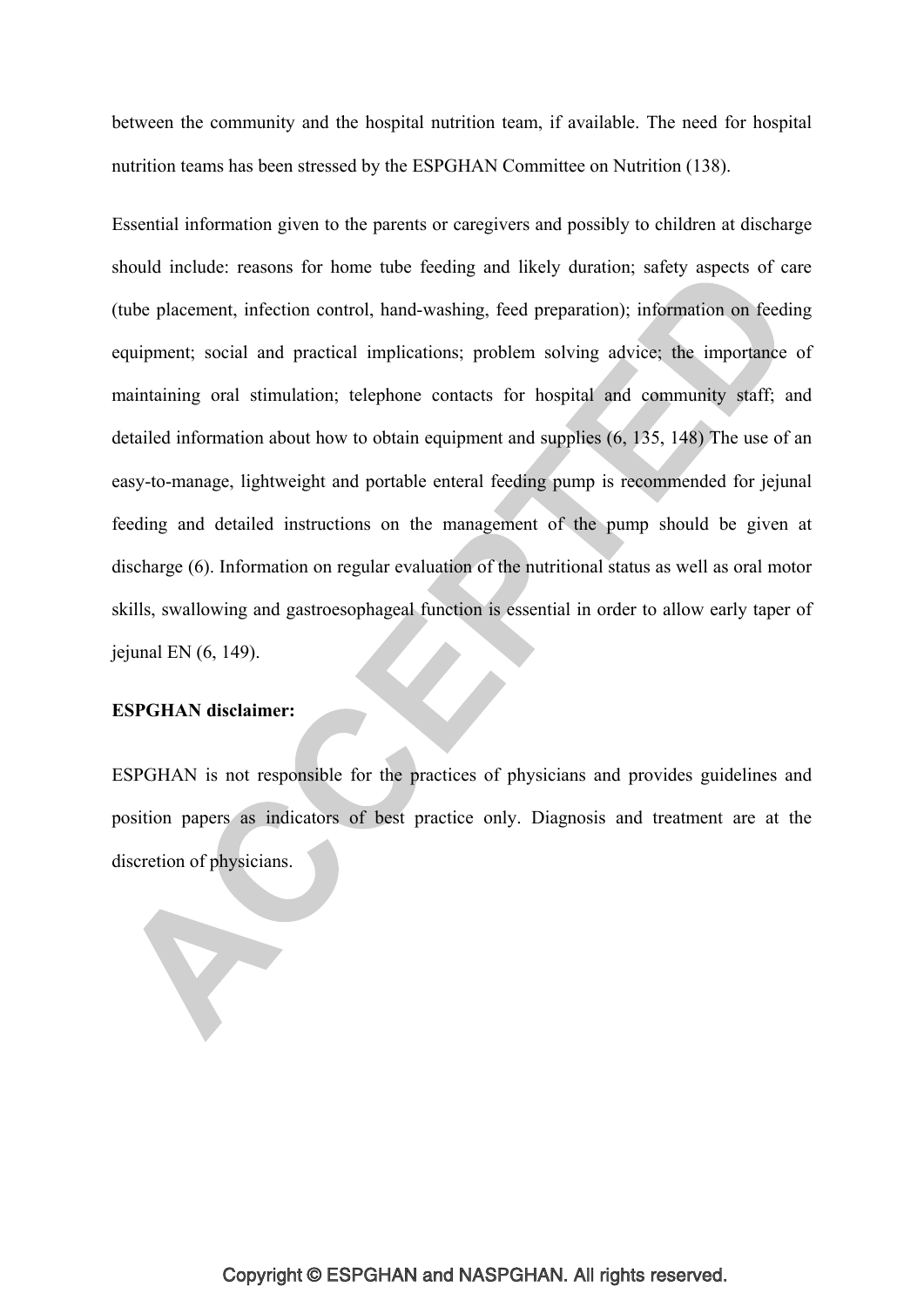between the community and the hospital nutrition team, if available. The need for hospital nutrition teams has been stressed by the ESPGHAN Committee on Nutrition (138).

Essential information given to the parents or caregivers and possibly to children at discharge should include: reasons for home tube feeding and likely duration; safety aspects of care (tube placement, infection control, hand-washing, feed preparation); information on feeding equipment; social and practical implications; problem solving advice; the importance of maintaining oral stimulation; telephone contacts for hospital and community staff; and detailed information about how to obtain equipment and supplies (6, 135, 148) The use of an easy-to-manage, lightweight and portable enteral feeding pump is recommended for jejunal feeding and detailed instructions on the management of the pump should be given at discharge (6). Information on regular evaluation of the nutritional status as well as oral motor skills, swallowing and gastroesophageal function is essential in order to allow early taper of jejunal EN (6, 149).

**ESPGHAN disclaimer:**

ESPGHAN is not responsible for the practices of physicians and provides guidelines and position papers as indicators of best practice only. Diagnosis and treatment are at the discretion of physicians.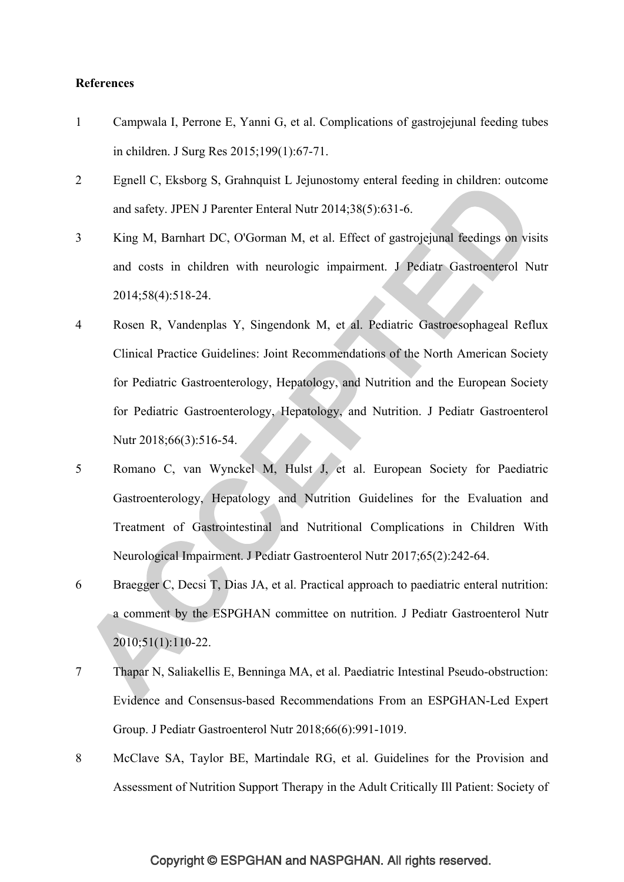**References**

1. Campwala I, Perrone E, Yanni G, et al. Complications of gastrojejunal feeding tubes in children. J Surg Res 2015;199(1):67-71.
2. Egnell C, Eksborg S, Grahnquist L Jejunostomy enteral feeding in children: outcome and safety. JPEN J Parenter Enteral Nutr 2014;38(5):631-6.
3. King M, Barnhart DC, O'Gorman M, et al. Effect of gastrojejunal feedings on visits and costs in children with neurologic impairment. J Pediatr Gastroenterol Nutr 2014;58(4):518-24.
4. Rosen R, Vandenplas Y, Singendonk M, et al. Pediatric Gastroesophageal Reflux Clinical Practice Guidelines: Joint Recommendations of the North American Society for Pediatric Gastroenterology, Hepatology, and Nutrition and the European Society for Pediatric Gastroenterology, Hepatology, and Nutrition. J Pediatr Gastroenterol Nutr 2018;66(3):516-54.
5. Romano C, van Wynckel M, Hulst J, et al. European Society for Paediatric Gastroenterology, Hepatology and Nutrition Guidelines for the Evaluation and Treatment of Gastrointestinal and Nutritional Complications in Children With Neurological Impairment. J Pediatr Gastroenterol Nutr 2017;65(2):242-64.
6. Braegger C, Decsi T, Dias JA, et al. Practical approach to paediatric enteral nutrition: a comment by the ESPGHAN committee on nutrition. J Pediatr Gastroenterol Nutr 2010;51(1):110-22.
7. Thapar N, Saliakellis E, Benninga MA, et al. Paediatric Intestinal Pseudo-obstruction: Evidence and Consensus-based Recommendations From an ESPGHAN-Led Expert Group. J Pediatr Gastroenterol Nutr 2018;66(6):991-1019.
8. McClave SA, Taylor BE, Martindale RG, et al. Guidelines for the Provision and Assessment of Nutrition Support Therapy in the Adult Critically Ill Patient: Society of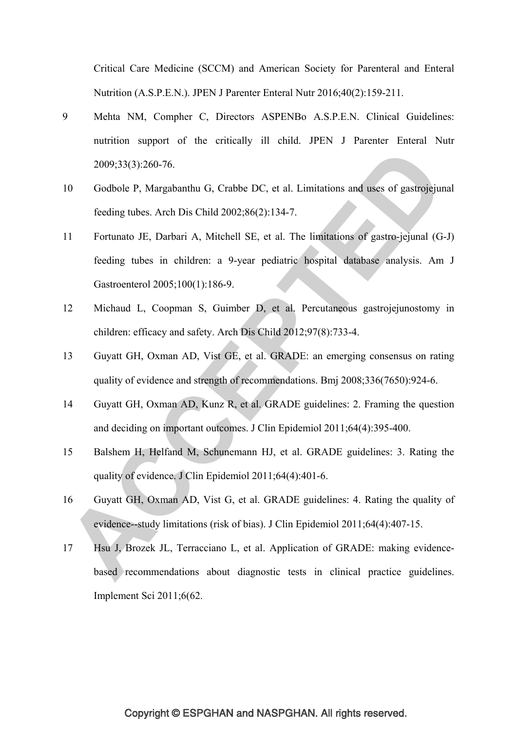Critical Care Medicine (SCCM) and American Society for Parenteral and Enteral Nutrition (A.S.P.E.N.). JPEN J Parenter Enteral Nutr 2016;40(2):159-211.

9 Mehta NM, Compher C, Directors ASPENBo A.S.P.E.N. Clinical Guidelines: nutrition support of the critically ill child. JPEN J Parenter Enteral Nutr 2009;33(3):260-76.

10 Godbole P, Margabanthu G, Crabbe DC, et al. Limitations and uses of gastrojejunal feeding tubes. Arch Dis Child 2002;86(2):134-7.

11 Fortunato JE, Darbari A, Mitchell SE, et al. The limitations of gastro-jejunal (G-J) feeding tubes in children: a 9-year pediatric hospital database analysis. Am J Gastroenterol 2005;100(1):186-9.

12 Michaud L, Coopman S, Guimber D, et al. Percutaneous gastrojejunostomy in children: efficacy and safety. Arch Dis Child 2012;97(8):733-4.

13 Guyatt GH, Oxman AD, Vist GE, et al. GRADE: an emerging consensus on rating quality of evidence and strength of recommendations. Bmj 2008;336(7650):924-6.

14 Guyatt GH, Oxman AD, Kunz R, et al. GRADE guidelines: 2. Framing the question and deciding on important outcomes. J Clin Epidemiol 2011;64(4):395-400.

15 Balshem H, Helfand M, Schunemann HJ, et al. GRADE guidelines: 3. Rating the quality of evidence. J Clin Epidemiol 2011;64(4):401-6.

16 Guyatt GH, Oxman AD, Vist G, et al. GRADE guidelines: 4. Rating the quality of evidence--study limitations (risk of bias). J Clin Epidemiol 2011;64(4):407-15.

17 Hsu J, Brozek JL, Terracciano L, et al. Application of GRADE: making evidence-based recommendations about diagnostic tests in clinical practice guidelines. Implement Sci 2011;6(62.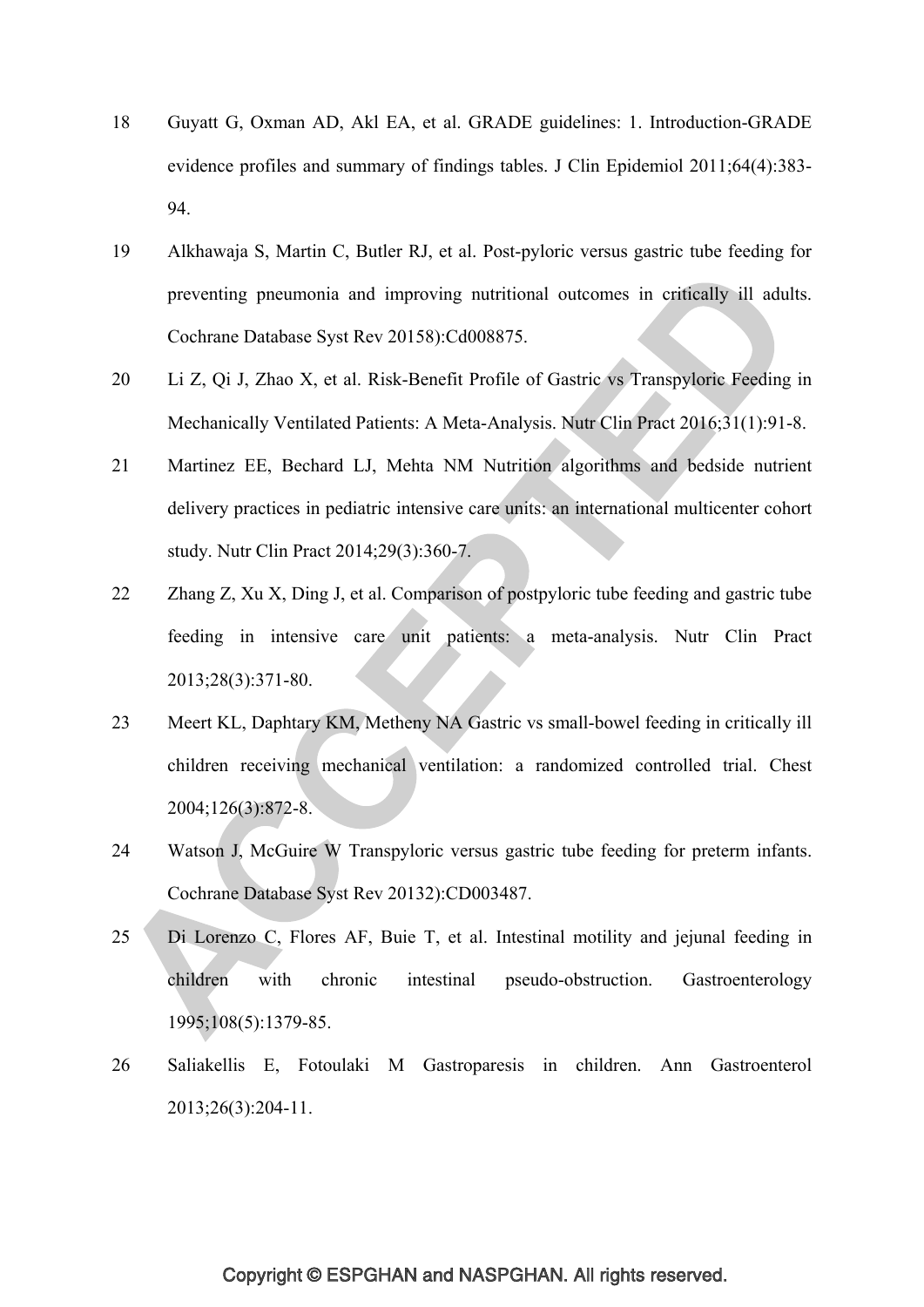18 Guyatt G, Oxman AD, Akl EA, et al. GRADE guidelines: 1. Introduction-GRADE evidence profiles and summary of findings tables. J Clin Epidemiol 2011;64(4):383-94.

19 Alkhawaja S, Martin C, Butler RJ, et al. Post-pyloric versus gastric tube feeding for preventing pneumonia and improving nutritional outcomes in critically ill adults. Cochrane Database Syst Rev 20158):Cd008875.

20 Li Z, Qi J, Zhao X, et al. Risk-Benefit Profile of Gastric vs Transpyloric Feeding in Mechanically Ventilated Patients: A Meta-Analysis. Nutr Clin Pract 2016;31(1):91-8.

21 Martinez EE, Bechard LJ, Mehta NM Nutrition algorithms and bedside nutrient delivery practices in pediatric intensive care units: an international multicenter cohort study. Nutr Clin Pract 2014;29(3):360-7.

22 Zhang Z, Xu X, Ding J, et al. Comparison of postpyloric tube feeding and gastric tube feeding in intensive care unit patients: a meta-analysis. Nutr Clin Pract 2013;28(3):371-80.

23 Meert KL, Daphtary KM, Metheny NA Gastric vs small-bowel feeding in critically ill children receiving mechanical ventilation: a randomized controlled trial. Chest 2004;126(3):872-8.

24 Watson J, McGuire W Transpyloric versus gastric tube feeding for preterm infants. Cochrane Database Syst Rev 20132):CD003487.

25 Di Lorenzo C, Flores AF, Buie T, et al. Intestinal motility and jejunal feeding in children with chronic intestinal pseudo-obstruction. Gastroenterology 1995;108(5):1379-85.

26 Saliakellis E, Fotoulaki M Gastroparesis in children. Ann Gastroenterol 2013;26(3):204-11.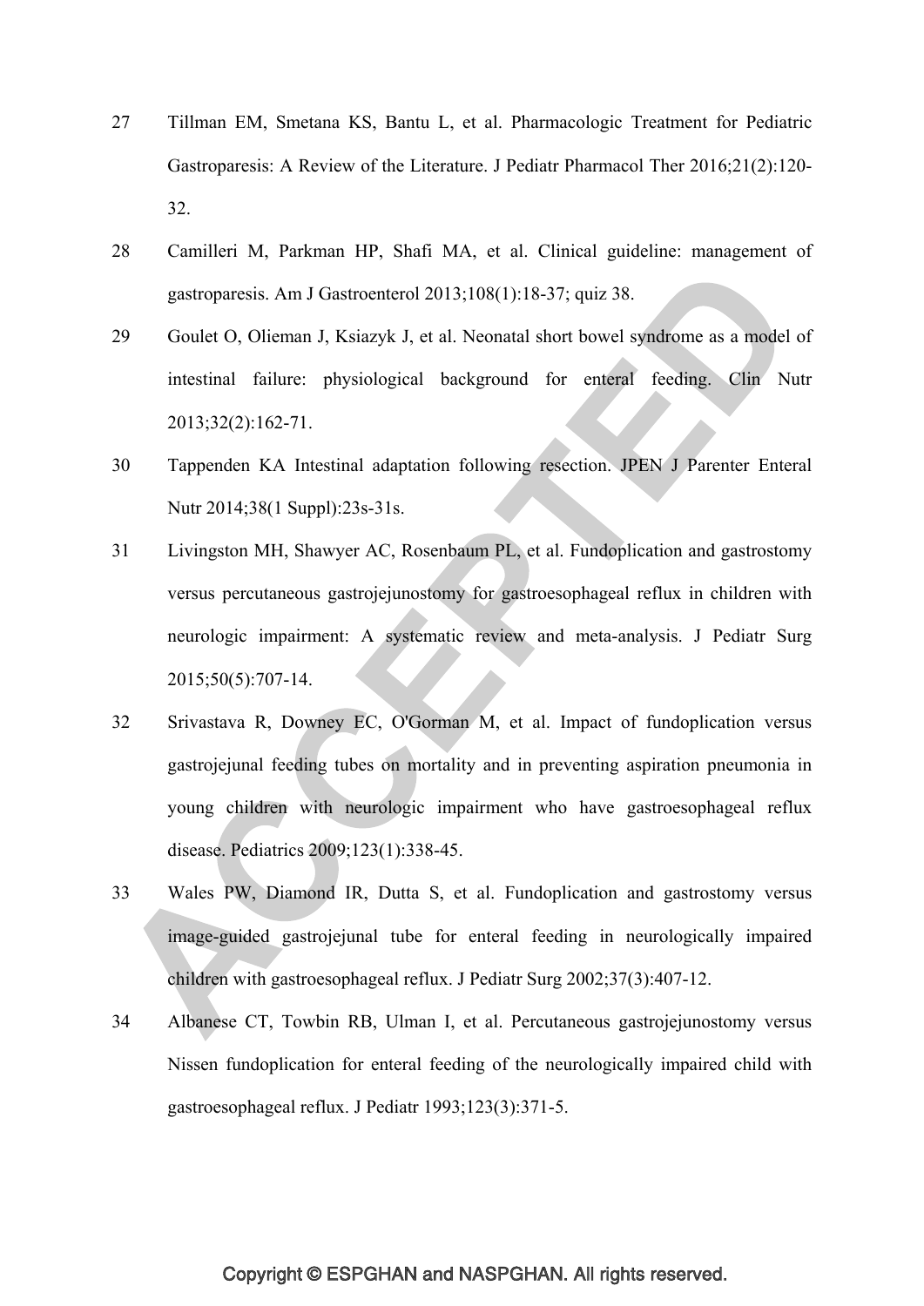27 Tillman EM, Smetana KS, Bantu L, et al. Pharmacologic Treatment for Pediatric Gastroparesis: A Review of the Literature. J Pediatr Pharmacol Ther 2016;21(2):120-32.

28 Camilleri M, Parkman HP, Shafi MA, et al. Clinical guideline: management of gastroparesis. Am J Gastroenterol 2013;108(1):18-37; quiz 38.

29 Goulet O, Olieman J, Ksiazyk J, et al. Neonatal short bowel syndrome as a model of intestinal failure: physiological background for enteral feeding. Clin Nutr 2013;32(2):162-71.

30 Tappenden KA Intestinal adaptation following resection. JPEN J Parenter Enteral Nutr 2014;38(1 Suppl):23s-31s.

31 Livingston MH, Shawyer AC, Rosenbaum PL, et al. Fundoplication and gastrostomy versus percutaneous gastrojejunostomy for gastroesophageal reflux in children with neurologic impairment: A systematic review and meta-analysis. J Pediatr Surg 2015;50(5):707-14.

32 Srivastava R, Downey EC, O'Gorman M, et al. Impact of fundoplication versus gastrojejunal feeding tubes on mortality and in preventing aspiration pneumonia in young children with neurologic impairment who have gastroesophageal reflux disease. Pediatrics 2009;123(1):338-45.

33 Wales PW, Diamond IR, Dutta S, et al. Fundoplication and gastrostomy versus image-guided gastrojejunal tube for enteral feeding in neurologically impaired children with gastroesophageal reflux. J Pediatr Surg 2002;37(3):407-12.

34 Albanese CT, Towbin RB, Ulman I, et al. Percutaneous gastrojejunostomy versus Nissen fundoplication for enteral feeding of the neurologically impaired child with gastroesophageal reflux. J Pediatr 1993;123(3):371-5.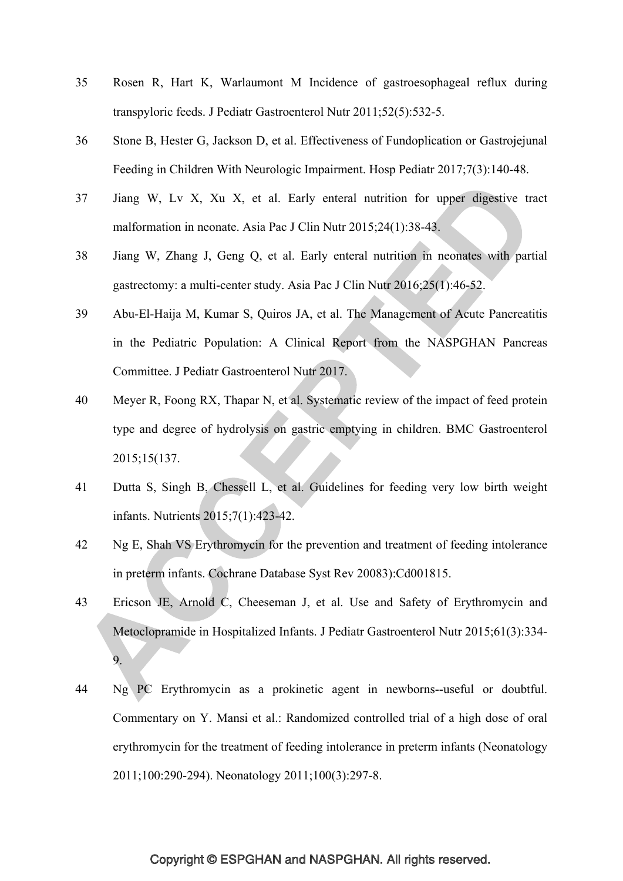35 Rosen R, Hart K, Warlaumont M Incidence of gastroesophageal reflux during transpyloric feeds. J Pediatr Gastroenterol Nutr 2011;52(5):532-5.

36 Stone B, Hester G, Jackson D, et al. Effectiveness of Fundoplication or Gastrojejunal Feeding in Children With Neurologic Impairment. Hosp Pediatr 2017;7(3):140-48.

37 Jiang W, Lv X, Xu X, et al. Early enteral nutrition for upper digestive tract malformation in neonate. Asia Pac J Clin Nutr 2015;24(1):38-43.

38 Jiang W, Zhang J, Geng Q, et al. Early enteral nutrition in neonates with partial gastrectomy: a multi-center study. Asia Pac J Clin Nutr 2016;25(1):46-52.

39 Abu-El-Haija M, Kumar S, Quiros JA, et al. The Management of Acute Pancreatitis in the Pediatric Population: A Clinical Report from the NASPGHAN Pancreas Committee. J Pediatr Gastroenterol Nutr 2017.

40 Meyer R, Foong RX, Thapar N, et al. Systematic review of the impact of feed protein type and degree of hydrolysis on gastric emptying in children. BMC Gastroenterol 2015;15(137.

41 Dutta S, Singh B, Chessell L, et al. Guidelines for feeding very low birth weight infants. Nutrients 2015;7(1):423-42.

42 Ng E, Shah VS Erythromycin for the prevention and treatment of feeding intolerance in preterm infants. Cochrane Database Syst Rev 20083):Cd001815.

43 Ericson JE, Arnold C, Cheeseman J, et al. Use and Safety of Erythromycin and Metoclopramide in Hospitalized Infants. J Pediatr Gastroenterol Nutr 2015;61(3):334-9.

44 Ng PC Erythromycin as a prokinetic agent in newborns--useful or doubtful. Commentary on Y. Mansi et al.: Randomized controlled trial of a high dose of oral erythromycin for the treatment of feeding intolerance in preterm infants (Neonatology 2011;100:290-294). Neonatology 2011;100(3):297-8.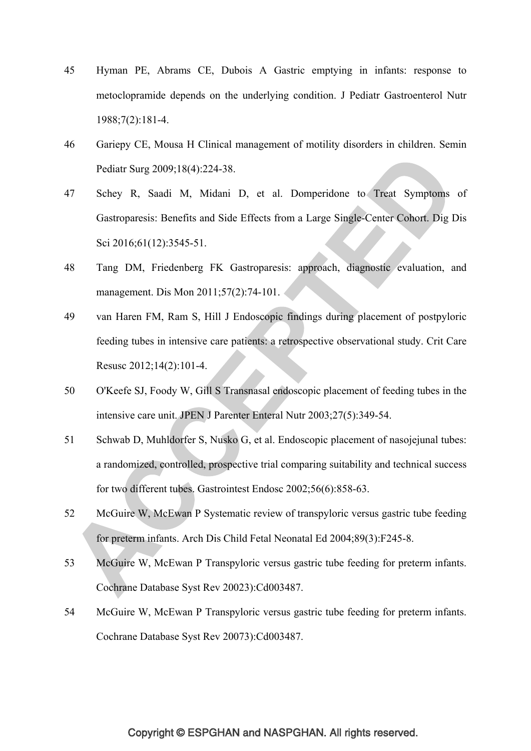45 Hyman PE, Abrams CE, Dubois A Gastric emptying in infants: response to metoclopramide depends on the underlying condition. J Pediatr Gastroenterol Nutr 1988;7(2):181-4.

46 Gariepy CE, Mousa H Clinical management of motility disorders in children. Semin Pediatr Surg 2009;18(4):224-38.

47 Schey R, Saadi M, Midani D, et al. Domperidone to Treat Symptoms of Gastroparesis: Benefits and Side Effects from a Large Single-Center Cohort. Dig Dis Sci 2016;61(12):3545-51.

48 Tang DM, Friedenberg FK Gastroparesis: approach, diagnostic evaluation, and management. Dis Mon 2011;57(2):74-101.

49 van Haren FM, Ram S, Hill J Endoscopic findings during placement of postpyloric feeding tubes in intensive care patients: a retrospective observational study. Crit Care Resusc 2012;14(2):101-4.

50 O'Keefe SJ, Foody W, Gill S Transnasal endoscopic placement of feeding tubes in the intensive care unit. JPEN J Parenter Enteral Nutr 2003;27(5):349-54.

51 Schwab D, Muhldorfer S, Nusko G, et al. Endoscopic placement of nasojejunal tubes: a randomized, controlled, prospective trial comparing suitability and technical success for two different tubes. Gastrointest Endosc 2002;56(6):858-63.

52 McGuire W, McEwan P Systematic review of transpyloric versus gastric tube feeding for preterm infants. Arch Dis Child Fetal Neonatal Ed 2004;89(3):F245-8.

53 McGuire W, McEwan P Transpyloric versus gastric tube feeding for preterm infants. Cochrane Database Syst Rev 20023):Cd003487.

54 McGuire W, McEwan P Transpyloric versus gastric tube feeding for preterm infants. Cochrane Database Syst Rev 20073):Cd003487.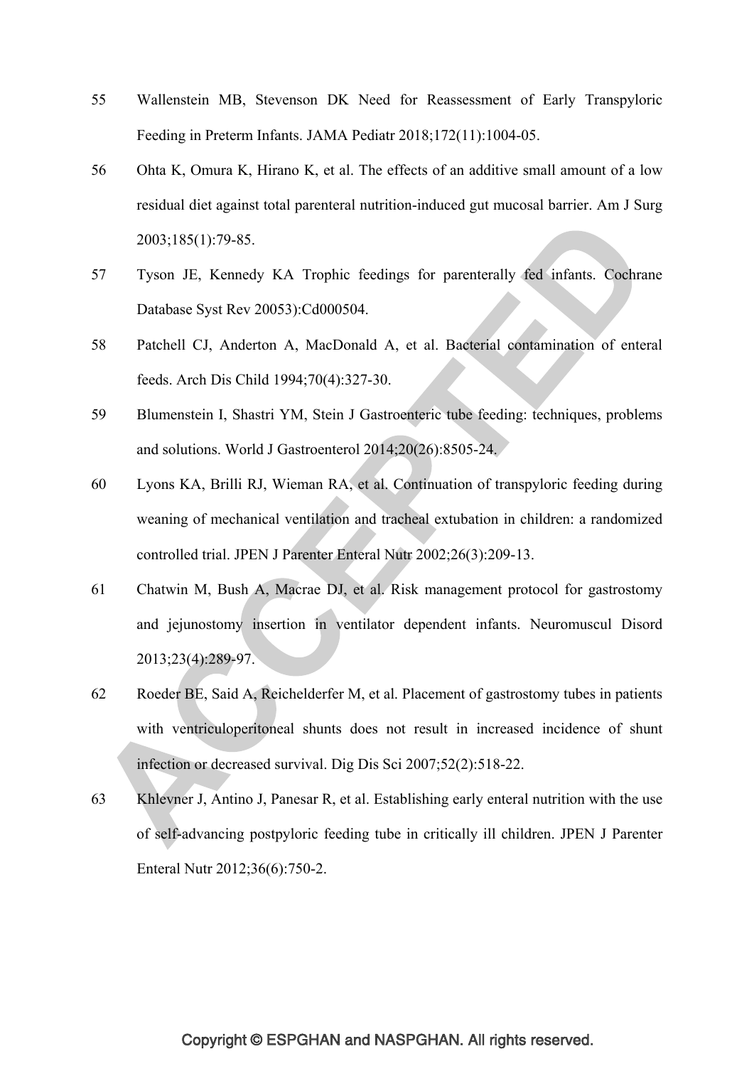55 Wallenstein MB, Stevenson DK Need for Reassessment of Early Transpyloric Feeding in Preterm Infants. JAMA Pediatr 2018;172(11):1004-05.

56 Ohta K, Omura K, Hirano K, et al. The effects of an additive small amount of a low residual diet against total parenteral nutrition-induced gut mucosal barrier. Am J Surg 2003;185(1):79-85.

57 Tyson JE, Kennedy KA Trophic feedings for parenterally fed infants. Cochrane Database Syst Rev 20053):Cd000504.

58 Patchell CJ, Anderton A, MacDonald A, et al. Bacterial contamination of enteral feeds. Arch Dis Child 1994;70(4):327-30.

59 Blumenstein I, Shastri YM, Stein J Gastroenteric tube feeding: techniques, problems and solutions. World J Gastroenterol 2014;20(26):8505-24.

60 Lyons KA, Brilli RJ, Wieman RA, et al. Continuation of transpyloric feeding during weaning of mechanical ventilation and tracheal extubation in children: a randomized controlled trial. JPEN J Parenter Enteral Nutr 2002;26(3):209-13.

61 Chatwin M, Bush A, Macrae DJ, et al. Risk management protocol for gastrostomy and jejunostomy insertion in ventilator dependent infants. Neuromuscul Disord 2013;23(4):289-97.

62 Roeder BE, Said A, Reichelderfer M, et al. Placement of gastrostomy tubes in patients with ventriculoperitoneal shunts does not result in increased incidence of shunt infection or decreased survival. Dig Dis Sci 2007;52(2):518-22.

63 Khlevner J, Antino J, Panesar R, et al. Establishing early enteral nutrition with the use of self-advancing postpyloric feeding tube in critically ill children. JPEN J Parenter Enteral Nutr 2012;36(6):750-2.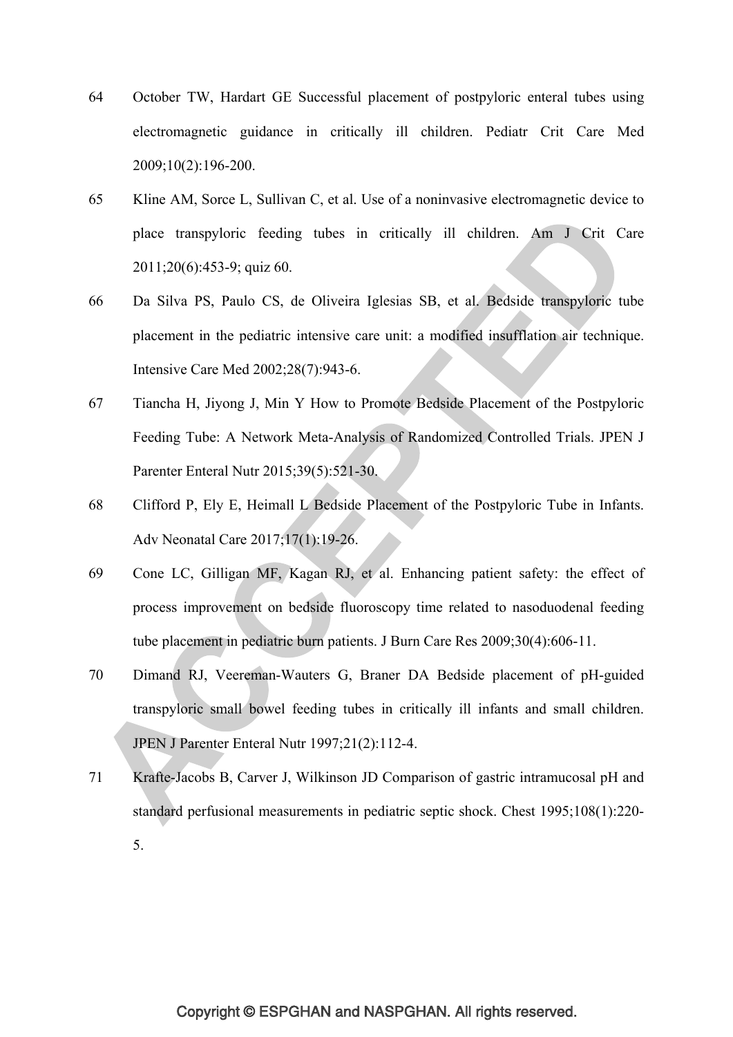64 October TW, Hardart GE Successful placement of postpyloric enteral tubes using electromagnetic guidance in critically ill children. Pediatr Crit Care Med 2009;10(2):196-200.

65 Kline AM, Sorce L, Sullivan C, et al. Use of a noninvasive electromagnetic device to place transpyloric feeding tubes in critically ill children. Am J Crit Care 2011;20(6):453-9; quiz 60.

66 Da Silva PS, Paulo CS, de Oliveira Iglesias SB, et al. Bedside transpyloric tube placement in the pediatric intensive care unit: a modified insufflation air technique. Intensive Care Med 2002;28(7):943-6.

67 Tiancha H, Jiyong J, Min Y How to Promote Bedside Placement of the Postpyloric Feeding Tube: A Network Meta-Analysis of Randomized Controlled Trials. JPEN J Parenter Enteral Nutr 2015;39(5):521-30.

68 Clifford P, Ely E, Heimall L Bedside Placement of the Postpyloric Tube in Infants. Adv Neonatal Care 2017;17(1):19-26.

69 Cone LC, Gilligan MF, Kagan RJ, et al. Enhancing patient safety: the effect of process improvement on bedside fluoroscopy time related to nasoduodenal feeding tube placement in pediatric burn patients. J Burn Care Res 2009;30(4):606-11.

70 Dimand RJ, Veereman-Wauters G, Braner DA Bedside placement of pH-guided transpyloric small bowel feeding tubes in critically ill infants and small children. JPEN J Parenter Enteral Nutr 1997;21(2):112-4.

71 Krafte-Jacobs B, Carver J, Wilkinson JD Comparison of gastric intramucosal pH and standard perfusional measurements in pediatric septic shock. Chest 1995;108(1):220-5.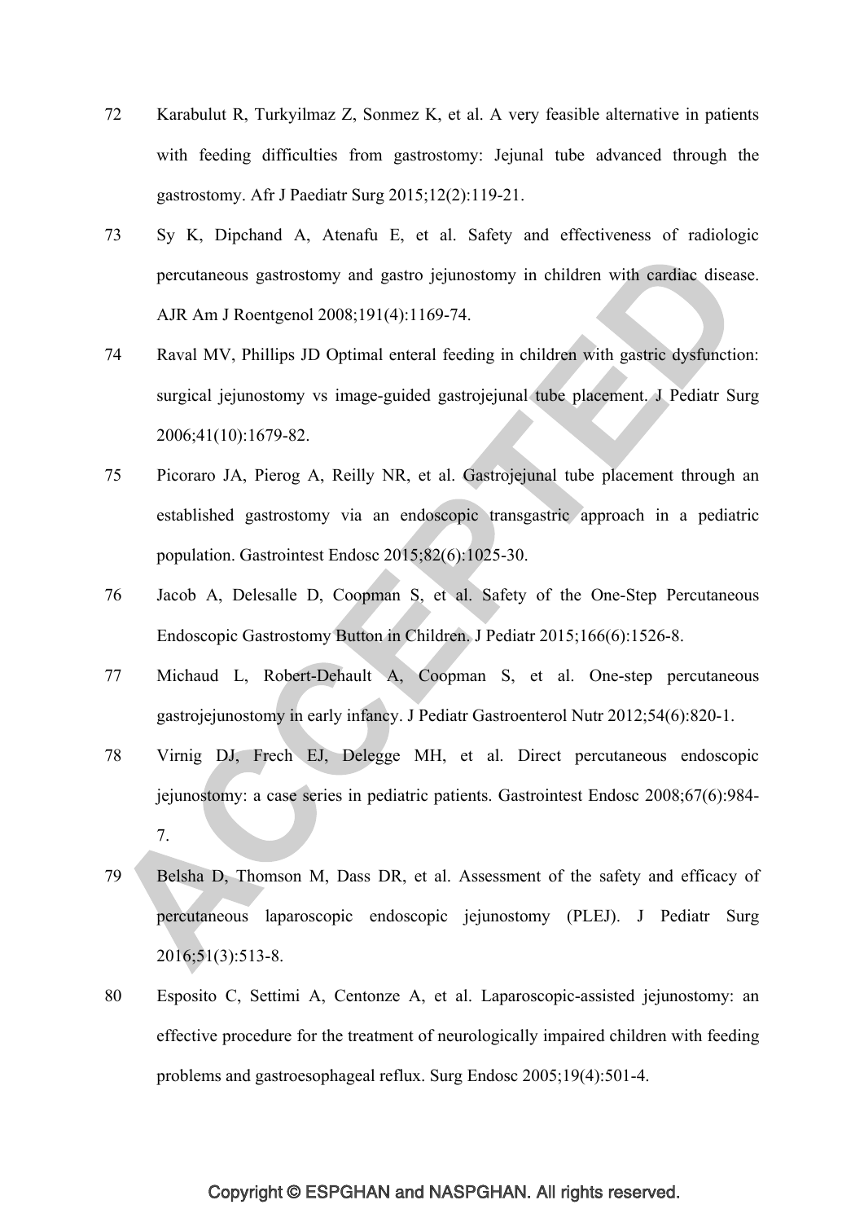72 Karabulut R, Turkyilmaz Z, Sonmez K, et al. A very feasible alternative in patients with feeding difficulties from gastrostomy: Jejunal tube advanced through the gastrostomy. Afr J Paediatr Surg 2015;12(2):119-21.

73 Sy K, Dipchand A, Atenafu E, et al. Safety and effectiveness of radiologic percutaneous gastrostomy and gastro jejunostomy in children with cardiac disease. AJR Am J Roentgenol 2008;191(4):1169-74.

74 Raval MV, Phillips JD Optimal enteral feeding in children with gastric dysfunction: surgical jejunostomy vs image-guided gastrojejunal tube placement. J Pediatr Surg 2006;41(10):1679-82.

75 Picoraro JA, Pierog A, Reilly NR, et al. Gastrojejunal tube placement through an established gastrostomy via an endoscopic transgastric approach in a pediatric population. Gastrointest Endosc 2015;82(6):1025-30.

76 Jacob A, Delesalle D, Coopman S, et al. Safety of the One-Step Percutaneous Endoscopic Gastrostomy Button in Children. J Pediatr 2015;166(6):1526-8.

77 Michaud L, Robert-Dehault A, Coopman S, et al. One-step percutaneous gastrojejunostomy in early infancy. J Pediatr Gastroenterol Nutr 2012;54(6):820-1.

78 Virnig DJ, Frech EJ, Delegge MH, et al. Direct percutaneous endoscopic jejunostomy: a case series in pediatric patients. Gastrointest Endosc 2008;67(6):984-7.

79 Belsha D, Thomson M, Dass DR, et al. Assessment of the safety and efficacy of percutaneous laparoscopic endoscopic jejunostomy (PLEJ). J Pediatr Surg 2016;51(3):513-8.

80 Esposito C, Settimi A, Centonze A, et al. Laparoscopic-assisted jejunostomy: an effective procedure for the treatment of neurologically impaired children with feeding problems and gastroesophageal reflux. Surg Endosc 2005;19(4):501-4.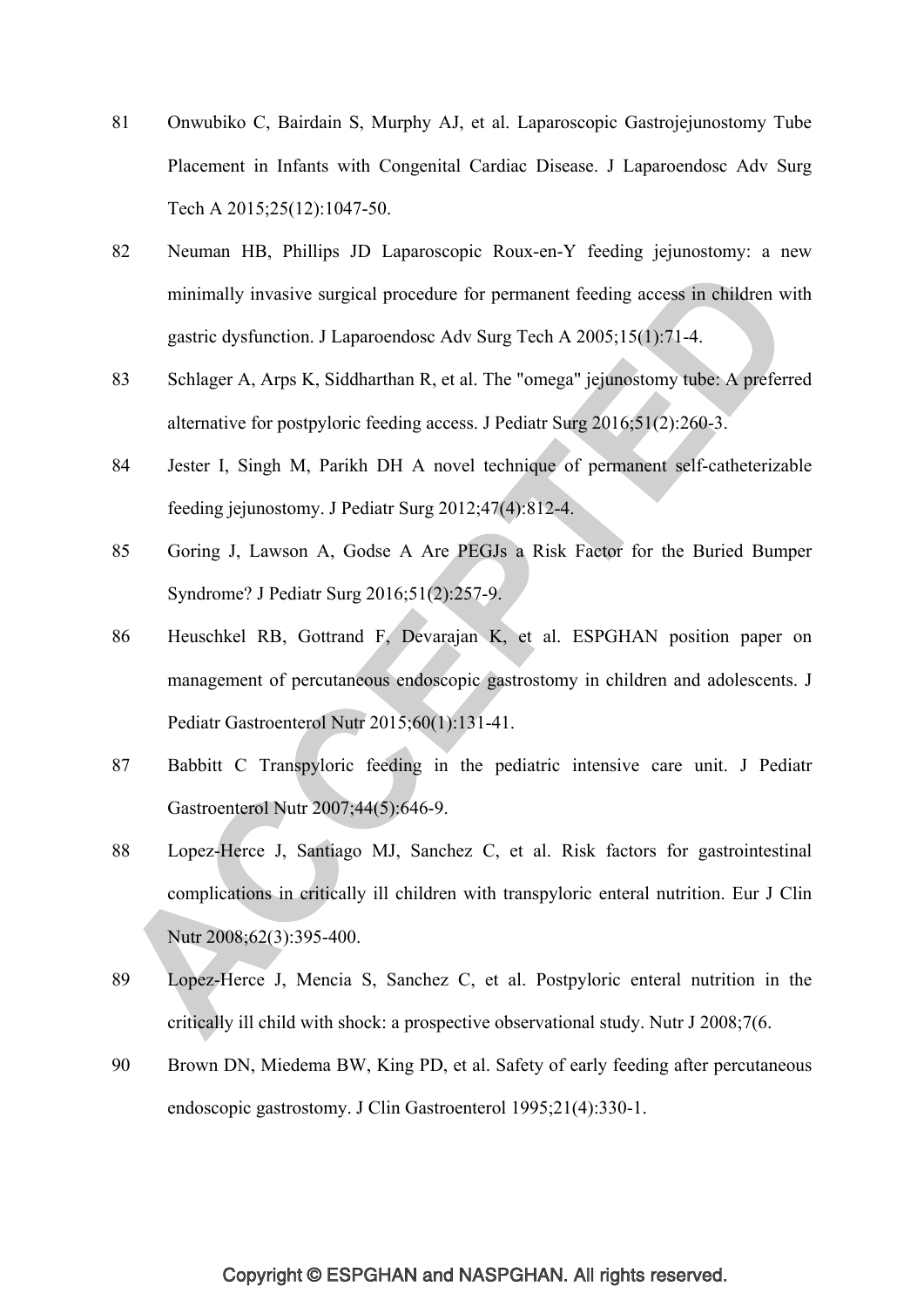81 Onwubiko C, Bairdain S, Murphy AJ, et al. Laparoscopic Gastrojejunostomy Tube Placement in Infants with Congenital Cardiac Disease. J Laparoendosc Adv Surg Tech A 2015;25(12):1047-50.

82 Neuman HB, Phillips JD Laparoscopic Roux-en-Y feeding jejunostomy: a new minimally invasive surgical procedure for permanent feeding access in children with gastric dysfunction. J Laparoendosc Adv Surg Tech A 2005;15(1):71-4.

83 Schlager A, Arps K, Siddharthan R, et al. The "omega" jejunostomy tube: A preferred alternative for postpyloric feeding access. J Pediatr Surg 2016;51(2):260-3.

84 Jester I, Singh M, Parikh DH A novel technique of permanent self-catheterizable feeding jejunostomy. J Pediatr Surg 2012;47(4):812-4.

85 Goring J, Lawson A, Godse A Are PEGJs a Risk Factor for the Buried Bumper Syndrome? J Pediatr Surg 2016;51(2):257-9.

86 Heuschkel RB, Gottrand F, Devarajan K, et al. ESPGHAN position paper on management of percutaneous endoscopic gastrostomy in children and adolescents. J Pediatr Gastroenterol Nutr 2015;60(1):131-41.

87 Babbitt C Transpyloric feeding in the pediatric intensive care unit. J Pediatr Gastroenterol Nutr 2007;44(5):646-9.

88 Lopez-Herce J, Santiago MJ, Sanchez C, et al. Risk factors for gastrointestinal complications in critically ill children with transpyloric enteral nutrition. Eur J Clin Nutr 2008;62(3):395-400.

89 Lopez-Herce J, Mencia S, Sanchez C, et al. Postpyloric enteral nutrition in the critically ill child with shock: a prospective observational study. Nutr J 2008;7(6.

90 Brown DN, Miedema BW, King PD, et al. Safety of early feeding after percutaneous endoscopic gastrostomy. J Clin Gastroenterol 1995;21(4):330-1.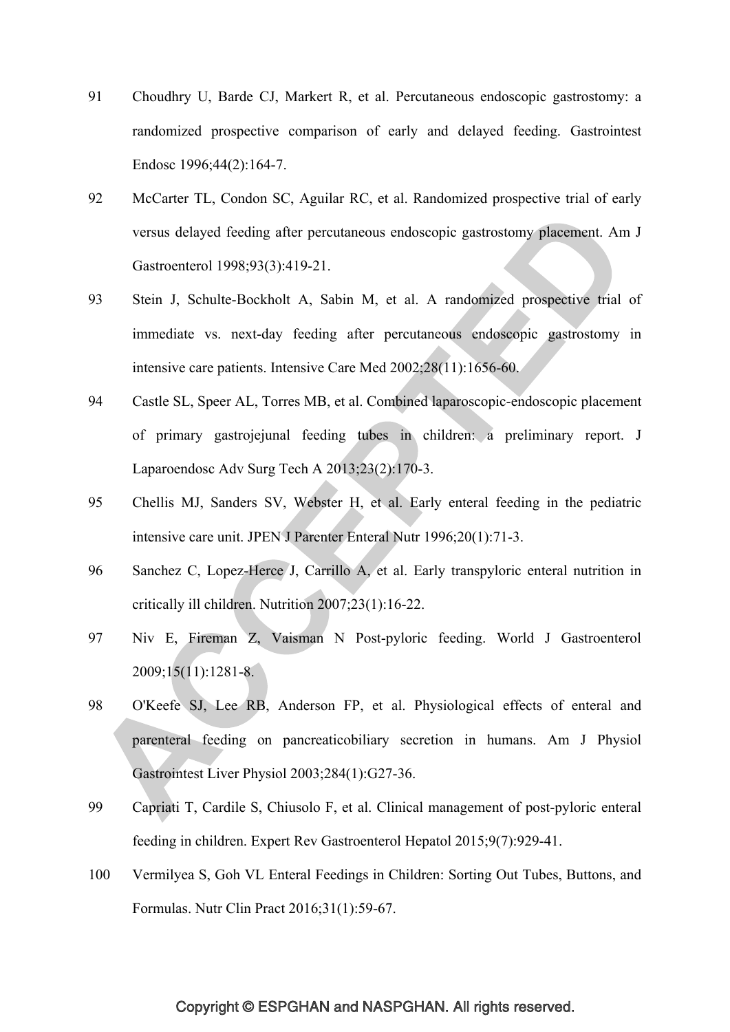91 Choudhry U, Barde CJ, Markert R, et al. Percutaneous endoscopic gastrostomy: a randomized prospective comparison of early and delayed feeding. Gastrointest Endosc 1996;44(2):164-7.

92 McCarter TL, Condon SC, Aguilar RC, et al. Randomized prospective trial of early versus delayed feeding after percutaneous endoscopic gastrostomy placement. Am J Gastroenterol 1998;93(3):419-21.

93 Stein J, Schulte-Bockholt A, Sabin M, et al. A randomized prospective trial of immediate vs. next-day feeding after percutaneous endoscopic gastrostomy in intensive care patients. Intensive Care Med 2002;28(11):1656-60.

94 Castle SL, Speer AL, Torres MB, et al. Combined laparoscopic-endoscopic placement of primary gastrojejunal feeding tubes in children: a preliminary report. J Laparoendosc Adv Surg Tech A 2013;23(2):170-3.

95 Chellis MJ, Sanders SV, Webster H, et al. Early enteral feeding in the pediatric intensive care unit. JPEN J Parenter Enteral Nutr 1996;20(1):71-3.

96 Sanchez C, Lopez-Herce J, Carrillo A, et al. Early transpyloric enteral nutrition in critically ill children. Nutrition 2007;23(1):16-22.

97 Niv E, Fireman Z, Vaisman N Post-pyloric feeding. World J Gastroenterol 2009;15(11):1281-8.

98 O'Keefe SJ, Lee RB, Anderson FP, et al. Physiological effects of enteral and parenteral feeding on pancreaticobiliary secretion in humans. Am J Physiol Gastrointest Liver Physiol 2003;284(1):G27-36.

99 Capriati T, Cardile S, Chiusolo F, et al. Clinical management of post-pyloric enteral feeding in children. Expert Rev Gastroenterol Hepatol 2015;9(7):929-41.

100 Vermilyea S, Goh VL Enteral Feedings in Children: Sorting Out Tubes, Buttons, and Formulas. Nutr Clin Pract 2016;31(1):59-67.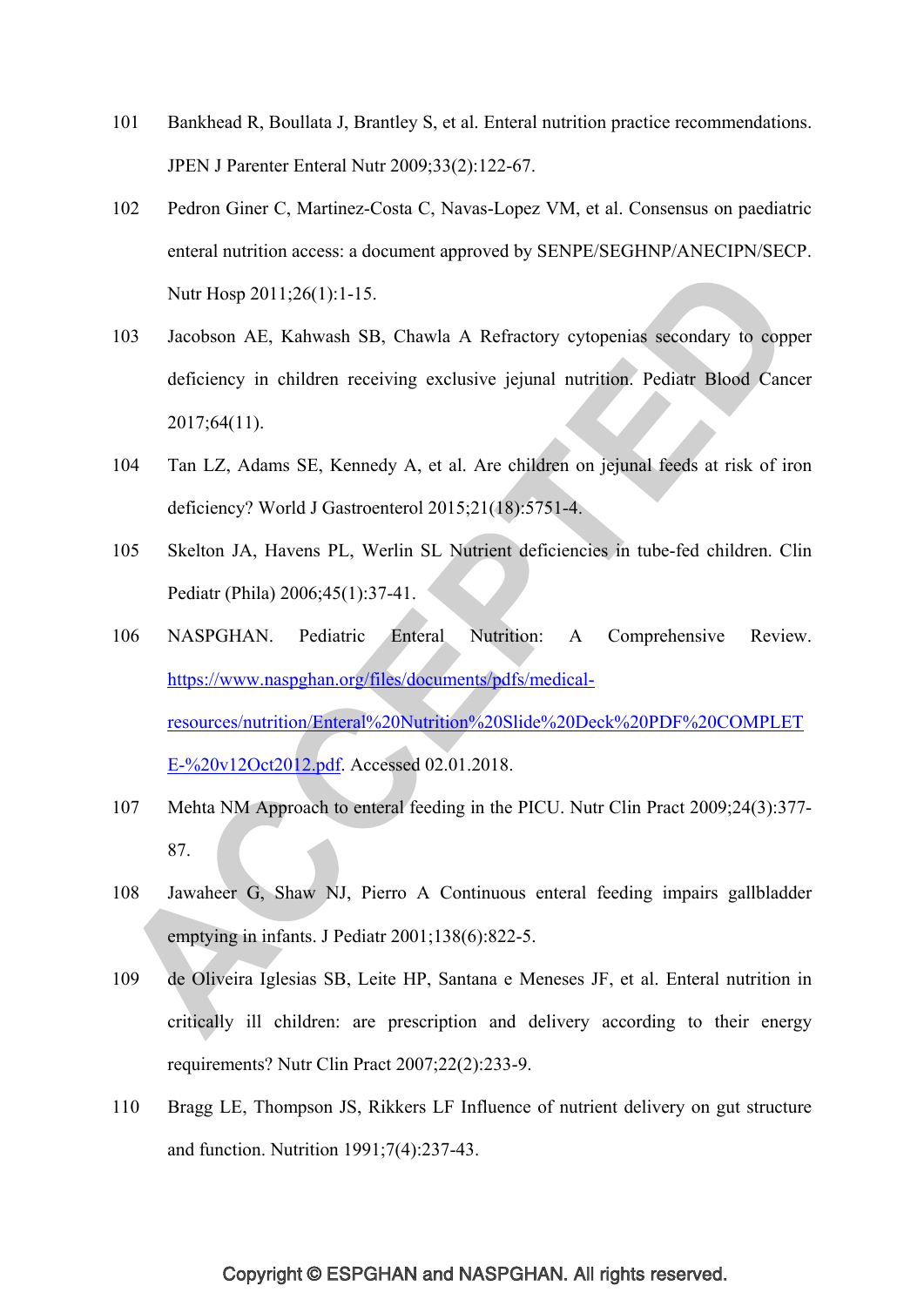101 Bankhead R, Boullata J, Brantley S, et al. Enteral nutrition practice recommendations. JPEN J Parenter Enteral Nutr 2009;33(2):122-67.

102 Pedron Giner C, Martinez-Costa C, Navas-Lopez VM, et al. Consensus on paediatric enteral nutrition access: a document approved by SENPE/SEGHNP/ANECIPN/SECP. Nutr Hosp 2011;26(1):1-15.

103 Jacobson AE, Kahwash SB, Chawla A Refractory cytopenias secondary to copper deficiency in children receiving exclusive jejunal nutrition. Pediatr Blood Cancer 2017;64(11).

104 Tan LZ, Adams SE, Kennedy A, et al. Are children on jejunal feeds at risk of iron deficiency? World J Gastroenterol 2015;21(18):5751-4.

105 Skelton JA, Havens PL, Werlin SL Nutrient deficiencies in tube-fed children. Clin Pediatr (Phila) 2006;45(1):37-41.

106 NASPGHAN. Pediatric Enteral Nutrition: A Comprehensive Review. https://www.naspghan.org/files/documents/pdfs/medical-resources/nutrition/Enteral%20Nutrition%20Slide%20Deck%20PDF%20COMPLETE-%20v12Oct2012.pdf. Accessed 02.01.2018.

107 Mehta NM Approach to enteral feeding in the PICU. Nutr Clin Pract 2009;24(3):377-87.

108 Jawaheer G, Shaw NJ, Pierro A Continuous enteral feeding impairs gallbladder emptying in infants. J Pediatr 2001;138(6):822-5.

109 de Oliveira Iglesias SB, Leite HP, Santana e Meneses JF, et al. Enteral nutrition in critically ill children: are prescription and delivery according to their energy requirements? Nutr Clin Pract 2007;22(2):233-9.

110 Bragg LE, Thompson JS, Rikkers LF Influence of nutrient delivery on gut structure and function. Nutrition 1991;7(4):237-43.

Copyright © ESPGHAN and NASPGHAN. All rights reserved.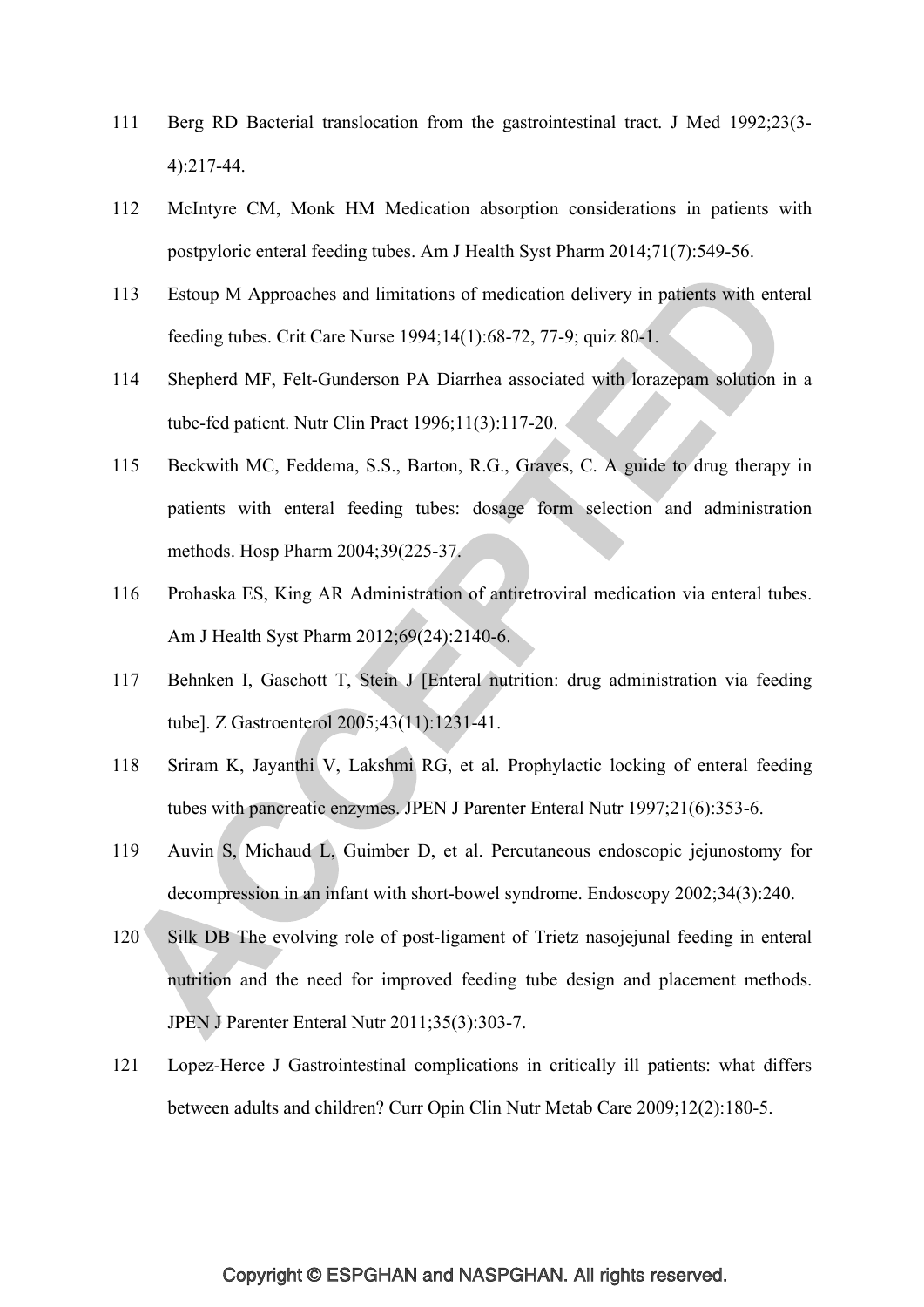111 Berg RD Bacterial translocation from the gastrointestinal tract. J Med 1992;23(3-4):217-44.

112 McIntyre CM, Monk HM Medication absorption considerations in patients with postpyloric enteral feeding tubes. Am J Health Syst Pharm 2014;71(7):549-56.

113 Estoup M Approaches and limitations of medication delivery in patients with enteral feeding tubes. Crit Care Nurse 1994;14(1):68-72, 77-9; quiz 80-1.

114 Shepherd MF, Felt-Gunderson PA Diarrhea associated with lorazepam solution in a tube-fed patient. Nutr Clin Pract 1996;11(3):117-20.

115 Beckwith MC, Feddema, S.S., Barton, R.G., Graves, C. A guide to drug therapy in patients with enteral feeding tubes: dosage form selection and administration methods. Hosp Pharm 2004;39(225-37.

116 Prohaska ES, King AR Administration of antiretroviral medication via enteral tubes. Am J Health Syst Pharm 2012;69(24):2140-6.

117 Behnken I, Gaschott T, Stein J [Enteral nutrition: drug administration via feeding tube]. Z Gastroenterol 2005;43(11):1231-41.

118 Sriram K, Jayanthi V, Lakshmi RG, et al. Prophylactic locking of enteral feeding tubes with pancreatic enzymes. JPEN J Parenter Enteral Nutr 1997;21(6):353-6.

119 Auvin S, Michaud L, Guimber D, et al. Percutaneous endoscopic jejunostomy for decompression in an infant with short-bowel syndrome. Endoscopy 2002;34(3):240.

120 Silk DB The evolving role of post-ligament of Trietz nasojejunal feeding in enteral nutrition and the need for improved feeding tube design and placement methods. JPEN J Parenter Enteral Nutr 2011;35(3):303-7.

121 Lopez-Herce J Gastrointestinal complications in critically ill patients: what differs between adults and children? Curr Opin Clin Nutr Metab Care 2009;12(2):180-5.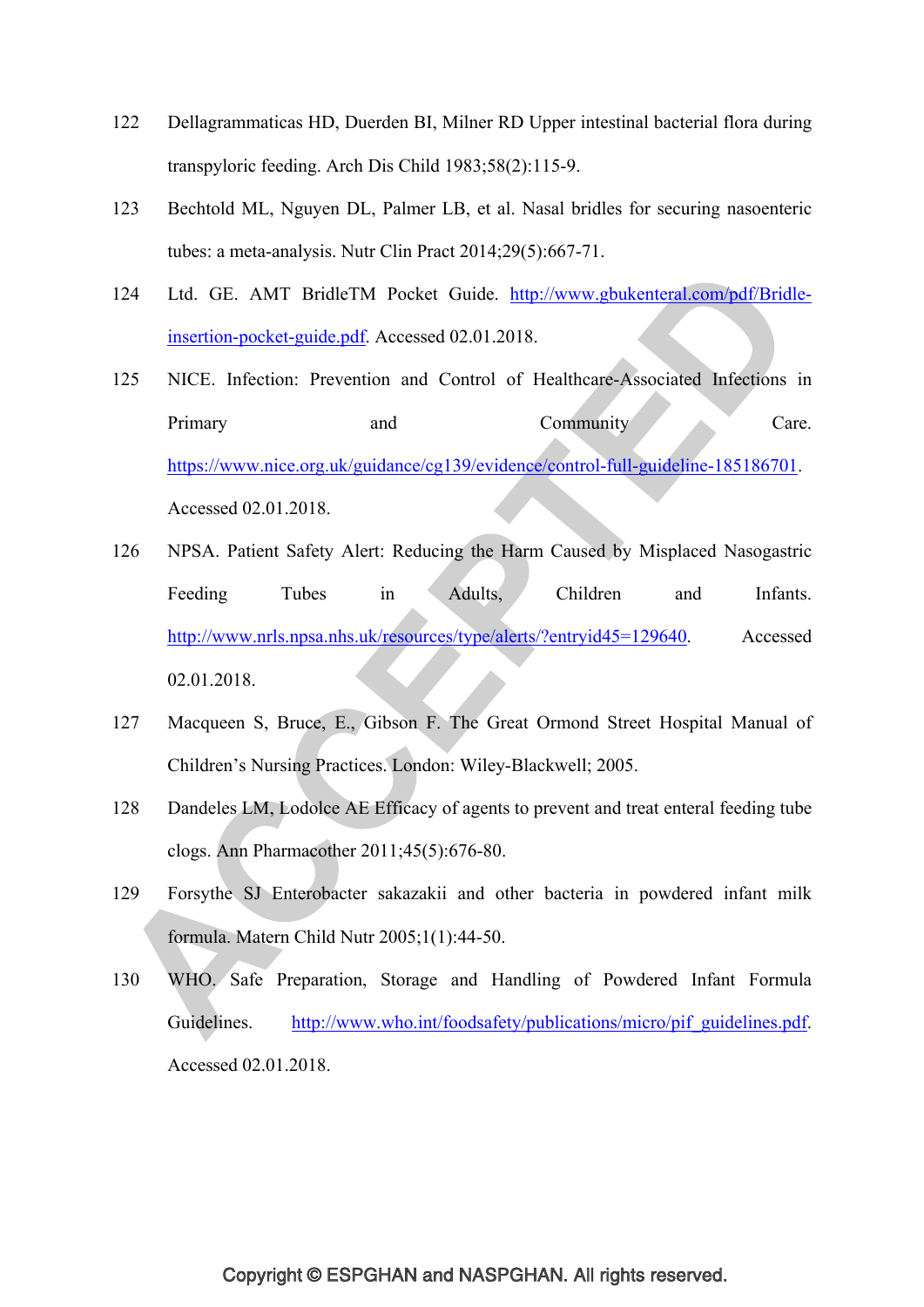122 Dellagrammaticas HD, Duerden BI, Milner RD Upper intestinal bacterial flora during transpyloric feeding. Arch Dis Child 1983;58(2):115-9.

123 Bechtold ML, Nguyen DL, Palmer LB, et al. Nasal bridles for securing nasoenteric tubes: a meta-analysis. Nutr Clin Pract 2014;29(5):667-71.

124 Ltd. GE. AMT BridleTM Pocket Guide. http://www.gbukenteral.com/pdf/Bridle-insertion-pocket-guide.pdf. Accessed 02.01.2018.

125 NICE. Infection: Prevention and Control of Healthcare-Associated Infections in Primary and Community Care. https://www.nice.org.uk/guidance/cg139/evidence/control-full-guideline-185186701. Accessed 02.01.2018.

126 NPSA. Patient Safety Alert: Reducing the Harm Caused by Misplaced Nasogastric Feeding Tubes in Adults, Children and Infants. http://www.nrls.npsa.nhs.uk/resources/type/alerts/?entryid45=129640. Accessed 02.01.2018.

127 Macqueen S, Bruce, E., Gibson F. The Great Ormond Street Hospital Manual of Children's Nursing Practices. London: Wiley-Blackwell; 2005.

128 Dandeles LM, Lodolce AE Efficacy of agents to prevent and treat enteral feeding tube clogs. Ann Pharmacother 2011;45(5):676-80.

129 Forsythe SJ Enterobacter sakazakii and other bacteria in powdered infant milk formula. Matern Child Nutr 2005;1(1):44-50.

130 WHO. Safe Preparation, Storage and Handling of Powdered Infant Formula Guidelines. http://www.who.int/foodsafety/publications/micro/pif_guidelines.pdf. Accessed 02.01.2018.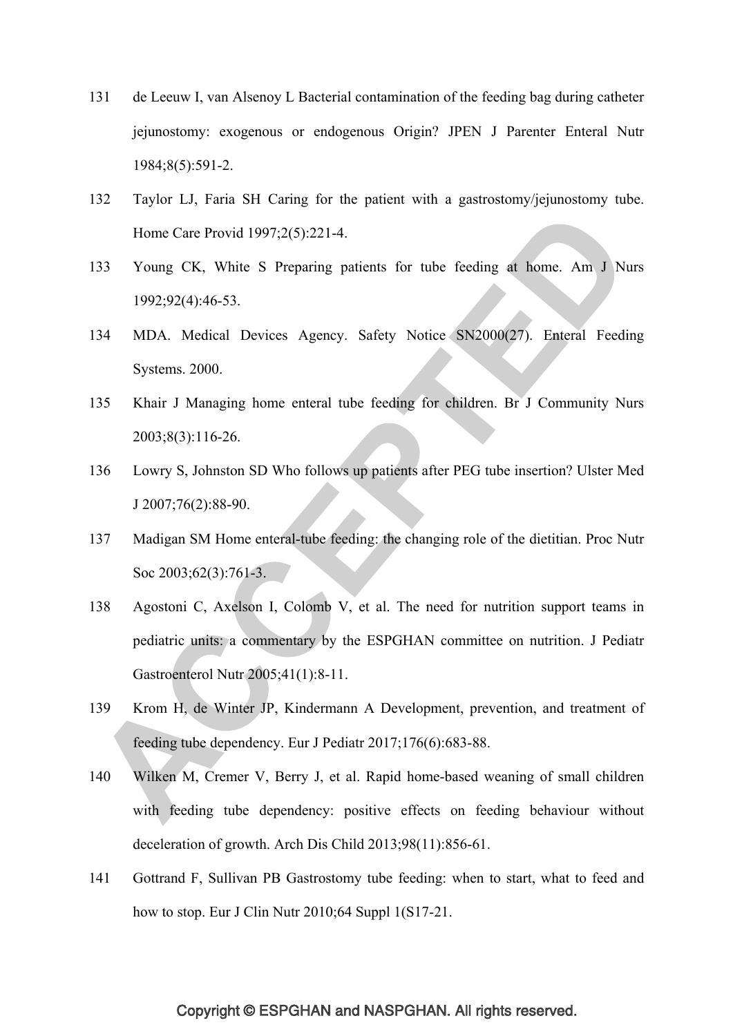131 de Leeuw I, van Alsenoy L Bacterial contamination of the feeding bag during catheter jejunostomy: exogenous or endogenous Origin? JPEN J Parenter Enteral Nutr 1984;8(5):591-2.

132 Taylor LJ, Faria SH Caring for the patient with a gastrostomy/jejunostomy tube. Home Care Provid 1997;2(5):221-4.

133 Young CK, White S Preparing patients for tube feeding at home. Am J Nurs 1992;92(4):46-53.

134 MDA. Medical Devices Agency. Safety Notice SN2000(27). Enteral Feeding Systems. 2000.

135 Khair J Managing home enteral tube feeding for children. Br J Community Nurs 2003;8(3):116-26.

136 Lowry S, Johnston SD Who follows up patients after PEG tube insertion? Ulster Med J 2007;76(2):88-90.

137 Madigan SM Home enteral-tube feeding: the changing role of the dietitian. Proc Nutr Soc 2003;62(3):761-3.

138 Agostoni C, Axelson I, Colomb V, et al. The need for nutrition support teams in pediatric units: a commentary by the ESPGHAN committee on nutrition. J Pediatr Gastroenterol Nutr 2005;41(1):8-11.

139 Krom H, de Winter JP, Kindermann A Development, prevention, and treatment of feeding tube dependency. Eur J Pediatr 2017;176(6):683-88.

140 Wilken M, Cremer V, Berry J, et al. Rapid home-based weaning of small children with feeding tube dependency: positive effects on feeding behaviour without deceleration of growth. Arch Dis Child 2013;98(11):856-61.

141 Gottrand F, Sullivan PB Gastrostomy tube feeding: when to start, what to feed and how to stop. Eur J Clin Nutr 2010;64 Suppl 1(S17-21.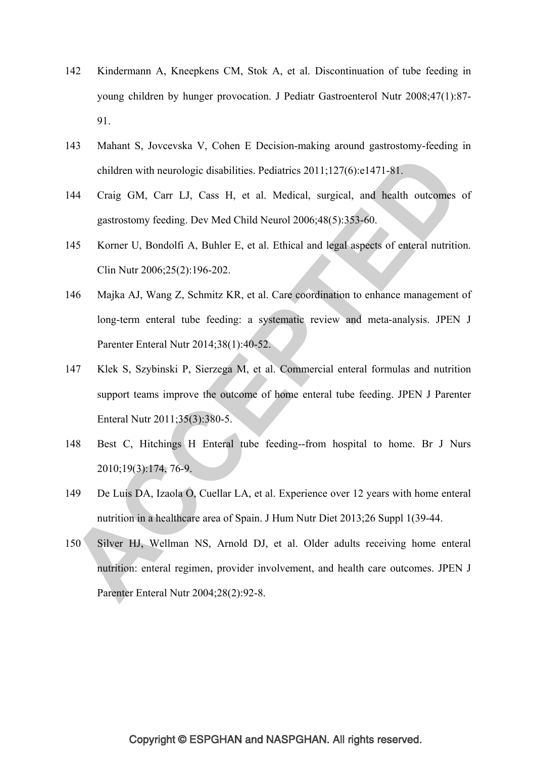142 Kindermann A, Kneepkens CM, Stok A, et al. Discontinuation of tube feeding in young children by hunger provocation. J Pediatr Gastroenterol Nutr 2008;47(1):87-91.

143 Mahant S, Jovcevska V, Cohen E Decision-making around gastrostomy-feeding in children with neurologic disabilities. Pediatrics 2011;127(6):e1471-81.

144 Craig GM, Carr LJ, Cass H, et al. Medical, surgical, and health outcomes of gastrostomy feeding. Dev Med Child Neurol 2006;48(5):353-60.

145 Korner U, Bondolfi A, Buhler E, et al. Ethical and legal aspects of enteral nutrition. Clin Nutr 2006;25(2):196-202.

146 Majka AJ, Wang Z, Schmitz KR, et al. Care coordination to enhance management of long-term enteral tube feeding: a systematic review and meta-analysis. JPEN J Parenter Enteral Nutr 2014;38(1):40-52.

147 Klek S, Szybinski P, Sierzega M, et al. Commercial enteral formulas and nutrition support teams improve the outcome of home enteral tube feeding. JPEN J Parenter Enteral Nutr 2011;35(3):380-5.

148 Best C, Hitchings H Enteral tube feeding--from hospital to home. Br J Nurs 2010;19(3):174, 76-9.

149 De Luis DA, Izaola O, Cuellar LA, et al. Experience over 12 years with home enteral nutrition in a healthcare area of Spain. J Hum Nutr Diet 2013;26 Suppl 1(39-44.

150 Silver HJ, Wellman NS, Arnold DJ, et al. Older adults receiving home enteral nutrition: enteral regimen, provider involvement, and health care outcomes. JPEN J Parenter Enteral Nutr 2004;28(2):92-8.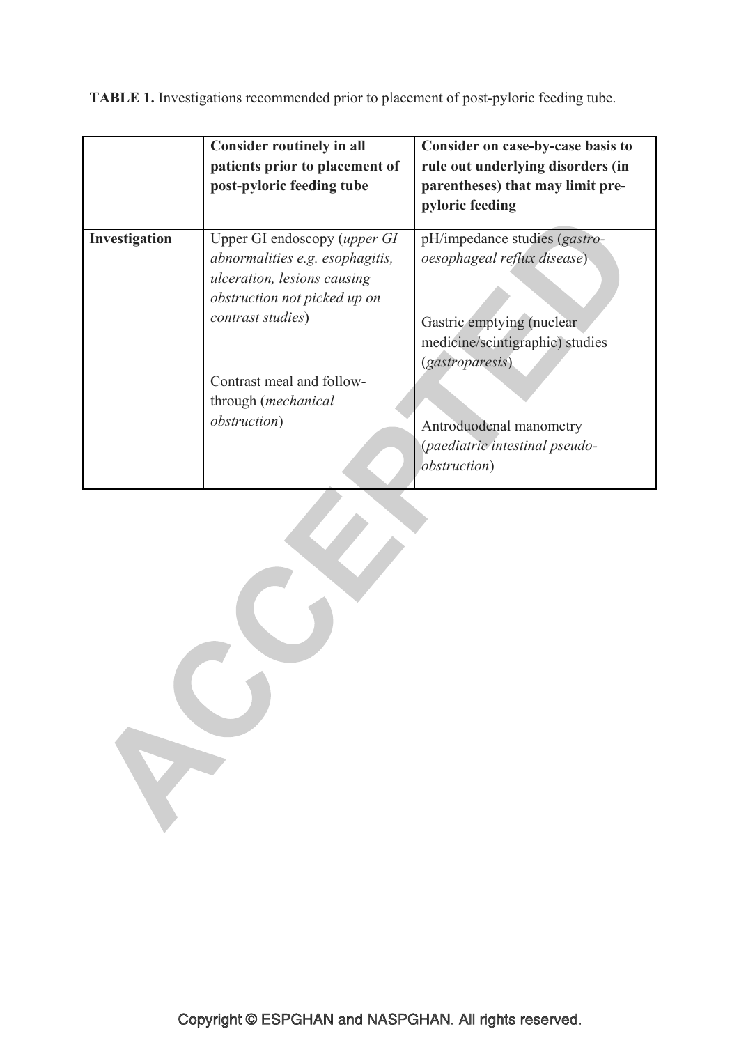**TABLE 1.** Investigations recommended prior to placement of post-pyloric feeding tube.

| | **Consider routinely in all patients prior to placement of post-pyloric feeding tube** | **Consider on case-by-case basis to rule out underlying disorders (in parentheses) that may limit pre-pyloric feeding** |
|---|---|---|
| **Investigation** | Upper GI endoscopy (*upper GI abnormalities e.g. esophagitis, ulceration, lesions causing obstruction not picked up on contrast studies*)<br><br>Contrast meal and follow-through (*mechanical obstruction*) | pH/impedance studies (*gastro-oesophageal reflux disease*)<br><br>Gastric emptying (nuclear medicine/scintigraphic) studies (*gastroparesis*)<br><br>Antroduodenal manometry (*paediatric intestinal pseudo-obstruction*) |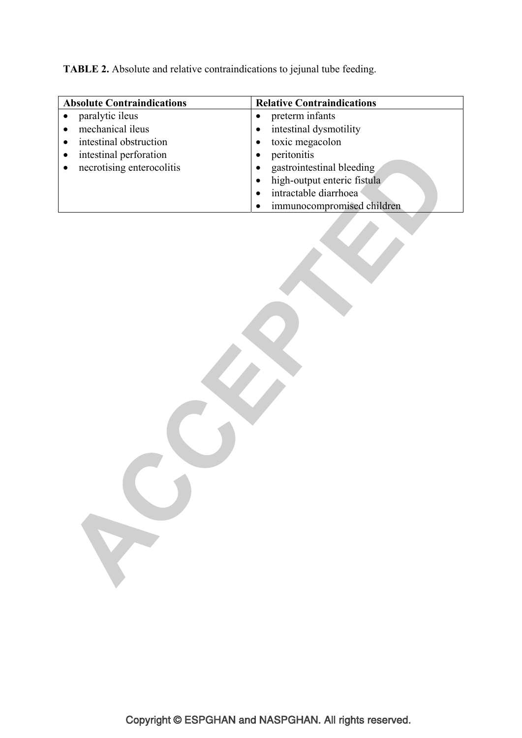**TABLE 2.** Absolute and relative contraindications to jejunal tube feeding.

| Absolute Contraindications | Relative Contraindications |
| --- | --- |
| • paralytic ileus<br>• mechanical ileus<br>• intestinal obstruction<br>• intestinal perforation<br>• necrotising enterocolitis | • preterm infants<br>• intestinal dysmotility<br>• toxic megacolon<br>• peritonitis<br>• gastrointestinal bleeding<br>• high-output enteric fistula<br>• intractable diarrhoea<br>• immunocompromised children |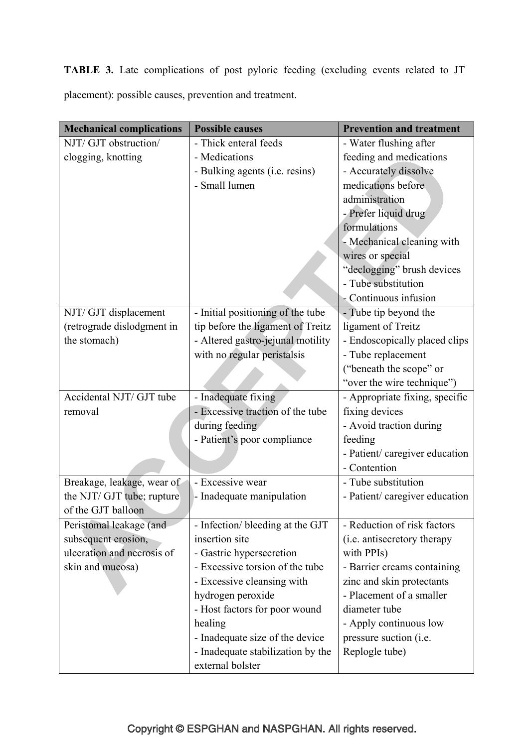**TABLE 3.** Late complications of post pyloric feeding (excluding events related to JT placement): possible causes, prevention and treatment.

| Mechanical complications | Possible causes | Prevention and treatment |
|---|---|---|
| NJT/ GJT obstruction/ clogging, knotting | - Thick enteral feeds<br>- Medications<br>- Bulking agents (i.e. resins)<br>- Small lumen | - Water flushing after feeding and medications<br>- Accurately dissolve medications before administration<br>- Prefer liquid drug formulations<br>- Mechanical cleaning with wires or special "declogging" brush devices<br>- Tube substitution<br>- Continuous infusion |
| NJT/ GJT displacement (retrograde dislodgment in the stomach) | - Initial positioning of the tube tip before the ligament of Treitz<br>- Altered gastro-jejunal motility with no regular peristalsis | - Tube tip beyond the ligament of Treitz<br>- Endoscopically placed clips<br>- Tube replacement ("beneath the scope" or "over the wire technique") |
| Accidental NJT/ GJT tube removal | - Inadequate fixing<br>- Excessive traction of the tube during feeding<br>- Patient's poor compliance | - Appropriate fixing, specific fixing devices<br>- Avoid traction during feeding<br>- Patient/ caregiver education<br>- Contention |
| Breakage, leakage, wear of the NJT/ GJT tube; rupture of the GJT balloon | - Excessive wear<br>- Inadequate manipulation | - Tube substitution<br>- Patient/ caregiver education |
| Peristomal leakage (and subsequent erosion, ulceration and necrosis of skin and mucosa) | - Infection/ bleeding at the GJT insertion site<br>- Gastric hypersecretion<br>- Excessive torsion of the tube<br>- Excessive cleansing with hydrogen peroxide<br>- Host factors for poor wound healing<br>- Inadequate size of the device<br>- Inadequate stabilization by the external bolster | - Reduction of risk factors (i.e. antisecretory therapy with PPIs)<br>- Barrier creams containing zinc and skin protectants<br>- Placement of a smaller diameter tube<br>- Apply continuous low pressure suction (i.e. Replogle tube) |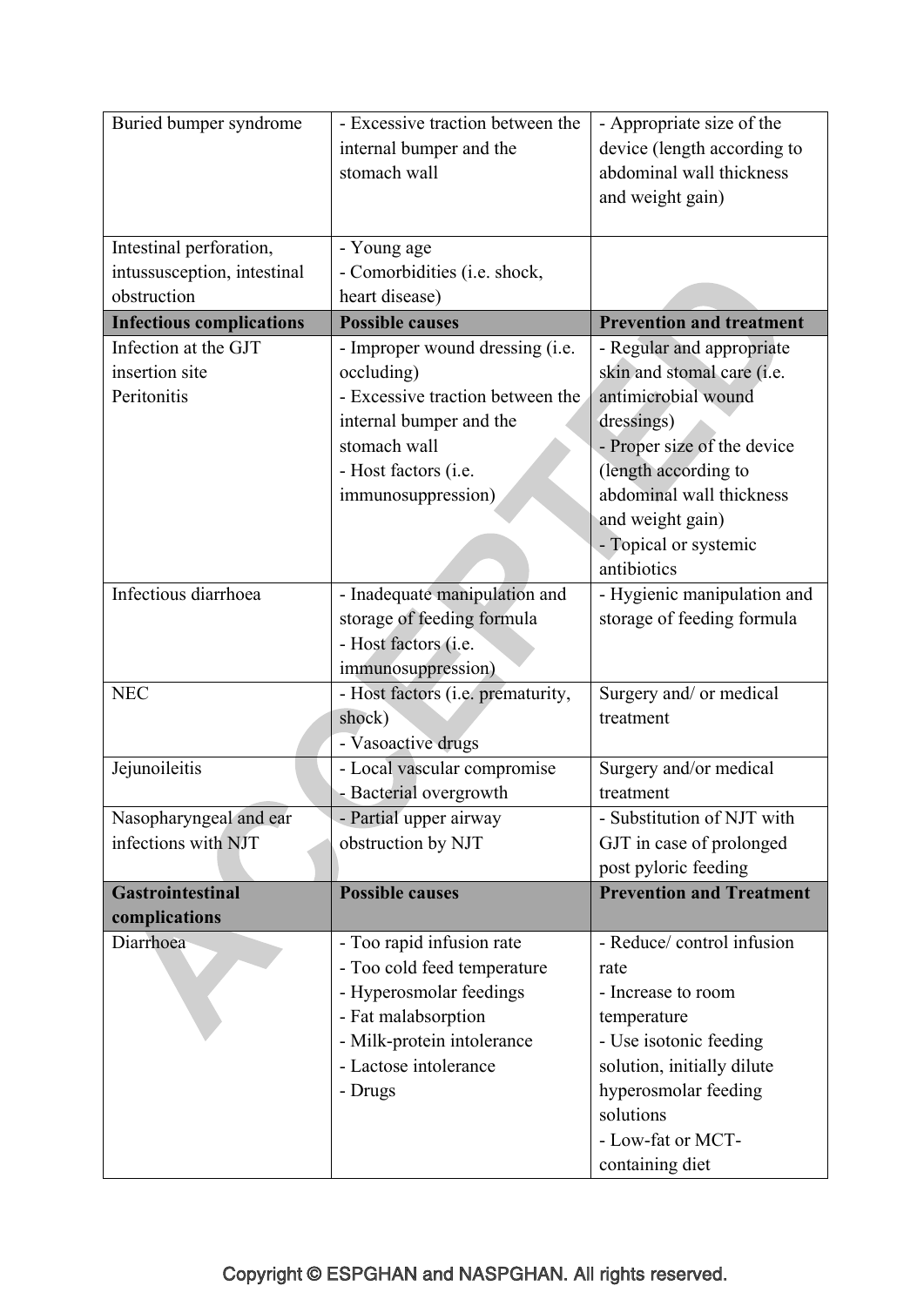| Buried bumper syndrome | - Excessive traction between the internal bumper and the stomach wall | - Appropriate size of the device (length according to abdominal wall thickness and weight gain) |
|---|---|---|
| Intestinal perforation, intussusception, intestinal obstruction | - Young age<br>- Comorbidities (i.e. shock, heart disease) | |
| **Infectious complications** | **Possible causes** | **Prevention and treatment** |
| Infection at the GJT insertion site<br>Peritonitis | - Improper wound dressing (i.e. occluding)<br>- Excessive traction between the internal bumper and the stomach wall<br>- Host factors (i.e. immunosuppression) | - Regular and appropriate skin and stomal care (i.e. antimicrobial wound dressings)<br>- Proper size of the device (length according to abdominal wall thickness and weight gain)<br>- Topical or systemic antibiotics |
| Infectious diarrhoea | - Inadequate manipulation and storage of feeding formula<br>- Host factors (i.e. immunosuppression) | - Hygienic manipulation and storage of feeding formula |
| NEC | - Host factors (i.e. prematurity, shock)<br>- Vasoactive drugs | Surgery and/ or medical treatment |
| Jejunoileitis | - Local vascular compromise<br>- Bacterial overgrowth | Surgery and/or medical treatment |
| Nasopharyngeal and ear infections with NJT | - Partial upper airway obstruction by NJT | - Substitution of NJT with GJT in case of prolonged post pyloric feeding |
| **Gastrointestinal complications** | **Possible causes** | **Prevention and Treatment** |
| Diarrhoea | - Too rapid infusion rate<br>- Too cold feed temperature<br>- Hyperosmolar feedings<br>- Fat malabsorption<br>- Milk-protein intolerance<br>- Lactose intolerance<br>- Drugs | - Reduce/ control infusion rate<br>- Increase to room temperature<br>- Use isotonic feeding solution, initially dilute hyperosmolar feeding solutions<br>- Low-fat or MCT-containing diet |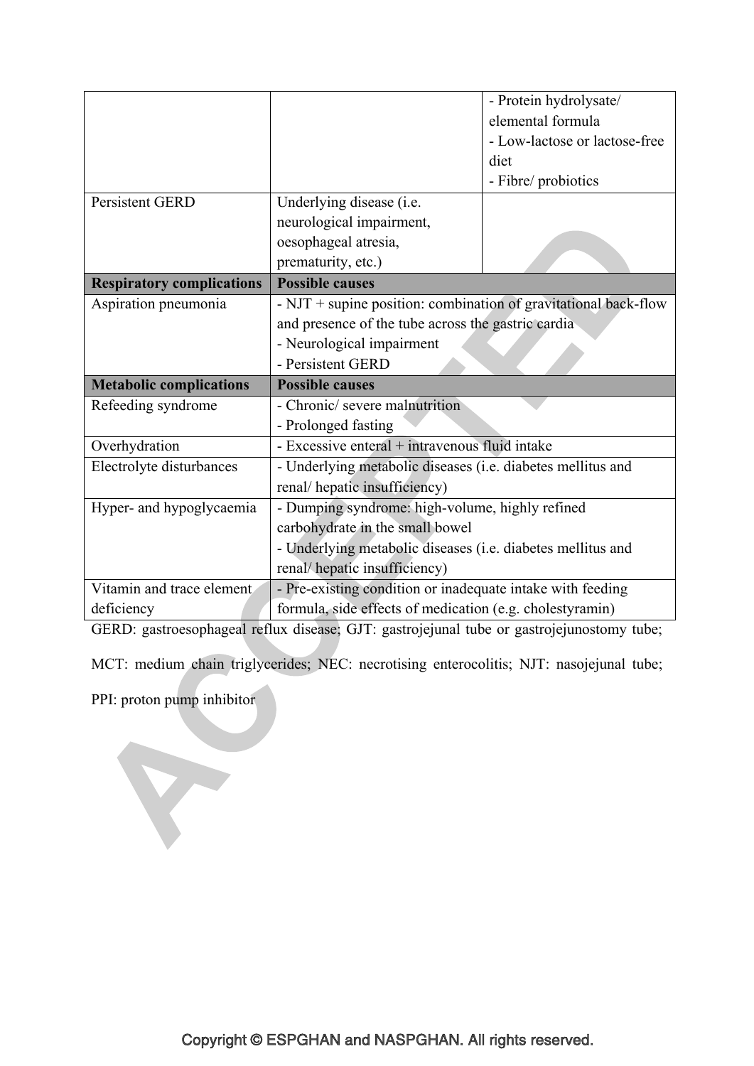| | | - Protein hydrolysate/ elemental formula<br>- Low-lactose or lactose-free diet<br>- Fibre/ probiotics |
|---|---|---|
| Persistent GERD | Underlying disease (i.e. neurological impairment, oesophageal atresia, prematurity, etc.) | |
| **Respiratory complications** | **Possible causes** | |
| Aspiration pneumonia | - NJT + supine position: combination of gravitational back-flow and presence of the tube across the gastric cardia<br>- Neurological impairment<br>- Persistent GERD | |
| **Metabolic complications** | **Possible causes** | |
| Refeeding syndrome | - Chronic/ severe malnutrition<br>- Prolonged fasting | |
| Overhydration | - Excessive enteral + intravenous fluid intake | |
| Electrolyte disturbances | - Underlying metabolic diseases (i.e. diabetes mellitus and renal/ hepatic insufficiency) | |
| Hyper- and hypoglycaemia | - Dumping syndrome: high-volume, highly refined carbohydrate in the small bowel<br>- Underlying metabolic diseases (i.e. diabetes mellitus and renal/ hepatic insufficiency) | |
| Vitamin and trace element deficiency | - Pre-existing condition or inadequate intake with feeding formula, side effects of medication (e.g. cholestyramin) | |

GERD: gastroesophageal reflux disease; GJT: gastrojejunal tube or gastrojejunostomy tube; MCT: medium chain triglycerides; NEC: necrotising enterocolitis; NJT: nasojejunal tube; PPI: proton pump inhibitor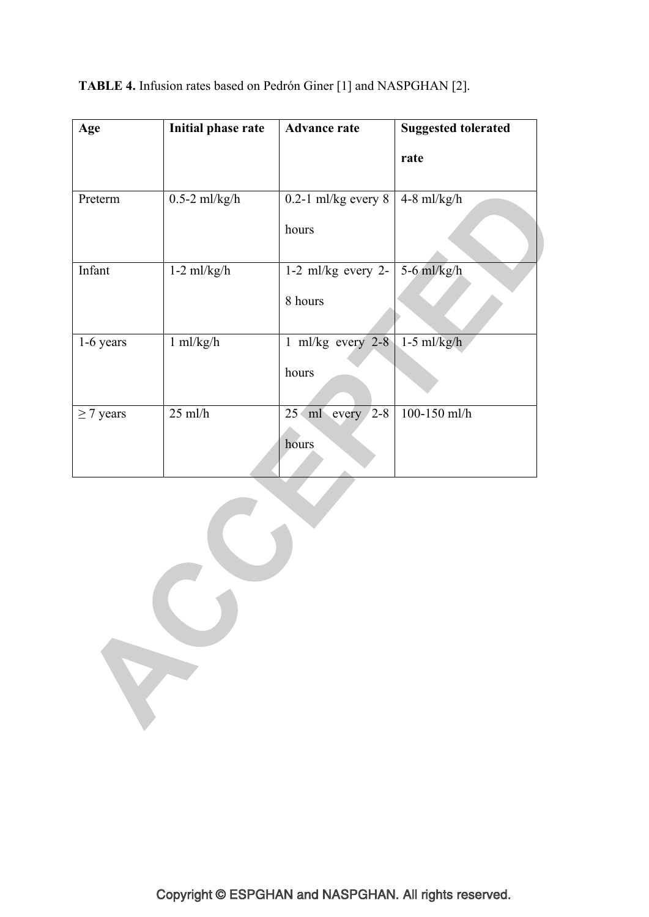**TABLE 4.** Infusion rates based on Pedrón Giner [1] and NASPGHAN [2].

| Age | Initial phase rate | Advance rate | Suggested tolerated rate |
|---|---|---|---|
| Preterm | 0.5-2 ml/kg/h | 0.2-1 ml/kg every 8 hours | 4-8 ml/kg/h |
| Infant | 1-2 ml/kg/h | 1-2 ml/kg every 2-8 hours | 5-6 ml/kg/h |
| 1-6 years | 1 ml/kg/h | 1 ml/kg every 2-8 hours | 1-5 ml/kg/h |
| ≥ 7 years | 25 ml/h | 25 ml every 2-8 hours | 100-150 ml/h |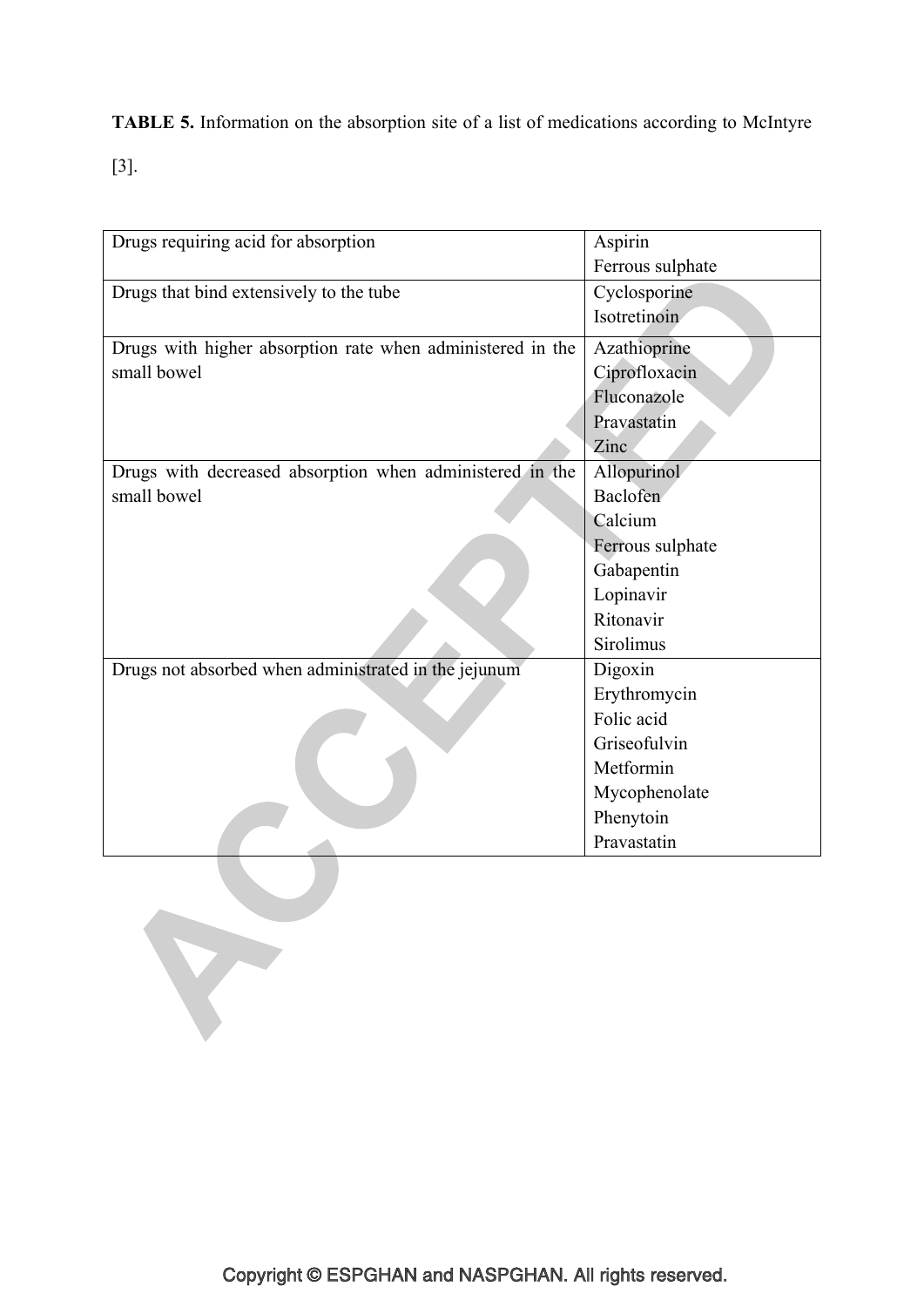**TABLE 5.** Information on the absorption site of a list of medications according to McIntyre [3].

| | |
|---|---|
| Drugs requiring acid for absorption | Aspirin<br>Ferrous sulphate |
| Drugs that bind extensively to the tube | Cyclosporine<br>Isotretinoin |
| Drugs with higher absorption rate when administered in the small bowel | Azathioprine<br>Ciprofloxacin<br>Fluconazole<br>Pravastatin<br>Zinc |
| Drugs with decreased absorption when administered in the small bowel | Allopurinol<br>Baclofen<br>Calcium<br>Ferrous sulphate<br>Gabapentin<br>Lopinavir<br>Ritonavir<br>Sirolimus |
| Drugs not absorbed when administrated in the jejunum | Digoxin<br>Erythromycin<br>Folic acid<br>Griseofulvin<br>Metformin<br>Mycophenolate<br>Phenytoin<br>Pravastatin |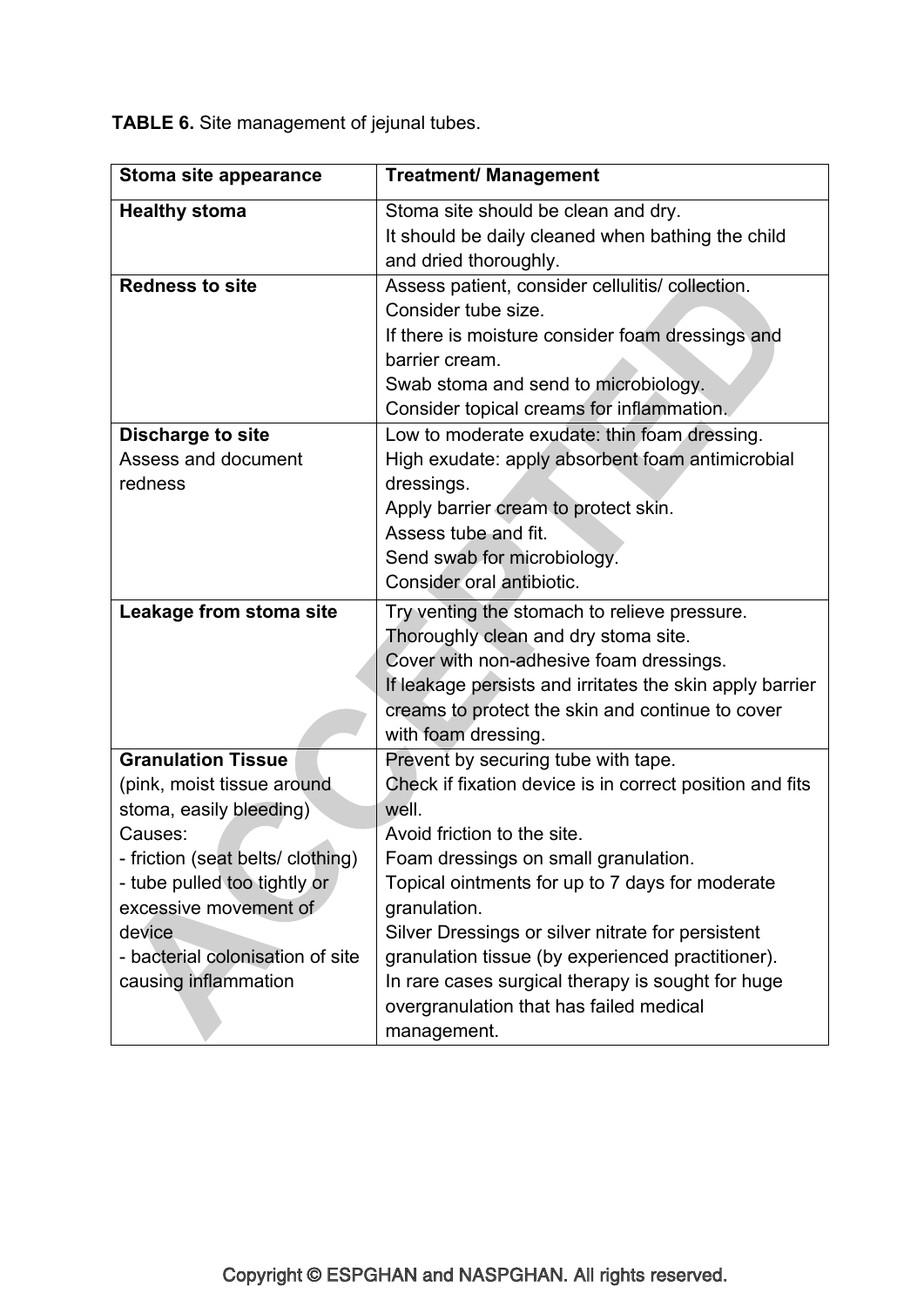**TABLE 6.** Site management of jejunal tubes.

| Stoma site appearance | Treatment/ Management |
|---|---|
| **Healthy stoma** | Stoma site should be clean and dry.<br>It should be daily cleaned when bathing the child and dried thoroughly. |
| **Redness to site** | Assess patient, consider cellulitis/ collection.<br>Consider tube size.<br>If there is moisture consider foam dressings and barrier cream.<br>Swab stoma and send to microbiology.<br>Consider topical creams for inflammation. |
| **Discharge to site**<br>Assess and document redness | Low to moderate exudate: thin foam dressing.<br>High exudate: apply absorbent foam antimicrobial dressings.<br>Apply barrier cream to protect skin.<br>Assess tube and fit.<br>Send swab for microbiology.<br>Consider oral antibiotic. |
| **Leakage from stoma site** | Try venting the stomach to relieve pressure.<br>Thoroughly clean and dry stoma site.<br>Cover with non-adhesive foam dressings.<br>If leakage persists and irritates the skin apply barrier creams to protect the skin and continue to cover with foam dressing. |
| **Granulation Tissue**<br>(pink, moist tissue around stoma, easily bleeding)<br>Causes:<br>- friction (seat belts/ clothing)<br>- tube pulled too tightly or excessive movement of device<br>- bacterial colonisation of site causing inflammation | Prevent by securing tube with tape.<br>Check if fixation device is in correct position and fits well.<br>Avoid friction to the site.<br>Foam dressings on small granulation.<br>Topical ointments for up to 7 days for moderate granulation.<br>Silver Dressings or silver nitrate for persistent granulation tissue (by experienced practitioner).<br>In rare cases surgical therapy is sought for huge overgranulation that has failed medical management. |